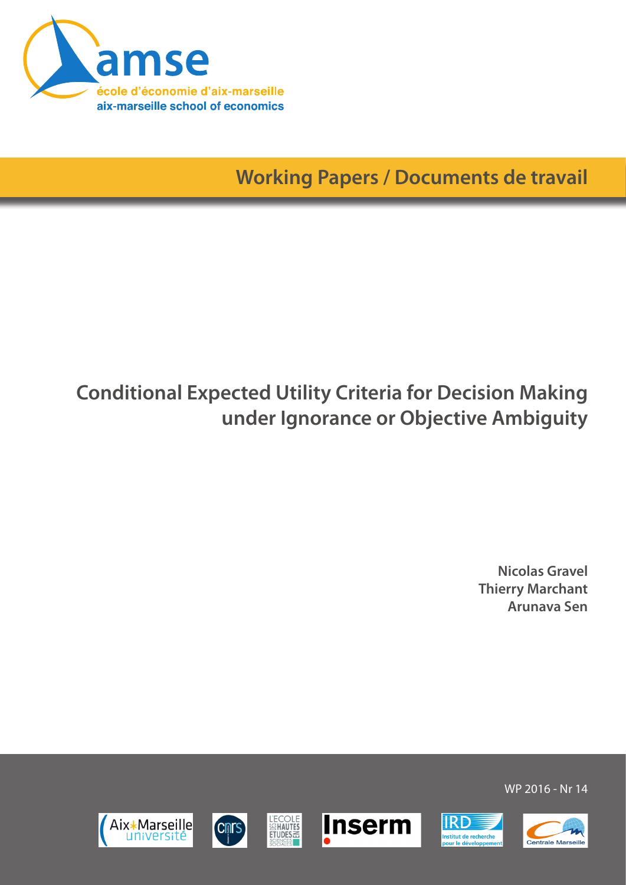amse

école d'économie d'aix-marseille

aix-marseille school of economics

Working Papers / Documents de travail

# Conditional Expected Utility Criteria for Decision Making under Ignorance or Objective Ambiguity

**Nicolas Gravel**
**Thierry Marchant**
**Arunava Sen**

WP 2016 - Nr 14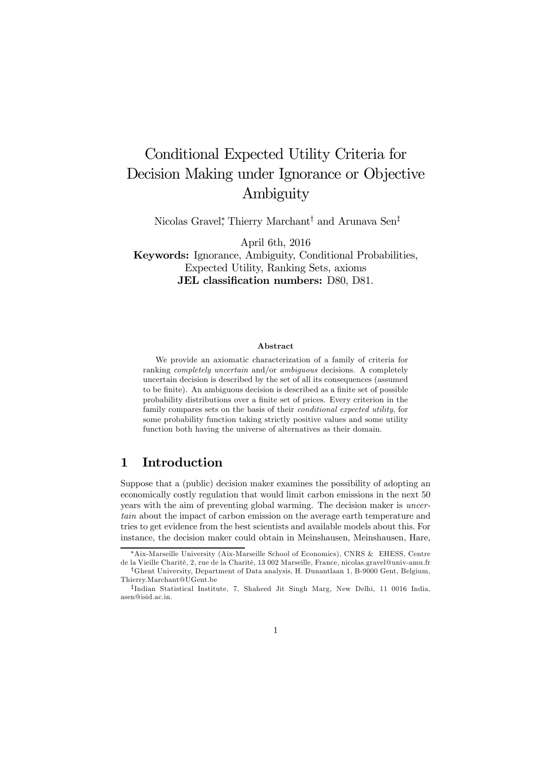# Conditional Expected Utility Criteria for Decision Making under Ignorance or Objective Ambiguity

Nicolas Gravel[*], Thierry Marchant[†] and Arunava Sen[‡]

April 6th, 2016

**Keywords:** Ignorance, Ambiguity, Conditional Probabilities, Expected Utility, Ranking Sets, axioms

**JEL classification numbers:** D80, D81.

#### Abstract

We provide an axiomatic characterization of a family of criteria for ranking *completely uncertain* and/or *ambiguous* decisions. A completely uncertain decision is described by the set of all its consequences (assumed to be finite). An ambiguous decision is described as a finite set of possible probability distributions over a finite set of prices. Every criterion in the family compares sets on the basis of their *conditional expected utility*, for some probability function taking strictly positive values and some utility function both having the universe of alternatives as their domain.

## 1 Introduction

Suppose that a (public) decision maker examines the possibility of adopting an economically costly regulation that would limit carbon emissions in the next 50 years with the aim of preventing global warming. The decision maker is *uncertain* about the impact of carbon emission on the average earth temperature and tries to get evidence from the best scientists and available models about this. For instance, the decision maker could obtain in Meinshausen, Meinshausen, Hare,

---

[*] Aix-Marseille University (Aix-Marseille School of Economics), CNRS & EHESS, Centre de la Vieille Charité, 2, rue de la Charité, 13 002 Marseille, France, nicolas.gravel@univ-amu.fr

[†] Ghent University, Department of Data analysis, H. Dunantlaan 1, B-9000 Gent, Belgium, Thierry.Marchant@UGent.be

[‡] Indian Statistical Institute, 7, Shaheed Jit Singh Marg, New Delhi, 11 0016 India, asen@isid.ac.in.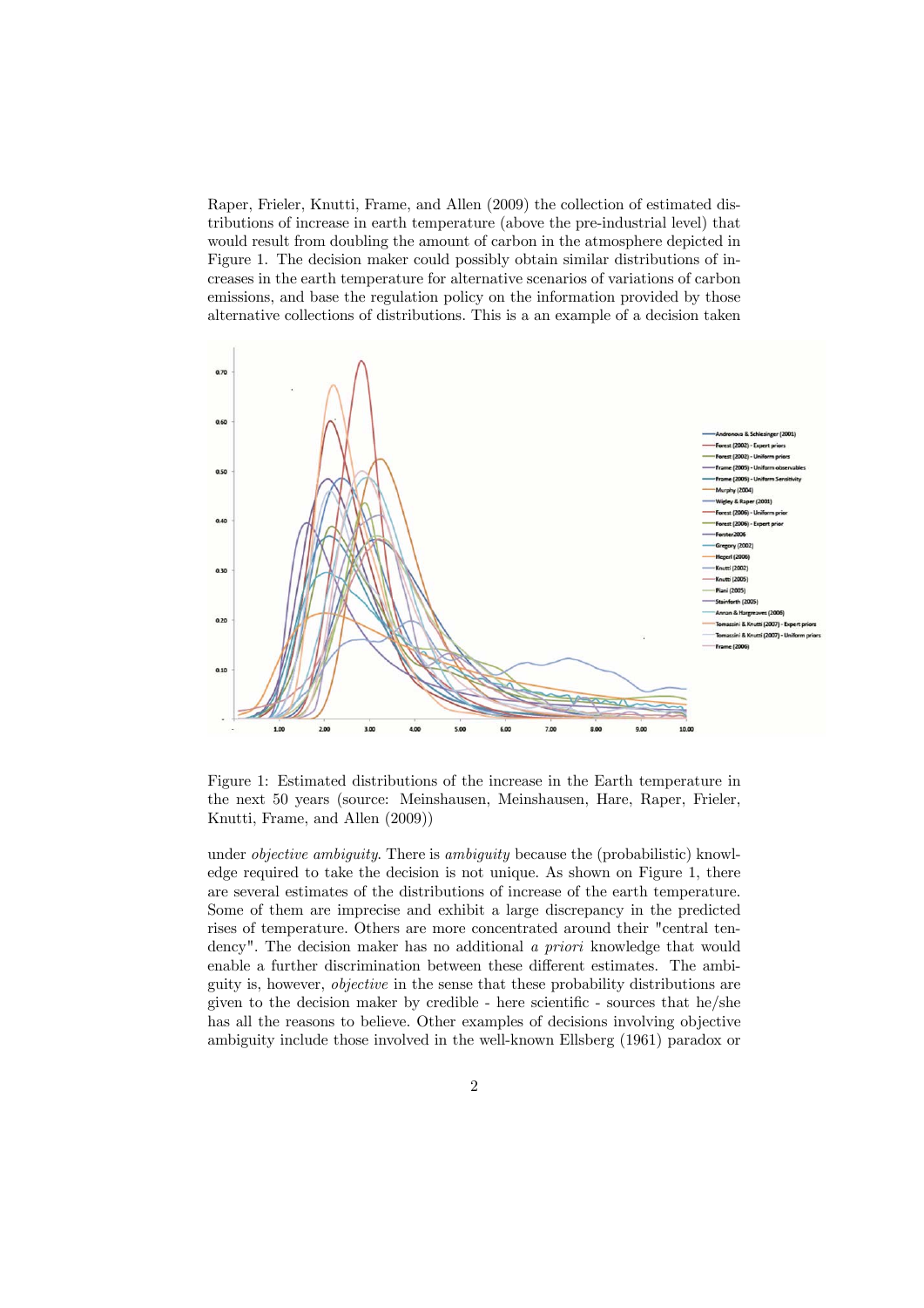Raper, Frieler, Knutti, Frame, and Allen (2009) the collection of estimated distributions of increase in earth temperature (above the pre-industrial level) that would result from doubling the amount of carbon in the atmosphere depicted in Figure 1. The decision maker could possibly obtain similar distributions of increases in the earth temperature for alternative scenarios of variations of carbon emissions, and base the regulation policy on the information provided by those alternative collections of distributions. This is a an example of a decision taken

0.70
0.60
0.50
0.40
0.30
0.20
0.10
-

- 1.00 2.00 3.00 4.00 5.00 6.00 7.00 8.00 9.00 10.00

Andronova & Schlesinger (2001)
Forest (2002) - Expert priors
Forest (2002) - Uniform priors
Frame (2005) - Uniform observables
Frame (2005) - Uniform Sensitivity
Murphy (2004)
Wigley & Raper (2001)
Forest (2006) - Uniform prior
Forest (2006) - Expert prior
Forster2006
Gregory (2002)
Hegerl (2006)
Knutti (2002)
Knutti (2005)
Piani (2005)
Stainforth (2005)
Annan & Hargreaves (2006)
Tomassini & Knutti (2007) - Expert priors
Tomassini & Knutti (2007) - Uniform priors
Frame (2006)

Figure 1: Estimated distributions of the increase in the Earth temperature in the next 50 years (source: Meinshausen, Meinshausen, Hare, Raper, Frieler, Knutti, Frame, and Allen (2009))

under *objective ambiguity*. There is *ambiguity* because the (probabilistic) knowledge required to take the decision is not unique. As shown on Figure 1, there are several estimates of the distributions of increase of the earth temperature. Some of them are imprecise and exhibit a large discrepancy in the predicted rises of temperature. Others are more concentrated around their "central tendency". The decision maker has no additional *a priori* knowledge that would enable a further discrimination between these different estimates. The ambiguity is, however, *objective* in the sense that these probability distributions are given to the decision maker by credible - here scientific - sources that he/she has all the reasons to believe. Other examples of decisions involving objective ambiguity include those involved in the well-known Ellsberg (1961) paradox or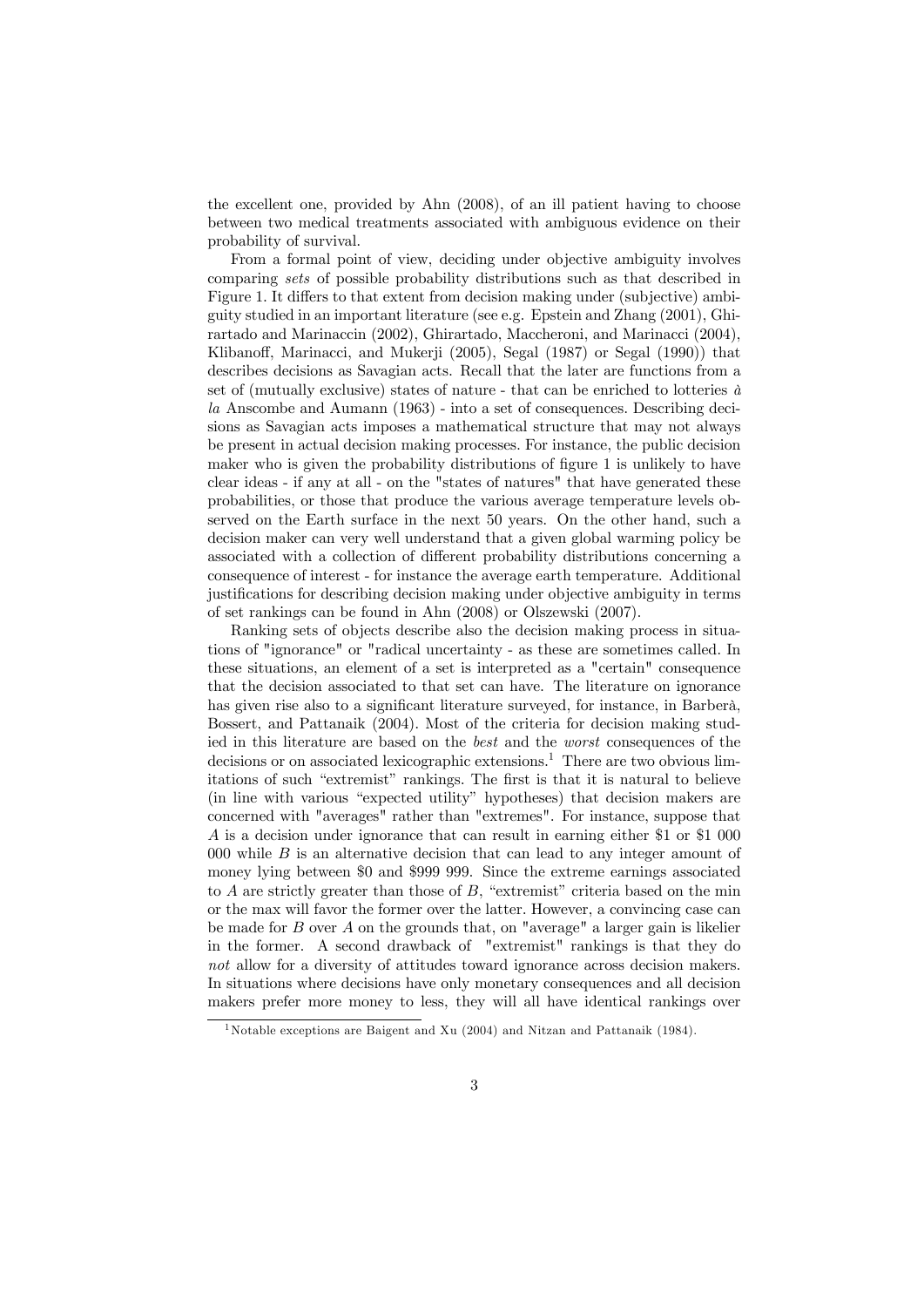the excellent one, provided by Ahn (2008), of an ill patient having to choose between two medical treatments associated with ambiguous evidence on their probability of survival.

From a formal point of view, deciding under objective ambiguity involves comparing *sets* of possible probability distributions such as that described in Figure 1. It differs to that extent from decision making under (subjective) ambiguity studied in an important literature (see e.g. Epstein and Zhang (2001), Ghirartado and Marinaccin (2002), Ghirartado, Maccheroni, and Marinacci (2004), Klibanoff, Marinacci, and Mukerji (2005), Segal (1987) or Segal (1990)) that describes decisions as Savagian acts. Recall that the later are functions from a set of (mutually exclusive) states of nature - that can be enriched to lotteries *à la* Anscombe and Aumann (1963) - into a set of consequences. Describing decisions as Savagian acts imposes a mathematical structure that may not always be present in actual decision making processes. For instance, the public decision maker who is given the probability distributions of figure 1 is unlikely to have clear ideas - if any at all - on the "states of natures" that have generated these probabilities, or those that produce the various average temperature levels observed on the Earth surface in the next 50 years. On the other hand, such a decision maker can very well understand that a given global warming policy be associated with a collection of different probability distributions concerning a consequence of interest - for instance the average earth temperature. Additional justifications for describing decision making under objective ambiguity in terms of set rankings can be found in Ahn (2008) or Olszewski (2007).

Ranking sets of objects describe also the decision making process in situations of "ignorance" or "radical uncertainty - as these are sometimes called. In these situations, an element of a set is interpreted as a "certain" consequence that the decision associated to that set can have. The literature on ignorance has given rise also to a significant literature surveyed, for instance, in Barberà, Bossert, and Pattanaik (2004). Most of the criteria for decision making studied in this literature are based on the *best* and the *worst* consequences of the decisions or on associated lexicographic extensions.[1] There are two obvious limitations of such "extremist" rankings. The first is that it is natural to believe (in line with various "expected utility" hypotheses) that decision makers are concerned with "averages" rather than "extremes". For instance, suppose that $A$ is a decision under ignorance that can result in earning either \$1 or \$1 000 000 while $B$ is an alternative decision that can lead to any integer amount of money lying between \$0 and \$999 999. Since the extreme earnings associated to $A$ are strictly greater than those of $B$, "extremist" criteria based on the min or the max will favor the former over the latter. However, a convincing case can be made for $B$ over $A$ on the grounds that, on "average" a larger gain is likelier in the former. A second drawback of "extremist" rankings is that they do *not* allow for a diversity of attitudes toward ignorance across decision makers. In situations where decisions have only monetary consequences and all decision makers prefer more money to less, they will all have identical rankings over

[1] Notable exceptions are Baigent and Xu (2004) and Nitzan and Pattanaik (1984).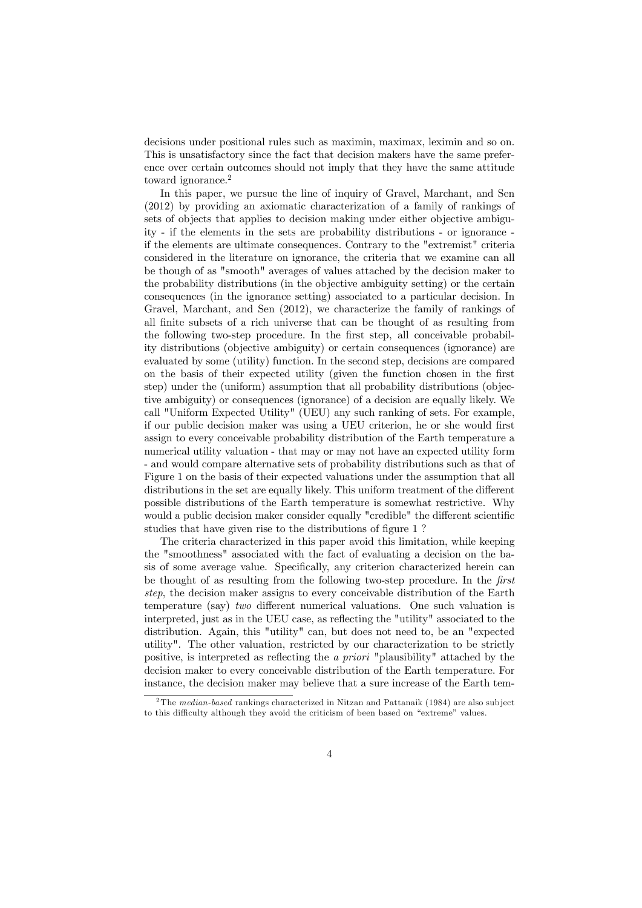decisions under positional rules such as maximin, maximax, leximin and so on. This is unsatisfactory since the fact that decision makers have the same preference over certain outcomes should not imply that they have the same attitude toward ignorance.[2]

In this paper, we pursue the line of inquiry of Gravel, Marchant, and Sen (2012) by providing an axiomatic characterization of a family of rankings of sets of objects that applies to decision making under either objective ambiguity - if the elements in the sets are probability distributions - or ignorance - if the elements are ultimate consequences. Contrary to the "extremist" criteria considered in the literature on ignorance, the criteria that we examine can all be though of as "smooth" averages of values attached by the decision maker to the probability distributions (in the objective ambiguity setting) or the certain consequences (in the ignorance setting) associated to a particular decision. In Gravel, Marchant, and Sen (2012), we characterize the family of rankings of all finite subsets of a rich universe that can be thought of as resulting from the following two-step procedure. In the first step, all conceivable probability distributions (objective ambiguity) or certain consequences (ignorance) are evaluated by some (utility) function. In the second step, decisions are compared on the basis of their expected utility (given the function chosen in the first step) under the (uniform) assumption that all probability distributions (objective ambiguity) or consequences (ignorance) of a decision are equally likely. We call "Uniform Expected Utility" (UEU) any such ranking of sets. For example, if our public decision maker was using a UEU criterion, he or she would first assign to every conceivable probability distribution of the Earth temperature a numerical utility valuation - that may or may not have an expected utility form - and would compare alternative sets of probability distributions such as that of Figure 1 on the basis of their expected valuations under the assumption that all distributions in the set are equally likely. This uniform treatment of the different possible distributions of the Earth temperature is somewhat restrictive. Why would a public decision maker consider equally "credible" the different scientific studies that have given rise to the distributions of figure 1 ?

The criteria characterized in this paper avoid this limitation, while keeping the "smoothness" associated with the fact of evaluating a decision on the basis of some average value. Specifically, any criterion characterized herein can be thought of as resulting from the following two-step procedure. In the *first step*, the decision maker assigns to every conceivable distribution of the Earth temperature (say) *two* different numerical valuations. One such valuation is interpreted, just as in the UEU case, as reflecting the "utility" associated to the distribution. Again, this "utility" can, but does not need to, be an "expected utility". The other valuation, restricted by our characterization to be strictly positive, is interpreted as reflecting the *a priori* "plausibility" attached by the decision maker to every conceivable distribution of the Earth temperature. For instance, the decision maker may believe that a sure increase of the Earth tem-

[2] The *median-based* rankings characterized in Nitzan and Pattanaik (1984) are also subject to this difficulty although they avoid the criticism of been based on "extreme" values.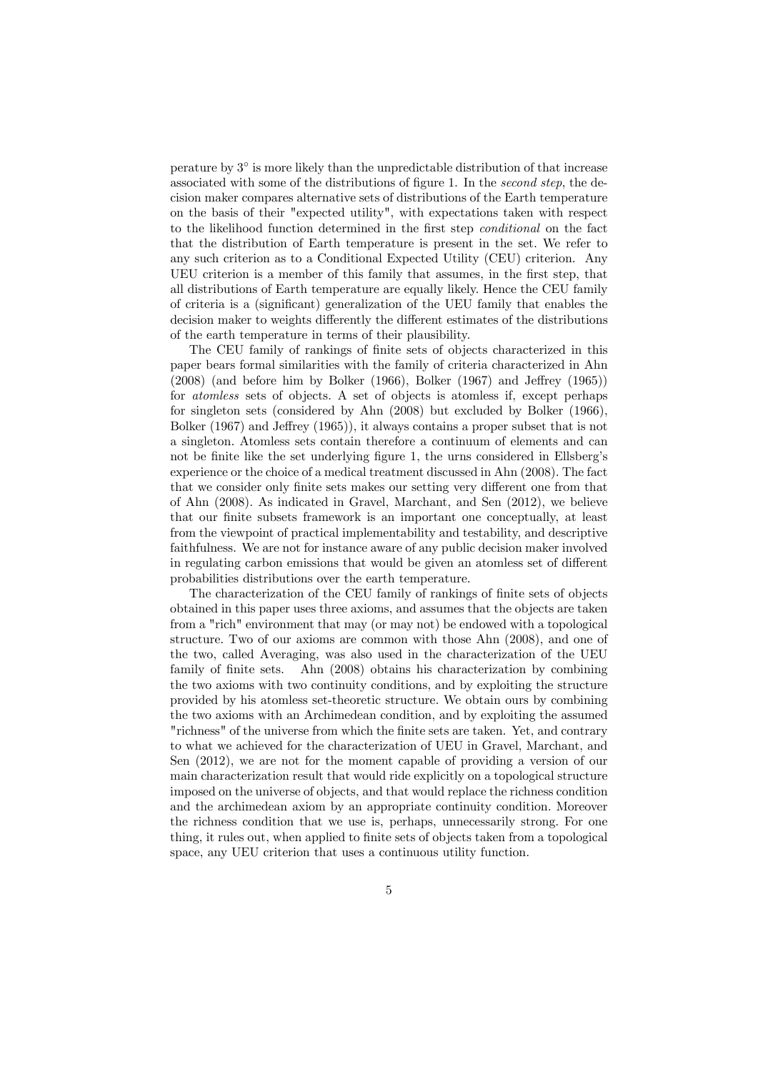perature by $3^{\circ}$ is more likely than the unpredictable distribution of that increase associated with some of the distributions of figure 1. In the *second step*, the decision maker compares alternative sets of distributions of the Earth temperature on the basis of their "expected utility", with expectations taken with respect to the likelihood function determined in the first step *conditional* on the fact that the distribution of Earth temperature is present in the set. We refer to any such criterion as to a Conditional Expected Utility (CEU) criterion. Any UEU criterion is a member of this family that assumes, in the first step, that all distributions of Earth temperature are equally likely. Hence the CEU family of criteria is a (significant) generalization of the UEU family that enables the decision maker to weights differently the different estimates of the distributions of the earth temperature in terms of their plausibility.

The CEU family of rankings of finite sets of objects characterized in this paper bears formal similarities with the family of criteria characterized in Ahn (2008) (and before him by Bolker (1966), Bolker (1967) and Jeffrey (1965)) for *atomless* sets of objects. A set of objects is atomless if, except perhaps for singleton sets (considered by Ahn (2008) but excluded by Bolker (1966), Bolker (1967) and Jeffrey (1965)), it always contains a proper subset that is not a singleton. Atomless sets contain therefore a continuum of elements and can not be finite like the set underlying figure 1, the urns considered in Ellsberg's experience or the choice of a medical treatment discussed in Ahn (2008). The fact that we consider only finite sets makes our setting very different one from that of Ahn (2008). As indicated in Gravel, Marchant, and Sen (2012), we believe that our finite subsets framework is an important one conceptually, at least from the viewpoint of practical implementability and testability, and descriptive faithfulness. We are not for instance aware of any public decision maker involved in regulating carbon emissions that would be given an atomless set of different probabilities distributions over the earth temperature.

The characterization of the CEU family of rankings of finite sets of objects obtained in this paper uses three axioms, and assumes that the objects are taken from a "rich" environment that may (or may not) be endowed with a topological structure. Two of our axioms are common with those Ahn (2008), and one of the two, called Averaging, was also used in the characterization of the UEU family of finite sets. Ahn (2008) obtains his characterization by combining the two axioms with two continuity conditions, and by exploiting the structure provided by his atomless set-theoretic structure. We obtain ours by combining the two axioms with an Archimedean condition, and by exploiting the assumed "richness" of the universe from which the finite sets are taken. Yet, and contrary to what we achieved for the characterization of UEU in Gravel, Marchant, and Sen (2012), we are not for the moment capable of providing a version of our main characterization result that would ride explicitly on a topological structure imposed on the universe of objects, and that would replace the richness condition and the archimedean axiom by an appropriate continuity condition. Moreover the richness condition that we use is, perhaps, unnecessarily strong. For one thing, it rules out, when applied to finite sets of objects taken from a topological space, any UEU criterion that uses a continuous utility function.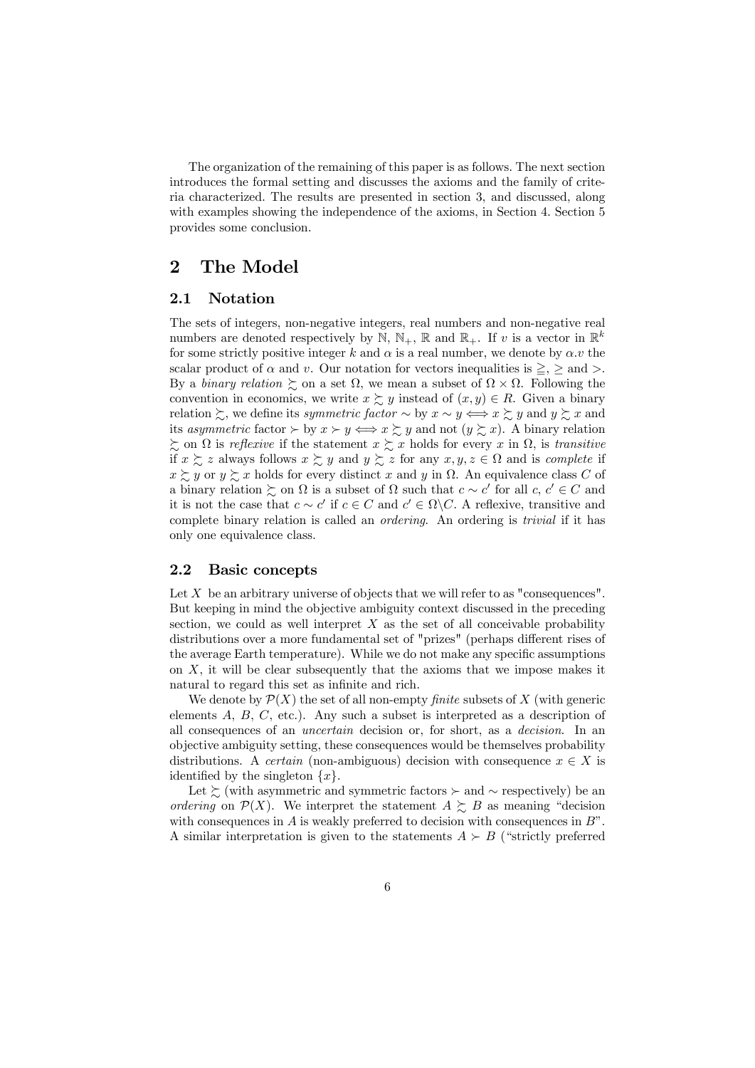The organization of the remaining of this paper is as follows. The next section introduces the formal setting and discusses the axioms and the family of criteria characterized. The results are presented in section 3, and discussed, along with examples showing the independence of the axioms, in Section 4. Section 5 provides some conclusion.

# 2 The Model

## 2.1 Notation

The sets of integers, non-negative integers, real numbers and non-negative real numbers are denoted respectively by $\mathbb{N}$, $\mathbb{N}_+$, $\mathbb{R}$ and $\mathbb{R}_+$. If $v$ is a vector in $\mathbb{R}^k$ for some strictly positive integer $k$ and $\alpha$ is a real number, we denote by $\alpha.v$ the scalar product of $\alpha$ and $v$. Our notation for vectors inequalities is $\geqq$, $\geq$ and $>$. By a *binary relation* $\succsim$ on a set $\Omega$, we mean a subset of $\Omega \times \Omega$. Following the convention in economics, we write $x \succsim y$ instead of $(x, y) \in R$. Given a binary relation $\succsim$, we define its *symmetric factor* $\sim$ by $x \sim y \Longleftrightarrow x \succsim y$ and $y \succsim x$ and its *asymmetric* factor $\succ$ by $x \succ y \Longleftrightarrow x \succsim y$ and not $(y \succsim x)$. A binary relation $\succsim$ on $\Omega$ is *reflexive* if the statement $x \succsim x$ holds for every $x$ in $\Omega$, is *transitive* if $x \succsim z$ always follows $x \succsim y$ and $y \succsim z$ for any $x, y, z \in \Omega$ and is *complete* if $x \succsim y$ or $y \succsim x$ holds for every distinct $x$ and $y$ in $\Omega$. An equivalence class $C$ of a binary relation $\succsim$ on $\Omega$ is a subset of $\Omega$ such that $c \sim c'$ for all $c$, $c' \in C$ and it is not the case that $c \sim c'$ if $c \in C$ and $c' \in \Omega \backslash C$. A reflexive, transitive and complete binary relation is called an *ordering*. An ordering is *trivial* if it has only one equivalence class.

## 2.2 Basic concepts

Let $X$ be an arbitrary universe of objects that we will refer to as "consequences". But keeping in mind the objective ambiguity context discussed in the preceding section, we could as well interpret $X$ as the set of all conceivable probability distributions over a more fundamental set of "prizes" (perhaps different rises of the average Earth temperature). While we do not make any specific assumptions on $X$, it will be clear subsequently that the axioms that we impose makes it natural to regard this set as infinite and rich.

We denote by $\mathcal{P}(X)$ the set of all non-empty *finite* subsets of $X$ (with generic elements $A$, $B$, $C$, etc.). Any such a subset is interpreted as a description of all consequences of an *uncertain* decision or, for short, as a *decision*. In an objective ambiguity setting, these consequences would be themselves probability distributions. A *certain* (non-ambiguous) decision with consequence $x \in X$ is identified by the singleton $\{x\}$.

Let $\succsim$ (with asymmetric and symmetric factors $\succ$ and $\sim$ respectively) be an *ordering* on $\mathcal{P}(X)$. We interpret the statement $A \succsim B$ as meaning "decision with consequences in $A$ is weakly preferred to decision with consequences in $B$". A similar interpretation is given to the statements $A \succ B$ ("strictly preferred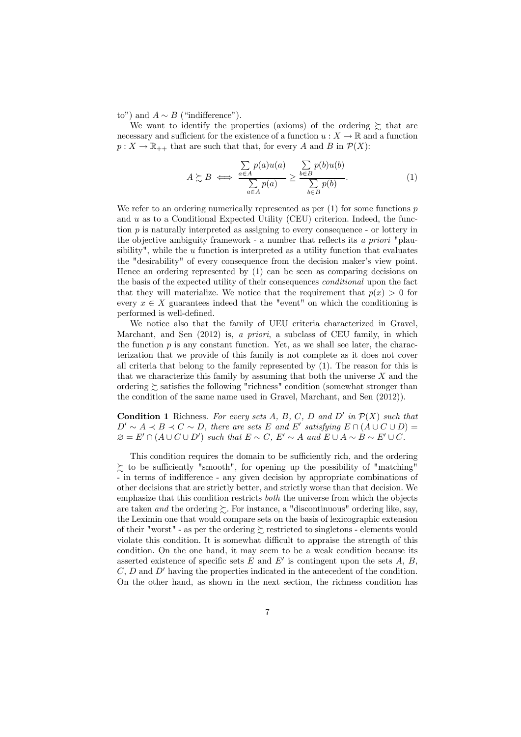to") and $A \sim B$ ("indifference").

We want to identify the properties (axioms) of the ordering $\succsim$ that are necessary and sufficient for the existence of a function $u : X \to \mathbb{R}$ and a function $p : X \to \mathbb{R}_{++}$ that are such that that, for every $A$ and $B$ in $\mathcal{P}(X)$:

$$A \succsim B \iff \frac{\sum_{a \in A} p(a)u(a)}{\sum_{a \in A} p(a)} \geq \frac{\sum_{b \in B} p(b)u(b)}{\sum_{b \in B} p(b)}. \tag{1}$$

We refer to an ordering numerically represented as per (1) for some functions $p$ and $u$ as to a Conditional Expected Utility (CEU) criterion. Indeed, the function $p$ is naturally interpreted as assigning to every consequence - or lottery in the objective ambiguity framework - a number that reflects its *a priori* "plausibility", while the $u$ function is interpreted as a utility function that evaluates the "desirability" of every consequence from the decision maker's view point. Hence an ordering represented by (1) can be seen as comparing decisions on the basis of the expected utility of their consequences *conditional* upon the fact that they will materialize. We notice that the requirement that $p(x) > 0$ for every $x \in X$ guarantees indeed that the "event" on which the conditioning is performed is well-defined.

We notice also that the family of UEU criteria characterized in Gravel, Marchant, and Sen (2012) is, *a priori*, a subclass of CEU family, in which the function $p$ is any constant function. Yet, as we shall see later, the characterization that we provide of this family is not complete as it does not cover all criteria that belong to the family represented by (1). The reason for this is that we characterize this family by assuming that both the universe $X$ and the ordering $\succsim$ satisfies the following "richness" condition (somewhat stronger than the condition of the same name used in Gravel, Marchant, and Sen (2012)).

**Condition 1** Richness. *For every sets $A$, $B$, $C$, $D$ and $D'$ in $\mathcal{P}(X)$ such that $D' \sim A \prec B \prec C \sim D$, there are sets $E$ and $E'$ satisfying $E \cap (A \cup C \cup D) = \varnothing = E' \cap (A \cup C \cup D')$ such that $E \sim C$, $E' \sim A$ and $E \cup A \sim B \sim E' \cup C$.*

This condition requires the domain to be sufficiently rich, and the ordering $\succsim$ to be sufficiently "smooth", for opening up the possibility of "matching" - in terms of indifference - any given decision by appropriate combinations of other decisions that are strictly better, and strictly worse than that decision. We emphasize that this condition restricts *both* the universe from which the objects are taken *and* the ordering $\succsim$. For instance, a "discontinuous" ordering like, say, the Leximin one that would compare sets on the basis of lexicographic extension of their "worst" - as per the ordering $\succsim$ restricted to singletons - elements would violate this condition. It is somewhat difficult to appraise the strength of this condition. On the one hand, it may seem to be a weak condition because its asserted existence of specific sets $E$ and $E'$ is contingent upon the sets $A$, $B$, $C$, $D$ and $D'$ having the properties indicated in the antecedent of the condition. On the other hand, as shown in the next section, the richness condition has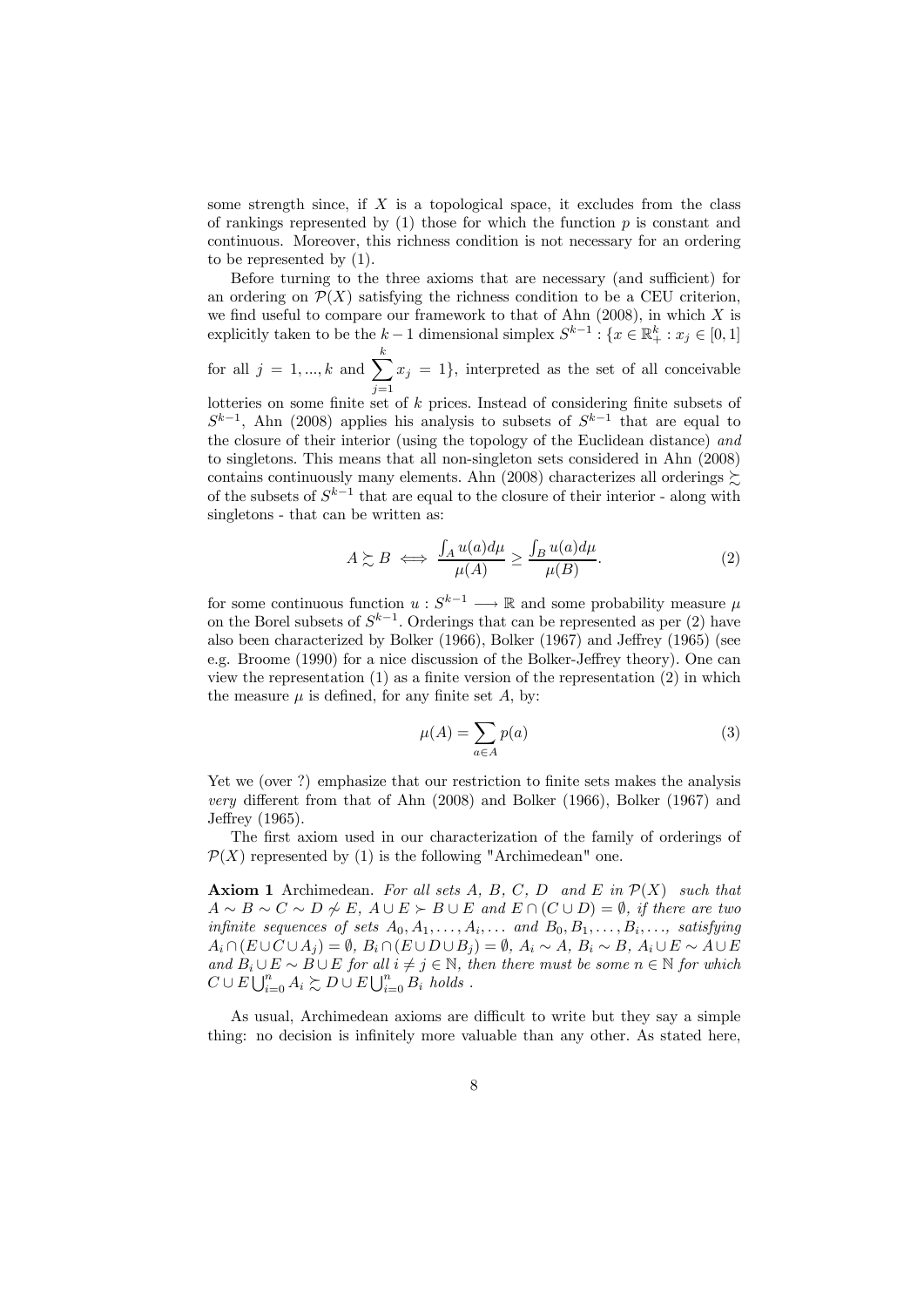some strength since, if $X$ is a topological space, it excludes from the class of rankings represented by (1) those for which the function $p$ is constant and continuous. Moreover, this richness condition is not necessary for an ordering to be represented by (1).

Before turning to the three axioms that are necessary (and sufficient) for an ordering on $\mathcal{P}(X)$ satisfying the richness condition to be a CEU criterion, we find useful to compare our framework to that of Ahn (2008), in which $X$ is explicitly taken to be the $k-1$ dimensional simplex $S^{k-1} : \{x \in \mathbb{R}^k_+ : x_j \in [0,1]$ for all $j = 1, ..., k$ and $\sum_{j=1}^{k} x_j = 1\}$, interpreted as the set of all conceivable lotteries on some finite set of $k$ prices. Instead of considering finite subsets of $S^{k-1}$, Ahn (2008) applies his analysis to subsets of $S^{k-1}$ that are equal to the closure of their interior (using the topology of the Euclidean distance) *and* to singletons. This means that all non-singleton sets considered in Ahn (2008) contains continuously many elements. Ahn (2008) characterizes all orderings $\succsim$ of the subsets of $S^{k-1}$ that are equal to the closure of their interior - along with singletons - that can be written as:

$$A \succsim B \iff \frac{\int_A u(a)d\mu}{\mu(A)} \geq \frac{\int_B u(a)d\mu}{\mu(B)}. \tag{2}$$

for some continuous function $u : S^{k-1} \longrightarrow \mathbb{R}$ and some probability measure $\mu$ on the Borel subsets of $S^{k-1}$. Orderings that can be represented as per (2) have also been characterized by Bolker (1966), Bolker (1967) and Jeffrey (1965) (see e.g. Broome (1990) for a nice discussion of the Bolker-Jeffrey theory). One can view the representation (1) as a finite version of the representation (2) in which the measure $\mu$ is defined, for any finite set $A$, by:

$$\mu(A) = \sum_{a \in A} p(a) \tag{3}$$

Yet we (over ?) emphasize that our restriction to finite sets makes the analysis *very* different from that of Ahn (2008) and Bolker (1966), Bolker (1967) and Jeffrey (1965).

The first axiom used in our characterization of the family of orderings of $\mathcal{P}(X)$ represented by (1) is the following "Archimedean" one.

**Axiom 1** Archimedean. *For all sets $A$, $B$, $C$, $D$ and $E$ in $\mathcal{P}(X)$ such that $A \sim B \sim C \sim D \nsim E$, $A \cup E \succ B \cup E$ and $E \cap (C \cup D) = \emptyset$, if there are two infinite sequences of sets $A_0, A_1, \ldots, A_i, \ldots$ and $B_0, B_1, \ldots, B_i, \ldots$, satisfying $A_i \cap (E \cup C \cup A_j) = \emptyset$, $B_i \cap (E \cup D \cup B_j) = \emptyset$, $A_i \sim A$, $B_i \sim B$, $A_i \cup E \sim A \cup E$ and $B_i \cup E \sim B \cup E$ for all $i \neq j \in \mathbb{N}$, then there must be some $n \in \mathbb{N}$ for which $C \cup E \bigcup_{i=0}^{n} A_i \succsim D \cup E \bigcup_{i=0}^{n} B_i$ holds .*

As usual, Archimedean axioms are difficult to write but they say a simple thing: no decision is infinitely more valuable than any other. As stated here,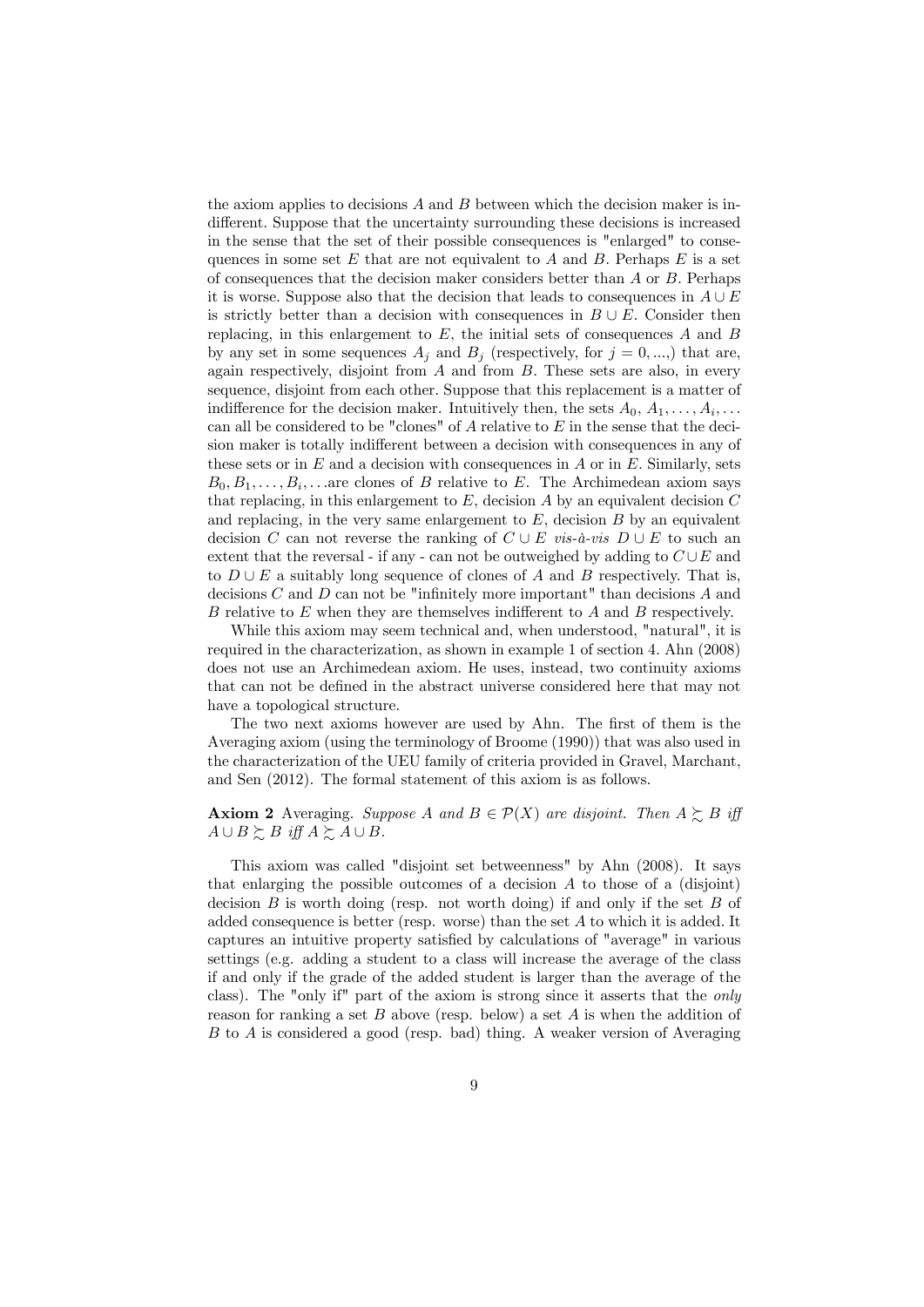the axiom applies to decisions $A$ and $B$ between which the decision maker is indifferent. Suppose that the uncertainty surrounding these decisions is increased in the sense that the set of their possible consequences is "enlarged" to consequences in some set $E$ that are not equivalent to $A$ and $B$. Perhaps $E$ is a set of consequences that the decision maker considers better than $A$ or $B$. Perhaps it is worse. Suppose also that the decision that leads to consequences in $A \cup E$ is strictly better than a decision with consequences in $B \cup E$. Consider then replacing, in this enlargement to $E$, the initial sets of consequences $A$ and $B$ by any set in some sequences $A_j$ and $B_j$ (respectively, for $j = 0, ...,$) that are, again respectively, disjoint from $A$ and from $B$. These sets are also, in every sequence, disjoint from each other. Suppose that this replacement is a matter of indifference for the decision maker. Intuitively then, the sets $A_0, A_1, \ldots, A_i, \ldots$ can all be considered to be "clones" of $A$ relative to $E$ in the sense that the decision maker is totally indifferent between a decision with consequences in any of these sets or in $E$ and a decision with consequences in $A$ or in $E$. Similarly, sets $B_0, B_1, \ldots, B_i, \ldots$ are clones of $B$ relative to $E$. The Archimedean axiom says that replacing, in this enlargement to $E$, decision $A$ by an equivalent decision $C$ and replacing, in the very same enlargement to $E$, decision $B$ by an equivalent decision $C$ can not reverse the ranking of $C \cup E$ *vis-à-vis* $D \cup E$ to such an extent that the reversal - if any - can not be outweighed by adding to $C \cup E$ and to $D \cup E$ a suitably long sequence of clones of $A$ and $B$ respectively. That is, decisions $C$ and $D$ can not be "infinitely more important" than decisions $A$ and $B$ relative to $E$ when they are themselves indifferent to $A$ and $B$ respectively.

While this axiom may seem technical and, when understood, "natural", it is required in the characterization, as shown in example 1 of section 4. Ahn (2008) does not use an Archimedean axiom. He uses, instead, two continuity axioms that can not be defined in the abstract universe considered here that may not have a topological structure.

The two next axioms however are used by Ahn. The first of them is the Averaging axiom (using the terminology of Broome (1990)) that was also used in the characterization of the UEU family of criteria provided in Gravel, Marchant, and Sen (2012). The formal statement of this axiom is as follows.

**Axiom 2** Averaging. *Suppose $A$ and $B \in \mathcal{P}(X)$ are disjoint. Then $A \succsim B$ iff $A \cup B \succsim B$ iff $A \succsim A \cup B$.*

This axiom was called "disjoint set betweenness" by Ahn (2008). It says that enlarging the possible outcomes of a decision $A$ to those of a (disjoint) decision $B$ is worth doing (resp. not worth doing) if and only if the set $B$ of added consequence is better (resp. worse) than the set $A$ to which it is added. It captures an intuitive property satisfied by calculations of "average" in various settings (e.g. adding a student to a class will increase the average of the class if and only if the grade of the added student is larger than the average of the class). The "only if" part of the axiom is strong since it asserts that the *only* reason for ranking a set $B$ above (resp. below) a set $A$ is when the addition of $B$ to $A$ is considered a good (resp. bad) thing. A weaker version of Averaging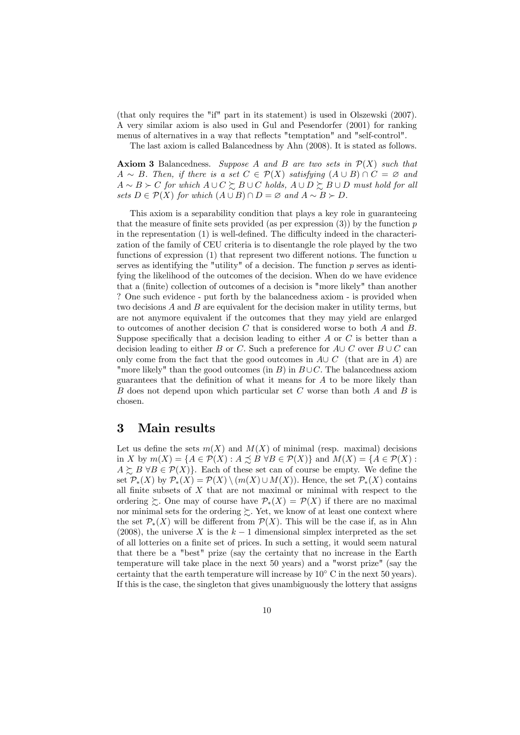(that only requires the "if" part in its statement) is used in Olszewski (2007). A very similar axiom is also used in Gul and Pesendorfer (2001) for ranking menus of alternatives in a way that reflects "temptation" and "self-control".

The last axiom is called Balancedness by Ahn (2008). It is stated as follows.

**Axiom 3** Balancedness. *Suppose $A$ and $B$ are two sets in $\mathcal{P}(X)$ such that $A \sim B$. Then, if there is a set $C \in \mathcal{P}(X)$ satisfying $(A \cup B) \cap C = \varnothing$ and $A \sim B \succ C$ for which $A \cup C \succsim B \cup C$ holds, $A \cup D \succsim B \cup D$ must hold for all sets $D \in \mathcal{P}(X)$ for which $(A \cup B) \cap D = \varnothing$ and $A \sim B \succ D$.*

This axiom is a separability condition that plays a key role in guaranteeing that the measure of finite sets provided (as per expression (3)) by the function $p$ in the representation (1) is well-defined. The difficulty indeed in the characterization of the family of CEU criteria is to disentangle the role played by the two functions of expression (1) that represent two different notions. The function $u$ serves as identifying the "utility" of a decision. The function $p$ serves as identifying the likelihood of the outcomes of the decision. When do we have evidence that a (finite) collection of outcomes of a decision is "more likely" than another ? One such evidence - put forth by the balancedness axiom - is provided when two decisions $A$ and $B$ are equivalent for the decision maker in utility terms, but are not anymore equivalent if the outcomes that they may yield are enlarged to outcomes of another decision $C$ that is considered worse to both $A$ and $B$. Suppose specifically that a decision leading to either $A$ or $C$ is better than a decision leading to either $B$ or $C$. Such a preference for $A\cup$ $C$ over $B \cup C$ can only come from the fact that the good outcomes in $A\cup$ $C$ (that are in $A$) are "more likely" than the good outcomes (in $B$) in $B \cup C$. The balancedness axiom guarantees that the definition of what it means for $A$ to be more likely than $B$ does not depend upon which particular set $C$ worse than both $A$ and $B$ is chosen.

# 3 Main results

Let us define the sets $m(X)$ and $M(X)$ of minimal (resp. maximal) decisions in $X$ by $m(X) = \{A \in \mathcal{P}(X) : A \precsim B \ \forall B \in \mathcal{P}(X)\}$ and $M(X) = \{A \in \mathcal{P}(X) : A \succsim B \ \forall B \in \mathcal{P}(X)\}$. Each of these set can of course be empty. We define the set $\mathcal{P}_*(X)$ by $\mathcal{P}_*(X) = \mathcal{P}(X) \setminus (m(X) \cup M(X))$. Hence, the set $\mathcal{P}_*(X)$ contains all finite subsets of $X$ that are not maximal or minimal with respect to the ordering $\succsim$. One may of course have $\mathcal{P}_*(X) = \mathcal{P}(X)$ if there are no maximal nor minimal sets for the ordering $\succsim$. Yet, we know of at least one context where the set $\mathcal{P}_*(X)$ will be different from $\mathcal{P}(X)$. This will be the case if, as in Ahn (2008), the universe $X$ is the $k-1$ dimensional simplex interpreted as the set of all lotteries on a finite set of prices. In such a setting, it would seem natural that there be a "best" prize (say the certainty that no increase in the Earth temperature will take place in the next 50 years) and a "worst prize" (say the certainty that the earth temperature will increase by $10^{\circ}$ C in the next 50 years). If this is the case, the singleton that gives unambiguously the lottery that assigns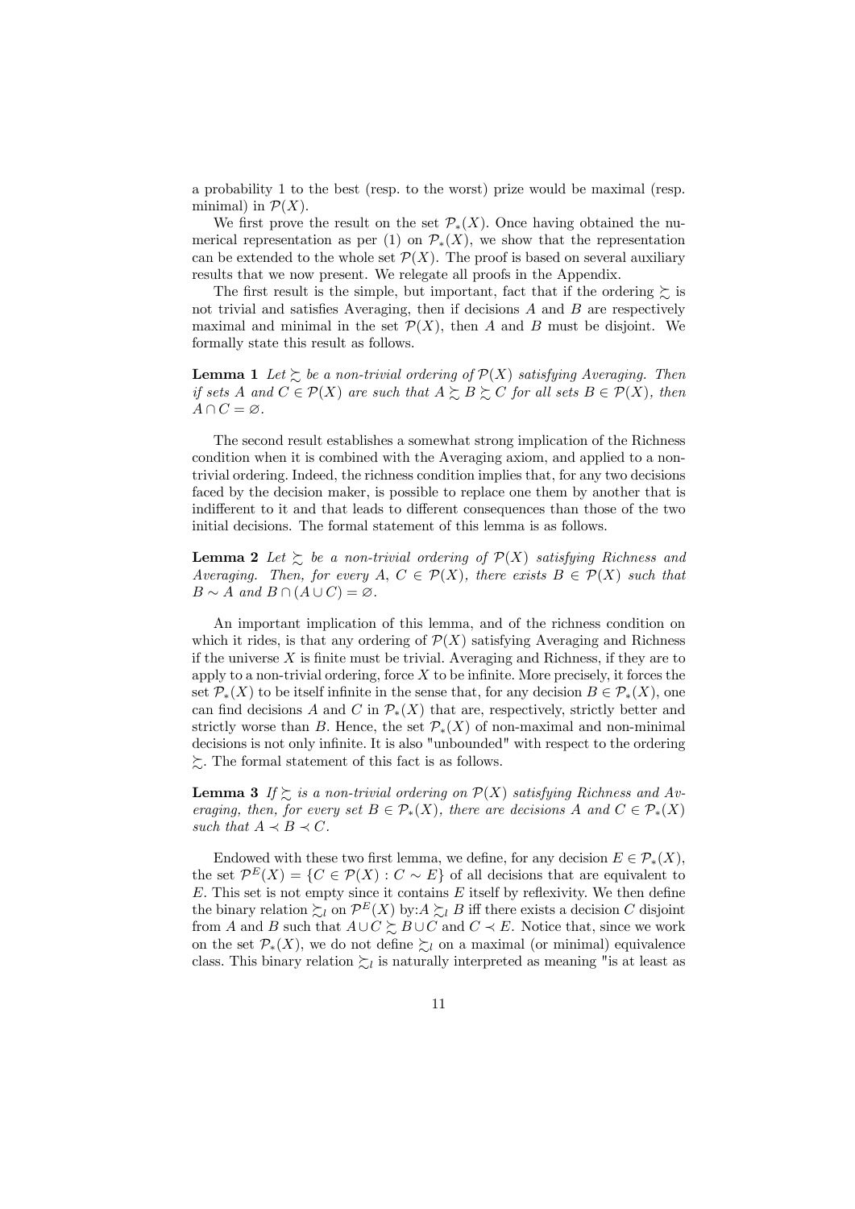a probability 1 to the best (resp. to the worst) prize would be maximal (resp. minimal) in $\mathcal{P}(X)$.

We first prove the result on the set $\mathcal{P}_*(X)$. Once having obtained the numerical representation as per (1) on $\mathcal{P}_*(X)$, we show that the representation can be extended to the whole set $\mathcal{P}(X)$. The proof is based on several auxiliary results that we now present. We relegate all proofs in the Appendix.

The first result is the simple, but important, fact that if the ordering $\succsim$ is not trivial and satisfies Averaging, then if decisions $A$ and $B$ are respectively maximal and minimal in the set $\mathcal{P}(X)$, then $A$ and $B$ must be disjoint. We formally state this result as follows.

**Lemma 1** *Let $\succsim$ be a non-trivial ordering of $\mathcal{P}(X)$ satisfying Averaging. Then if sets $A$ and $C \in \mathcal{P}(X)$ are such that $A \succsim B \succsim C$ for all sets $B \in \mathcal{P}(X)$, then $A \cap C = \varnothing$.*

The second result establishes a somewhat strong implication of the Richness condition when it is combined with the Averaging axiom, and applied to a non-trivial ordering. Indeed, the richness condition implies that, for any two decisions faced by the decision maker, is possible to replace one them by another that is indifferent to it and that leads to different consequences than those of the two initial decisions. The formal statement of this lemma is as follows.

**Lemma 2** *Let $\succsim$ be a non-trivial ordering of $\mathcal{P}(X)$ satisfying Richness and Averaging. Then, for every $A$, $C \in \mathcal{P}(X)$, there exists $B \in \mathcal{P}(X)$ such that $B \sim A$ and $B \cap (A \cup C) = \varnothing$.*

An important implication of this lemma, and of the richness condition on which it rides, is that any ordering of $\mathcal{P}(X)$ satisfying Averaging and Richness if the universe $X$ is finite must be trivial. Averaging and Richness, if they are to apply to a non-trivial ordering, force $X$ to be infinite. More precisely, it forces the set $\mathcal{P}_*(X)$ to be itself infinite in the sense that, for any decision $B \in \mathcal{P}_*(X)$, one can find decisions $A$ and $C$ in $\mathcal{P}_*(X)$ that are, respectively, strictly better and strictly worse than $B$. Hence, the set $\mathcal{P}_*(X)$ of non-maximal and non-minimal decisions is not only infinite. It is also "unbounded" with respect to the ordering $\succsim$. The formal statement of this fact is as follows.

**Lemma 3** *If $\succsim$ is a non-trivial ordering on $\mathcal{P}(X)$ satisfying Richness and Averaging, then, for every set $B \in \mathcal{P}_*(X)$, there are decisions $A$ and $C \in \mathcal{P}_*(X)$ such that $A \prec B \prec C$.*

Endowed with these two first lemma, we define, for any decision $E \in \mathcal{P}_*(X)$, the set $\mathcal{P}^E(X) = \{C \in \mathcal{P}(X) : C \sim E\}$ of all decisions that are equivalent to $E$. This set is not empty since it contains $E$ itself by reflexivity. We then define the binary relation $\succsim_l$ on $\mathcal{P}^E(X)$ by:$A \succsim_l B$ iff there exists a decision $C$ disjoint from $A$ and $B$ such that $A \cup C \succsim B \cup C$ and $C \prec E$. Notice that, since we work on the set $\mathcal{P}_*(X)$, we do not define $\succsim_l$ on a maximal (or minimal) equivalence class. This binary relation $\succsim_l$ is naturally interpreted as meaning "is at least as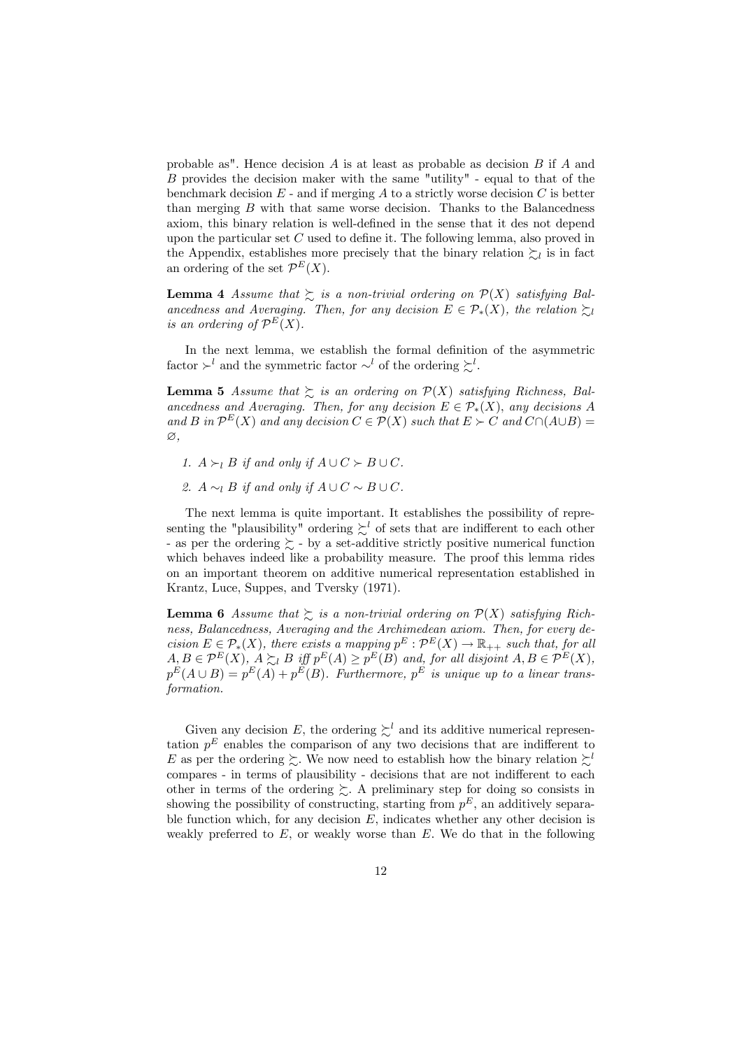probable as". Hence decision $A$ is at least as probable as decision $B$ if $A$ and $B$ provides the decision maker with the same "utility" - equal to that of the benchmark decision $E$ - and if merging $A$ to a strictly worse decision $C$ is better than merging $B$ with that same worse decision. Thanks to the Balancedness axiom, this binary relation is well-defined in the sense that it des not depend upon the particular set $C$ used to define it. The following lemma, also proved in the Appendix, establishes more precisely that the binary relation $\succsim_l$ is in fact an ordering of the set $\mathcal{P}^E(X)$.

**Lemma 4** *Assume that $\succsim$ is a non-trivial ordering on $\mathcal{P}(X)$ satisfying Balancedness and Averaging. Then, for any decision $E \in \mathcal{P}_*(X)$, the relation $\succsim_l$ is an ordering of $\mathcal{P}^E(X)$.*

In the next lemma, we establish the formal definition of the asymmetric factor $\succ^l$ and the symmetric factor $\sim^l$ of the ordering $\succsim^l$.

**Lemma 5** *Assume that $\succsim$ is an ordering on $\mathcal{P}(X)$ satisfying Richness, Balancedness and Averaging. Then, for any decision $E \in \mathcal{P}_*(X)$, any decisions $A$ and $B$ in $\mathcal{P}^E(X)$ and any decision $C \in \mathcal{P}(X)$ such that $E \succ C$ and $C \cap (A \cup B) = \varnothing$,*

1. *$A \succ_l B$ if and only if $A \cup C \succ B \cup C$.*
2. *$A \sim_l B$ if and only if $A \cup C \sim B \cup C$.*

The next lemma is quite important. It establishes the possibility of representing the "plausibility" ordering $\succsim^l$ of sets that are indifferent to each other - as per the ordering $\succsim$ - by a set-additive strictly positive numerical function which behaves indeed like a probability measure. The proof this lemma rides on an important theorem on additive numerical representation established in Krantz, Luce, Suppes, and Tversky (1971).

**Lemma 6** *Assume that $\succsim$ is a non-trivial ordering on $\mathcal{P}(X)$ satisfying Richness, Balancedness, Averaging and the Archimedean axiom. Then, for every decision $E \in \mathcal{P}_*(X)$, there exists a mapping $p^E : \mathcal{P}^E(X) \to \mathbb{R}_{++}$ such that, for all $A, B \in \mathcal{P}^E(X)$, $A \succsim_l B$ iff $p^E(A) \geq p^E(B)$ and, for all disjoint $A, B \in \mathcal{P}^E(X)$, $p^E(A \cup B) = p^E(A) + p^E(B)$. Furthermore, $p^E$ is unique up to a linear transformation.*

Given any decision $E$, the ordering $\succsim^l$ and its additive numerical representation $p^E$ enables the comparison of any two decisions that are indifferent to $E$ as per the ordering $\succsim$. We now need to establish how the binary relation $\succsim^l$ compares - in terms of plausibility - decisions that are not indifferent to each other in terms of the ordering $\succsim$. A preliminary step for doing so consists in showing the possibility of constructing, starting from $p^E$, an additively separable function which, for any decision $E$, indicates whether any other decision is weakly preferred to $E$, or weakly worse than $E$. We do that in the following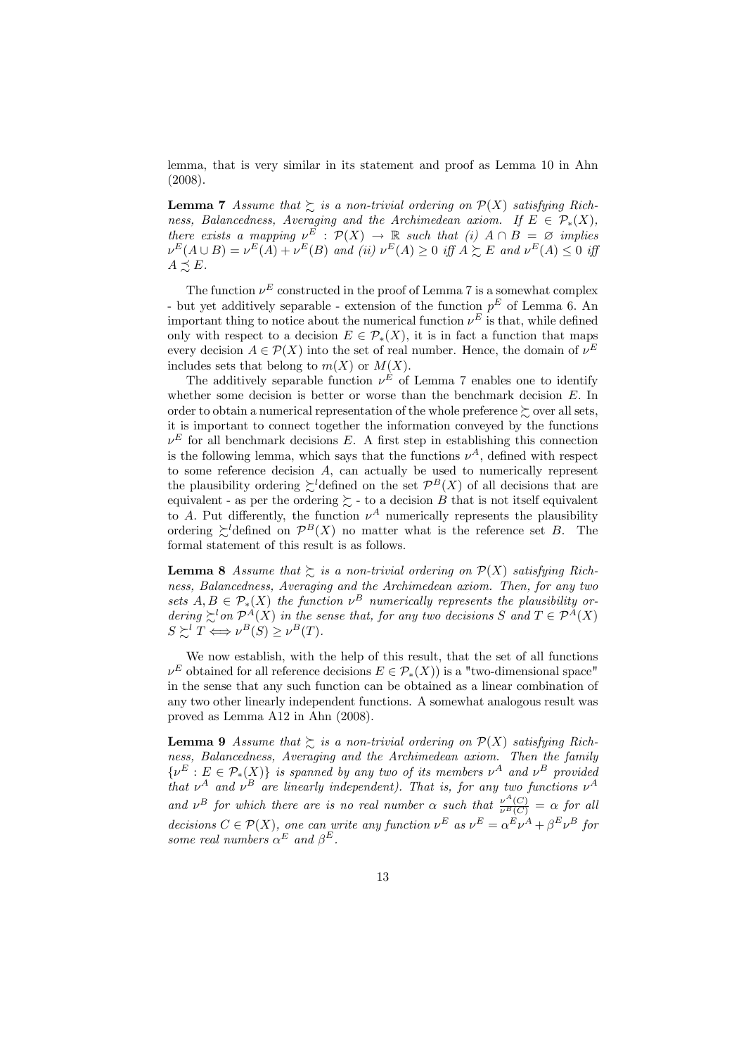lemma, that is very similar in its statement and proof as Lemma 10 in Ahn (2008).

**Lemma 7** *Assume that $\succsim$ is a non-trivial ordering on $\mathcal{P}(X)$ satisfying Richness, Balancedness, Averaging and the Archimedean axiom. If $E \in \mathcal{P}_*(X)$, there exists a mapping $\nu^E : \mathcal{P}(X) \to \mathbb{R}$ such that (i) $A \cap B = \varnothing$ implies $\nu^E(A \cup B) = \nu^E(A) + \nu^E(B)$ and (ii) $\nu^E(A) \geq 0$ iff $A \succsim E$ and $\nu^E(A) \leq 0$ iff $A \precsim E$.*

The function $\nu^E$ constructed in the proof of Lemma 7 is a somewhat complex - but yet additively separable - extension of the function $p^E$ of Lemma 6. An important thing to notice about the numerical function $\nu^E$ is that, while defined only with respect to a decision $E \in \mathcal{P}_*(X)$, it is in fact a function that maps every decision $A \in \mathcal{P}(X)$ into the set of real number. Hence, the domain of $\nu^E$ includes sets that belong to $m(X)$ or $M(X)$.

The additively separable function $\nu^E$ of Lemma 7 enables one to identify whether some decision is better or worse than the benchmark decision $E$. In order to obtain a numerical representation of the whole preference $\succsim$ over all sets, it is important to connect together the information conveyed by the functions $\nu^E$ for all benchmark decisions $E$. A first step in establishing this connection is the following lemma, which says that the functions $\nu^A$, defined with respect to some reference decision $A$, can actually be used to numerically represent the plausibility ordering $\succsim^l$defined on the set $\mathcal{P}^B(X)$ of all decisions that are equivalent - as per the ordering $\succsim$ - to a decision $B$ that is not itself equivalent to $A$. Put differently, the function $\nu^A$ numerically represents the plausibility ordering $\succsim^l$defined on $\mathcal{P}^B(X)$ no matter what is the reference set $B$. The formal statement of this result is as follows.

**Lemma 8** *Assume that $\succsim$ is a non-trivial ordering on $\mathcal{P}(X)$ satisfying Richness, Balancedness, Averaging and the Archimedean axiom. Then, for any two sets $A, B \in \mathcal{P}_*(X)$ the function $\nu^B$ numerically represents the plausibility ordering $\succsim^l$on $\mathcal{P}^A(X)$ in the sense that, for any two decisions $S$ and $T \in \mathcal{P}^A(X)$ $S \succsim^l T \Longleftrightarrow \nu^B(S) \geq \nu^B(T)$.*

We now establish, with the help of this result, that the set of all functions $\nu^E$ obtained for all reference decisions $E \in \mathcal{P}_*(X)$) is a "two-dimensional space" in the sense that any such function can be obtained as a linear combination of any two other linearly independent functions. A somewhat analogous result was proved as Lemma A12 in Ahn (2008).

**Lemma 9** *Assume that $\succsim$ is a non-trivial ordering on $\mathcal{P}(X)$ satisfying Richness, Balancedness, Averaging and the Archimedean axiom. Then the family $\{\nu^E : E \in \mathcal{P}_*(X)\}$ is spanned by any two of its members $\nu^A$ and $\nu^B$ provided that $\nu^A$ and $\nu^B$ are linearly independent). That is, for any two functions $\nu^A$ and $\nu^B$ for which there are is no real number $\alpha$ such that $\frac{\nu^A(C)}{\nu^B(C)} = \alpha$ for all decisions $C \in \mathcal{P}(X)$, one can write any function $\nu^E$ as $\nu^E = \alpha^E \nu^A + \beta^E \nu^B$ for some real numbers $\alpha^E$ and $\beta^E$.*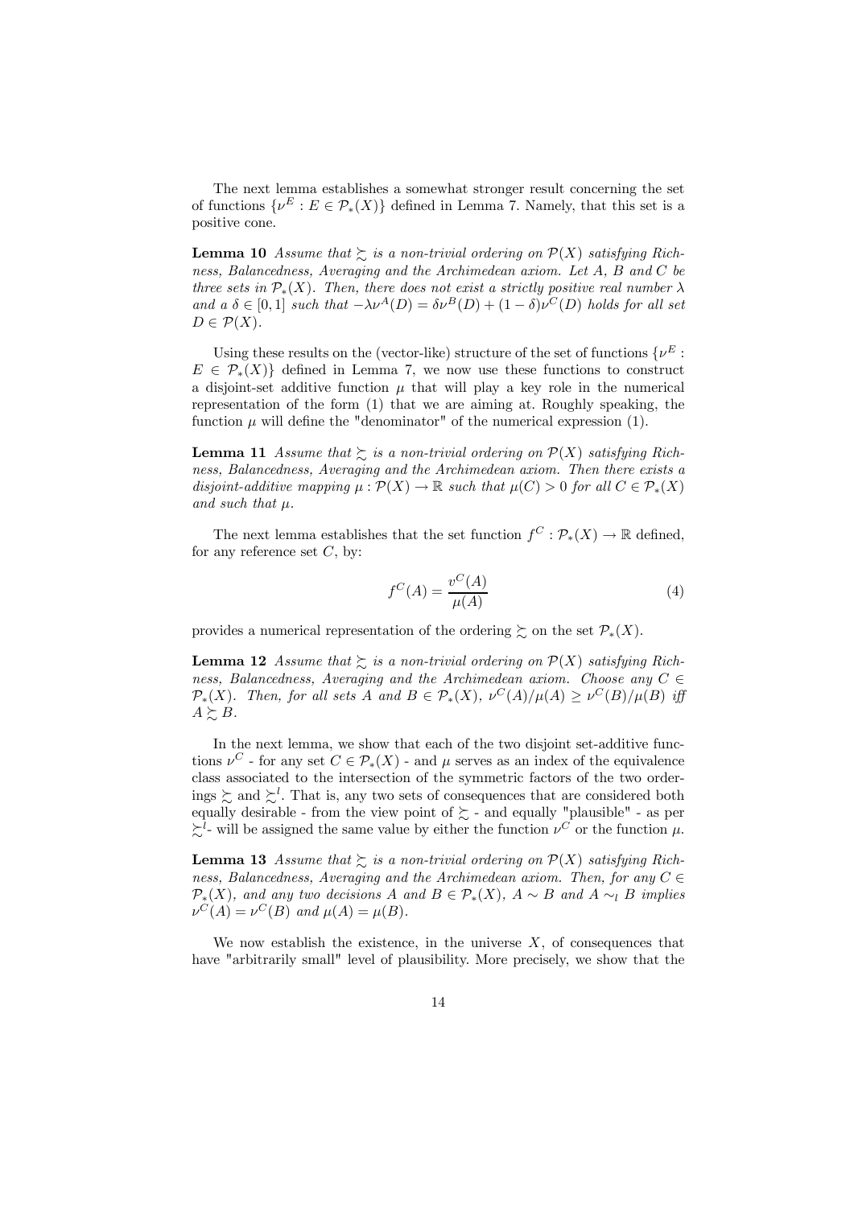The next lemma establishes a somewhat stronger result concerning the set of functions $\{\nu^E : E \in \mathcal{P}_*(X)\}$ defined in Lemma 7. Namely, that this set is a positive cone.

**Lemma 10** *Assume that $\succsim$ is a non-trivial ordering on $\mathcal{P}(X)$ satisfying Richness, Balancedness, Averaging and the Archimedean axiom. Let $A$, $B$ and $C$ be three sets in $\mathcal{P}_*(X)$. Then, there does not exist a strictly positive real number $\lambda$ and a $\delta \in [0,1]$ such that $-\lambda\nu^A(D) = \delta\nu^B(D) + (1-\delta)\nu^C(D)$ holds for all set $D \in \mathcal{P}(X)$.*

Using these results on the (vector-like) structure of the set of functions $\{\nu^E : E \in \mathcal{P}_*(X)\}$ defined in Lemma 7, we now use these functions to construct a disjoint-set additive function $\mu$ that will play a key role in the numerical representation of the form (1) that we are aiming at. Roughly speaking, the function $\mu$ will define the "denominator" of the numerical expression (1).

**Lemma 11** *Assume that $\succsim$ is a non-trivial ordering on $\mathcal{P}(X)$ satisfying Richness, Balancedness, Averaging and the Archimedean axiom. Then there exists a disjoint-additive mapping $\mu : \mathcal{P}(X) \to \mathbb{R}$ such that $\mu(C) > 0$ for all $C \in \mathcal{P}_*(X)$ and such that $\mu$.*

The next lemma establishes that the set function $f^C : \mathcal{P}_*(X) \to \mathbb{R}$ defined, for any reference set $C$, by:

$$f^C(A) = \frac{v^C(A)}{\mu(A)} \tag{4}$$

provides a numerical representation of the ordering $\succsim$ on the set $\mathcal{P}_*(X)$.

**Lemma 12** *Assume that $\succsim$ is a non-trivial ordering on $\mathcal{P}(X)$ satisfying Richness, Balancedness, Averaging and the Archimedean axiom. Choose any $C \in \mathcal{P}_*(X)$. Then, for all sets $A$ and $B \in \mathcal{P}_*(X)$, $\nu^C(A)/\mu(A) \geq \nu^C(B)/\mu(B)$ iff $A \succsim B$.*

In the next lemma, we show that each of the two disjoint set-additive functions $\nu^C$ - for any set $C \in \mathcal{P}_*(X)$ - and $\mu$ serves as an index of the equivalence class associated to the intersection of the symmetric factors of the two orderings $\succsim$ and $\succsim^l$. That is, any two sets of consequences that are considered both equally desirable - from the view point of $\succsim$ - and equally "plausible" - as per $\succsim^l$- will be assigned the same value by either the function $\nu^C$ or the function $\mu$.

**Lemma 13** *Assume that $\succsim$ is a non-trivial ordering on $\mathcal{P}(X)$ satisfying Richness, Balancedness, Averaging and the Archimedean axiom. Then, for any $C \in \mathcal{P}_*(X)$, and any two decisions $A$ and $B \in \mathcal{P}_*(X)$, $A \sim B$ and $A \sim_l B$ implies $\nu^C(A) = \nu^C(B)$ and $\mu(A) = \mu(B)$.*

We now establish the existence, in the universe $X$, of consequences that have "arbitrarily small" level of plausibility. More precisely, we show that the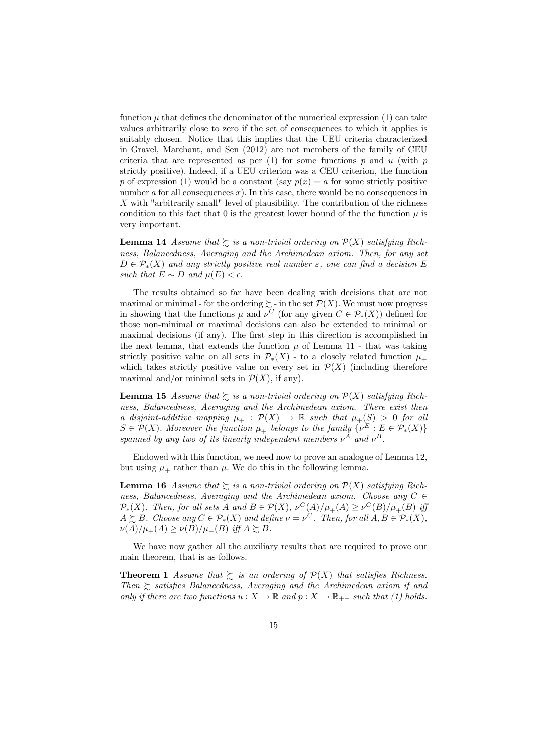function $\mu$ that defines the denominator of the numerical expression (1) can take values arbitrarily close to zero if the set of consequences to which it applies is suitably chosen. Notice that this implies that the UEU criteria characterized in Gravel, Marchant, and Sen (2012) are not members of the family of CEU criteria that are represented as per (1) for some functions $p$ and $u$ (with $p$ strictly positive). Indeed, if a UEU criterion was a CEU criterion, the function $p$ of expression (1) would be a constant (say $p(x) = a$ for some strictly positive number $a$ for all consequences $x$). In this case, there would be no consequences in $X$ with "arbitrarily small" level of plausibility. The contribution of the richness condition to this fact that 0 is the greatest lower bound of the the function $\mu$ is very important.

**Lemma 14** *Assume that $\succsim$ is a non-trivial ordering on $\mathcal{P}(X)$ satisfying Richness, Balancedness, Averaging and the Archimedean axiom. Then, for any set $D \in \mathcal{P}_*(X)$ and any strictly positive real number $\varepsilon$, one can find a decision $E$ such that $E \sim D$ and $\mu(E) < \epsilon$.*

The results obtained so far have been dealing with decisions that are not maximal or minimal - for the ordering $\succsim$ - in the set $\mathcal{P}(X)$. We must now progress in showing that the functions $\mu$ and $\nu^C$ (for any given $C \in \mathcal{P}_*(X)$) defined for those non-minimal or maximal decisions can also be extended to minimal or maximal decisions (if any). The first step in this direction is accomplished in the next lemma, that extends the function $\mu$ of Lemma 11 - that was taking strictly positive value on all sets in $\mathcal{P}_*(X)$ - to a closely related function $\mu_+$ which takes strictly positive value on every set in $\mathcal{P}(X)$ (including therefore maximal and/or minimal sets in $\mathcal{P}(X)$, if any).

**Lemma 15** *Assume that $\succsim$ is a non-trivial ordering on $\mathcal{P}(X)$ satisfying Richness, Balancedness, Averaging and the Archimedean axiom. There exist then a disjoint-additive mapping $\mu_+ : \mathcal{P}(X) \to \mathbb{R}$ such that $\mu_+(S) > 0$ for all $S \in \mathcal{P}(X)$. Moreover the function $\mu_+$ belongs to the family $\{\nu^E : E \in \mathcal{P}_*(X)\}$ spanned by any two of its linearly independent members $\nu^A$ and $\nu^B$.*

Endowed with this function, we need now to prove an analogue of Lemma 12, but using $\mu_+$ rather than $\mu$. We do this in the following lemma.

**Lemma 16** *Assume that $\succsim$ is a non-trivial ordering on $\mathcal{P}(X)$ satisfying Richness, Balancedness, Averaging and the Archimedean axiom. Choose any $C \in \mathcal{P}_*(X)$. Then, for all sets $A$ and $B \in \mathcal{P}(X)$, $\nu^C(A)/\mu_+(A) \geq \nu^C(B)/\mu_+(B)$ iff $A \succsim B$. Choose any $C \in \mathcal{P}_*(X)$ and define $\nu = \nu^C$. Then, for all $A, B \in \mathcal{P}_*(X)$, $\nu(A)/\mu_+(A) \geq \nu(B)/\mu_+(B)$ iff $A \succsim B$.*

We have now gather all the auxiliary results that are required to prove our main theorem, that is as follows.

**Theorem 1** *Assume that $\succsim$ is an ordering of $\mathcal{P}(X)$ that satisfies Richness. Then $\succsim$ satisfies Balancedness, Averaging and the Archimedean axiom if and only if there are two functions $u : X \to \mathbb{R}$ and $p : X \to \mathbb{R}_{++}$ such that (1) holds.*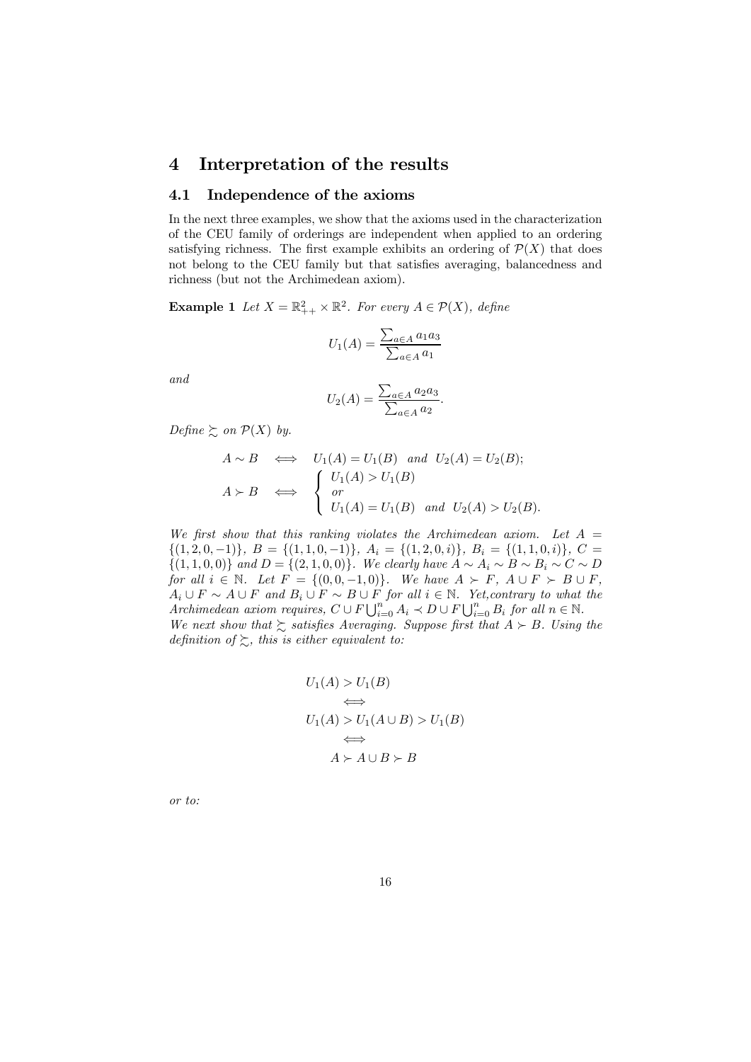# 4 Interpretation of the results

## 4.1 Independence of the axioms

In the next three examples, we show that the axioms used in the characterization of the CEU family of orderings are independent when applied to an ordering satisfying richness. The first example exhibits an ordering of $\mathcal{P}(X)$ that does not belong to the CEU family but that satisfies averaging, balancedness and richness (but not the Archimedean axiom).

**Example 1** *Let $X = \mathbb{R}^2_{++} \times \mathbb{R}^2$. For every $A \in \mathcal{P}(X)$, define*

$$U_1(A) = \frac{\sum_{a \in A} a_1 a_3}{\sum_{a \in A} a_1}$$

*and*

$$U_2(A) = \frac{\sum_{a \in A} a_2 a_3}{\sum_{a \in A} a_2}.$$

*Define $\succsim$ on $\mathcal{P}(X)$ by.*

$$A \sim B \iff U_1(A) = U_1(B) \text{ and } U_2(A) = U_2(B);$$

$$A \succ B \iff \begin{cases} U_1(A) > U_1(B) \\ or \\ U_1(A) = U_1(B) \text{ and } U_2(A) > U_2(B). \end{cases}$$

*We first show that this ranking violates the Archimedean axiom. Let $A = \{(1, 2, 0, -1)\}$, $B = \{(1, 1, 0, -1)\}$, $A_i = \{(1, 2, 0, i)\}$, $B_i = \{(1, 1, 0, i)\}$, $C = \{(1, 1, 0, 0)\}$ and $D = \{(2, 1, 0, 0)\}$. We clearly have $A \sim A_i \sim B \sim B_i \sim C \sim D$ for all $i \in \mathbb{N}$. Let $F = \{(0, 0, -1, 0)\}$. We have $A \succ F$, $A \cup F \succ B \cup F$, $A_i \cup F \sim A \cup F$ and $B_i \cup F \sim B \cup F$ for all $i \in \mathbb{N}$. Yet,contrary to what the Archimedean axiom requires, $C \cup F \bigcup_{i=0}^{n} A_i \prec D \cup F \bigcup_{i=0}^{n} B_i$ for all $n \in \mathbb{N}$.*
*We next show that $\succsim$ satisfies Averaging. Suppose first that $A \succ B$. Using the definition of $\succsim$, this is either equivalent to:*

$$U_1(A) > U_1(B)$$
$$\iff$$
$$U_1(A) > U_1(A \cup B) > U_1(B)$$
$$\iff$$
$$A \succ A \cup B \succ B$$

*or to:*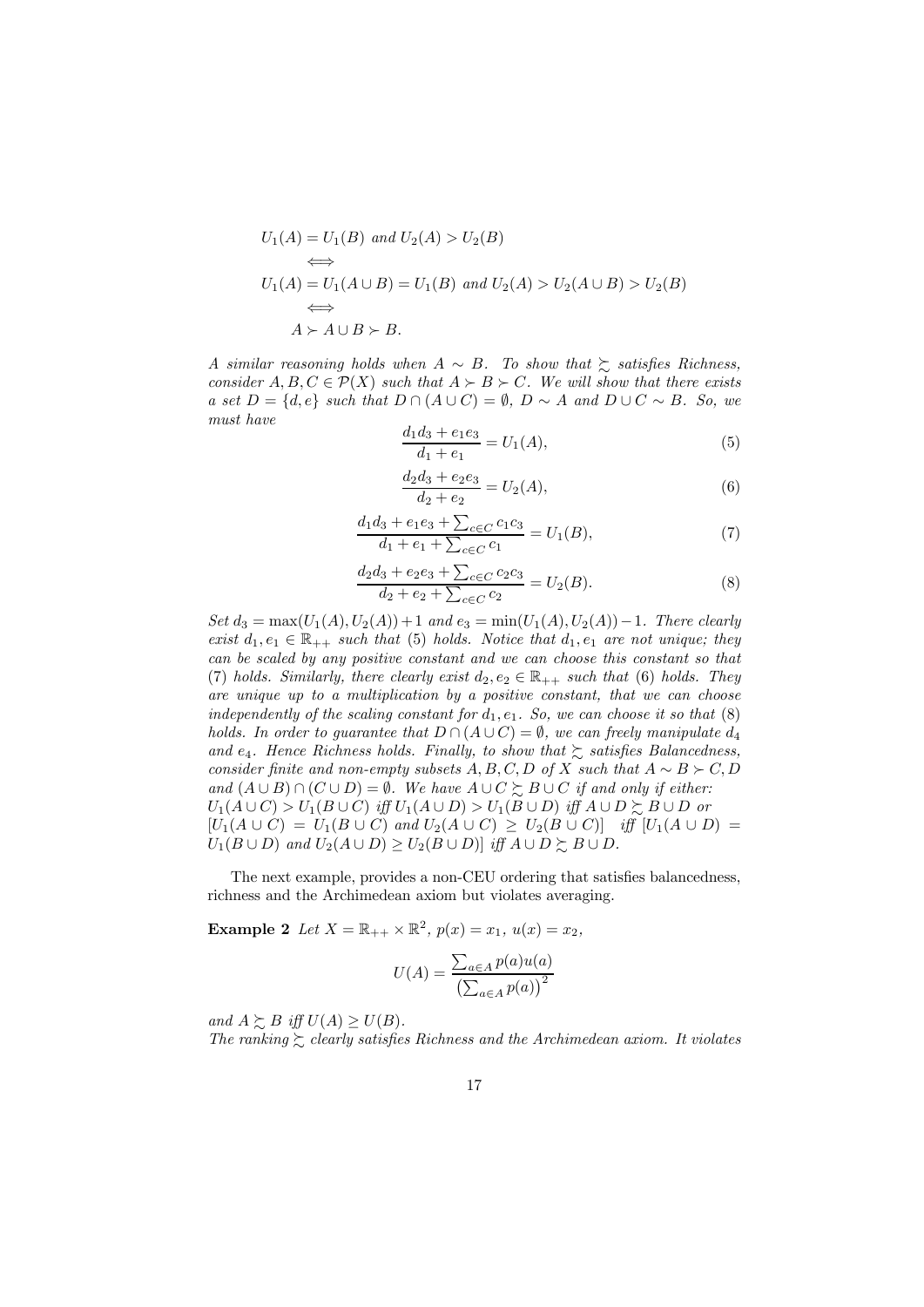$$
\begin{aligned}
& U_1(A) = U_1(B) \text{ and } U_2(A) > U_2(B) \\
& \qquad \Longleftrightarrow \\
& U_1(A) = U_1(A \cup B) = U_1(B) \text{ and } U_2(A) > U_2(A \cup B) > U_2(B) \\
& \qquad \Longleftrightarrow \\
& A \succ A \cup B \succ B.
\end{aligned}
$$

*A similar reasoning holds when $A \sim B$. To show that $\succsim$ satisfies Richness, consider $A, B, C \in \mathcal{P}(X)$ such that $A \succ B \succ C$. We will show that there exists a set $D = \{d, e\}$ such that $D \cap (A \cup C) = \emptyset$, $D \sim A$ and $D \cup C \sim B$. So, we must have*

$$
\frac{d_1 d_3 + e_1 e_3}{d_1 + e_1} = U_1(A), \tag{5}
$$

$$
\frac{d_2 d_3 + e_2 e_3}{d_2 + e_2} = U_2(A), \tag{6}
$$

$$
\frac{d_1 d_3 + e_1 e_3 + \sum_{c \in C} c_1 c_3}{d_1 + e_1 + \sum_{c \in C} c_1} = U_1(B), \tag{7}
$$

$$
\frac{d_2 d_3 + e_2 e_3 + \sum_{c \in C} c_2 c_3}{d_2 + e_2 + \sum_{c \in C} c_2} = U_2(B). \tag{8}
$$

*Set $d_3 = \max(U_1(A), U_2(A)) + 1$ and $e_3 = \min(U_1(A), U_2(A)) - 1$. There clearly exist $d_1, e_1 \in \mathbb{R}_{++}$ such that (5) holds. Notice that $d_1, e_1$ are not unique; they can be scaled by any positive constant and we can choose this constant so that (7) holds. Similarly, there clearly exist $d_2, e_2 \in \mathbb{R}_{++}$ such that (6) holds. They are unique up to a multiplication by a positive constant, that we can choose independently of the scaling constant for $d_1, e_1$. So, we can choose it so that (8) holds. In order to guarantee that $D \cap (A \cup C) = \emptyset$, we can freely manipulate $d_4$ and $e_4$. Hence Richness holds. Finally, to show that $\succsim$ satisfies Balancedness, consider finite and non-empty subsets $A, B, C, D$ of $X$ such that $A \sim B \succ C, D$ and $(A \cup B) \cap (C \cup D) = \emptyset$. We have $A \cup C \succsim B \cup C$ if and only if either: $U_1(A \cup C) > U_1(B \cup C)$ iff $U_1(A \cup D) > U_1(B \cup D)$ iff $A \cup D \succsim B \cup D$ or $[U_1(A \cup C) = U_1(B \cup C)$ and $U_2(A \cup C) \geq U_2(B \cup C)]$ iff $[U_1(A \cup D) = U_1(B \cup D)$ and $U_2(A \cup D) \geq U_2(B \cup D)]$ iff $A \cup D \succsim B \cup D$.*

The next example, provides a non-CEU ordering that satisfies balancedness, richness and the Archimedean axiom but violates averaging.

**Example 2** *Let $X = \mathbb{R}_{++} \times \mathbb{R}^2$, $p(x) = x_1$, $u(x) = x_2$,*

$$
U(A) = \frac{\sum_{a \in A} p(a) u(a)}{\left(\sum_{a \in A} p(a)\right)^2}
$$

*and $A \succsim B$ iff $U(A) \geq U(B)$.*
*The ranking $\succsim$ clearly satisfies Richness and the Archimedean axiom. It violates*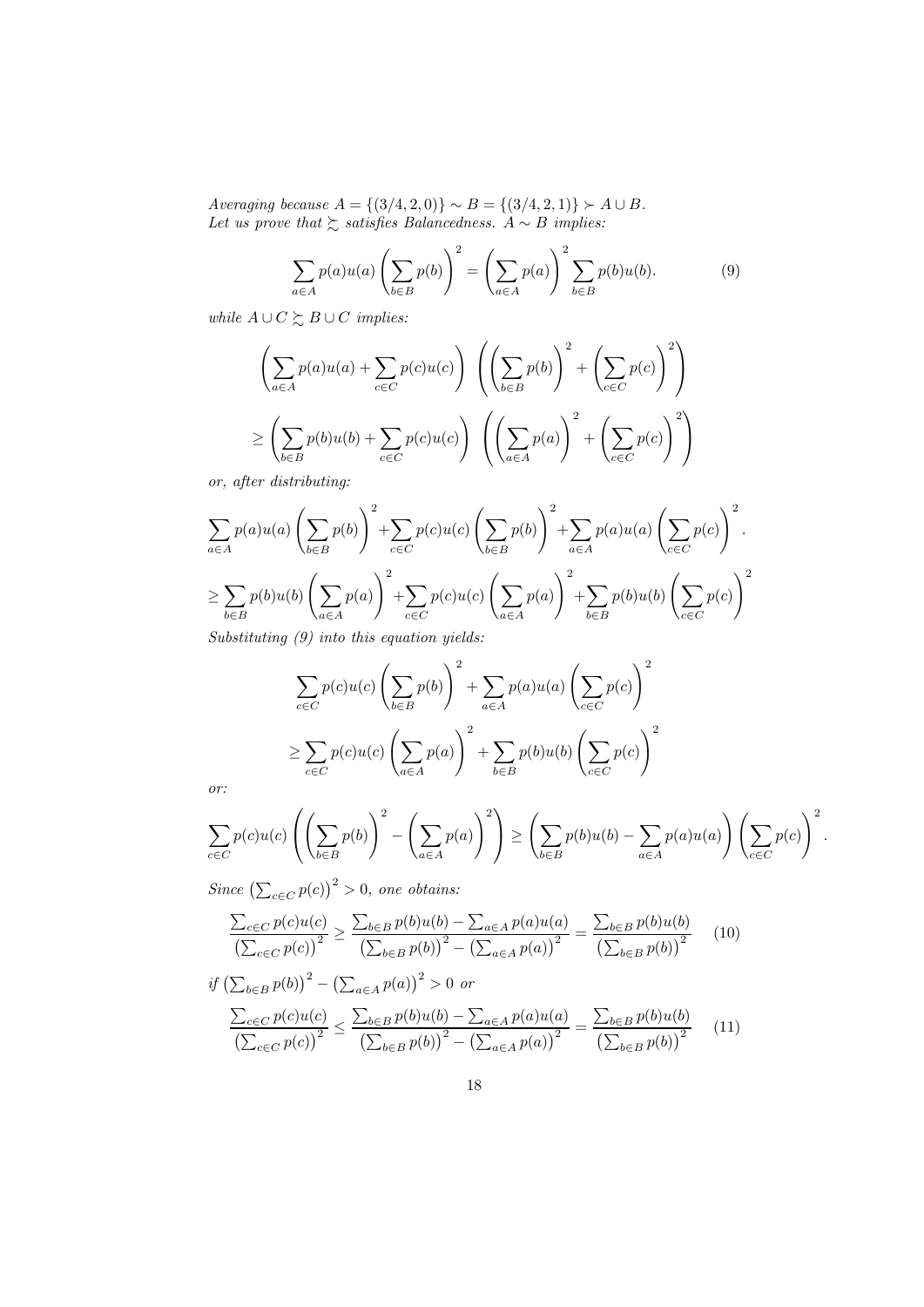*Averaging because* $A = \{(3/4, 2, 0)\} \sim B = \{(3/4, 2, 1)\} \succ A \cup B$.
*Let us prove that* $\succsim$ *satisfies Balancedness.* $A \sim B$ *implies:*

$$\sum_{a \in A} p(a)u(a) \left(\sum_{b \in B} p(b)\right)^2 = \left(\sum_{a \in A} p(a)\right)^2 \sum_{b \in B} p(b)u(b). \tag{9}$$

*while* $A \cup C \succsim B \cup C$ *implies:*

$$\left(\sum_{a \in A} p(a)u(a) + \sum_{c \in C} p(c)u(c)\right) \left(\left(\sum_{b \in B} p(b)\right)^2 + \left(\sum_{c \in C} p(c)\right)^2\right)$$

$$\geq \left(\sum_{b \in B} p(b)u(b) + \sum_{c \in C} p(c)u(c)\right) \left(\left(\sum_{a \in A} p(a)\right)^2 + \left(\sum_{c \in C} p(c)\right)^2\right)$$

*or, after distributing:*

$$\sum_{a \in A} p(a)u(a) \left(\sum_{b \in B} p(b)\right)^2 + \sum_{c \in C} p(c)u(c) \left(\sum_{b \in B} p(b)\right)^2 + \sum_{a \in A} p(a)u(a) \left(\sum_{c \in C} p(c)\right)^2.$$

$$\geq \sum_{b \in B} p(b)u(b) \left(\sum_{a \in A} p(a)\right)^2 + \sum_{c \in C} p(c)u(c) \left(\sum_{a \in A} p(a)\right)^2 + \sum_{b \in B} p(b)u(b) \left(\sum_{c \in C} p(c)\right)^2$$

*Substituting (9) into this equation yields:*

$$\sum_{c \in C} p(c)u(c) \left(\sum_{b \in B} p(b)\right)^2 + \sum_{a \in A} p(a)u(a) \left(\sum_{c \in C} p(c)\right)^2$$

$$\geq \sum_{c \in C} p(c)u(c) \left(\sum_{a \in A} p(a)\right)^2 + \sum_{b \in B} p(b)u(b) \left(\sum_{c \in C} p(c)\right)^2$$

*or:*

$$\sum_{c \in C} p(c)u(c) \left(\left(\sum_{b \in B} p(b)\right)^2 - \left(\sum_{a \in A} p(a)\right)^2\right) \geq \left(\sum_{b \in B} p(b)u(b) - \sum_{a \in A} p(a)u(a)\right) \left(\sum_{c \in C} p(c)\right)^2.$$

*Since* $\left(\sum_{c \in C} p(c)\right)^2 > 0$, *one obtains:*

$$\frac{\sum_{c \in C} p(c)u(c)}{\left(\sum_{c \in C} p(c)\right)^2} \geq \frac{\sum_{b \in B} p(b)u(b) - \sum_{a \in A} p(a)u(a)}{\left(\sum_{b \in B} p(b)\right)^2 - \left(\sum_{a \in A} p(a)\right)^2} = \frac{\sum_{b \in B} p(b)u(b)}{\left(\sum_{b \in B} p(b)\right)^2} \tag{10}$$

*if* $\left(\sum_{b \in B} p(b)\right)^2 - \left(\sum_{a \in A} p(a)\right)^2 > 0$ *or*

$$\frac{\sum_{c \in C} p(c)u(c)}{\left(\sum_{c \in C} p(c)\right)^2} \leq \frac{\sum_{b \in B} p(b)u(b) - \sum_{a \in A} p(a)u(a)}{\left(\sum_{b \in B} p(b)\right)^2 - \left(\sum_{a \in A} p(a)\right)^2} = \frac{\sum_{b \in B} p(b)u(b)}{\left(\sum_{b \in B} p(b)\right)^2} \tag{11}$$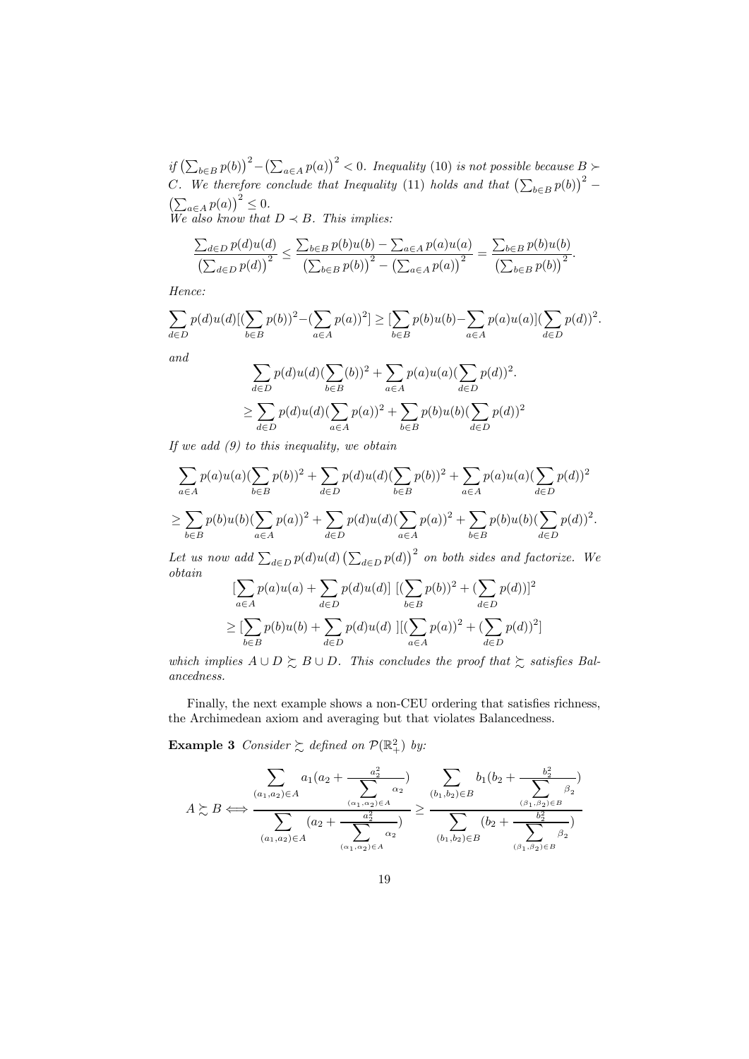*if* $\left(\sum_{b\in B} p(b)\right)^2 - \left(\sum_{a\in A} p(a)\right)^2 < 0$. *Inequality* (10) *is not possible because* $B \succ C$. *We therefore conclude that Inequality* (11) *holds and that* $\left(\sum_{b\in B} p(b)\right)^2 - \left(\sum_{a\in A} p(a)\right)^2 \leq 0$.
*We also know that* $D \prec B$. *This implies:*

$$\frac{\sum_{d\in D} p(d)u(d)}{\left(\sum_{d\in D} p(d)\right)^2} \leq \frac{\sum_{b\in B} p(b)u(b) - \sum_{a\in A} p(a)u(a)}{\left(\sum_{b\in B} p(b)\right)^2 - \left(\sum_{a\in A} p(a)\right)^2} = \frac{\sum_{b\in B} p(b)u(b)}{\left(\sum_{b\in B} p(b)\right)^2}.$$

*Hence:*

$$\sum_{d\in D} p(d)u(d)[(\sum_{b\in B} p(b))^2 - (\sum_{a\in A} p(a))^2] \geq [\sum_{b\in B} p(b)u(b) - \sum_{a\in A} p(a)u(a)](\sum_{d\in D} p(d))^2.$$

*and*

$$\sum_{d\in D} p(d)u(d)(\sum_{b\in B}(b))^2 + \sum_{a\in A} p(a)u(a)(\sum_{d\in D} p(d))^2.$$

$$\geq \sum_{d\in D} p(d)u(d)(\sum_{a\in A} p(a))^2 + \sum_{b\in B} p(b)u(b)(\sum_{d\in D} p(d))^2$$

*If we add (9) to this inequality, we obtain*

$$\sum_{a\in A} p(a)u(a)(\sum_{b\in B} p(b))^2 + \sum_{d\in D} p(d)u(d)(\sum_{b\in B} p(b))^2 + \sum_{a\in A} p(a)u(a)(\sum_{d\in D} p(d))^2$$

$$\geq \sum_{b\in B} p(b)u(b)(\sum_{a\in A} p(a))^2 + \sum_{d\in D} p(d)u(d)(\sum_{a\in A} p(a))^2 + \sum_{b\in B} p(b)u(b)(\sum_{d\in D} p(d))^2.$$

*Let us now add* $\sum_{d\in D} p(d)u(d)\left(\sum_{d\in D} p(d)\right)^2$ *on both sides and factorize. We obtain*

$$[\sum_{a\in A} p(a)u(a) + \sum_{d\in D} p(d)u(d)]\ [(\sum_{b\in B} p(b))^2 + (\sum_{d\in D} p(d))]^2$$

$$\geq [\sum_{b\in B} p(b)u(b) + \sum_{d\in D} p(d)u(d)\ ][(\sum_{a\in A} p(a))^2 + (\sum_{d\in D} p(d))^2]$$

*which implies* $A \cup D \succsim B \cup D$. *This concludes the proof that* $\succsim$ *satisfies Balancedness.*

Finally, the next example shows a non-CEU ordering that satisfies richness, the Archimedean axiom and averaging but that violates Balancedness.

**Example 3** *Consider* $\succsim$ *defined on* $\mathcal{P}(\mathbb{R}_+^2)$ *by:*

$$A \succsim B \Longleftrightarrow \frac{\displaystyle\sum_{(a_1,a_2)\in A} a_1\Big(a_2 + \frac{a_2^2}{\sum_{(\alpha_1,\alpha_2)\in A} \alpha_2}\Big)}{\displaystyle\sum_{(a_1,a_2)\in A} \Big(a_2 + \frac{a_2^2}{\sum_{(\alpha_1,\alpha_2)\in A} \alpha_2}\Big)} \geq \frac{\displaystyle\sum_{(b_1,b_2)\in B} b_1\Big(b_2 + \frac{b_2^2}{\sum_{(\beta_1,\beta_2)\in B} \beta_2}\Big)}{\displaystyle\sum_{(b_1,b_2)\in B} \Big(b_2 + \frac{b_2^2}{\sum_{(\beta_1,\beta_2)\in B} \beta_2}\Big)}$$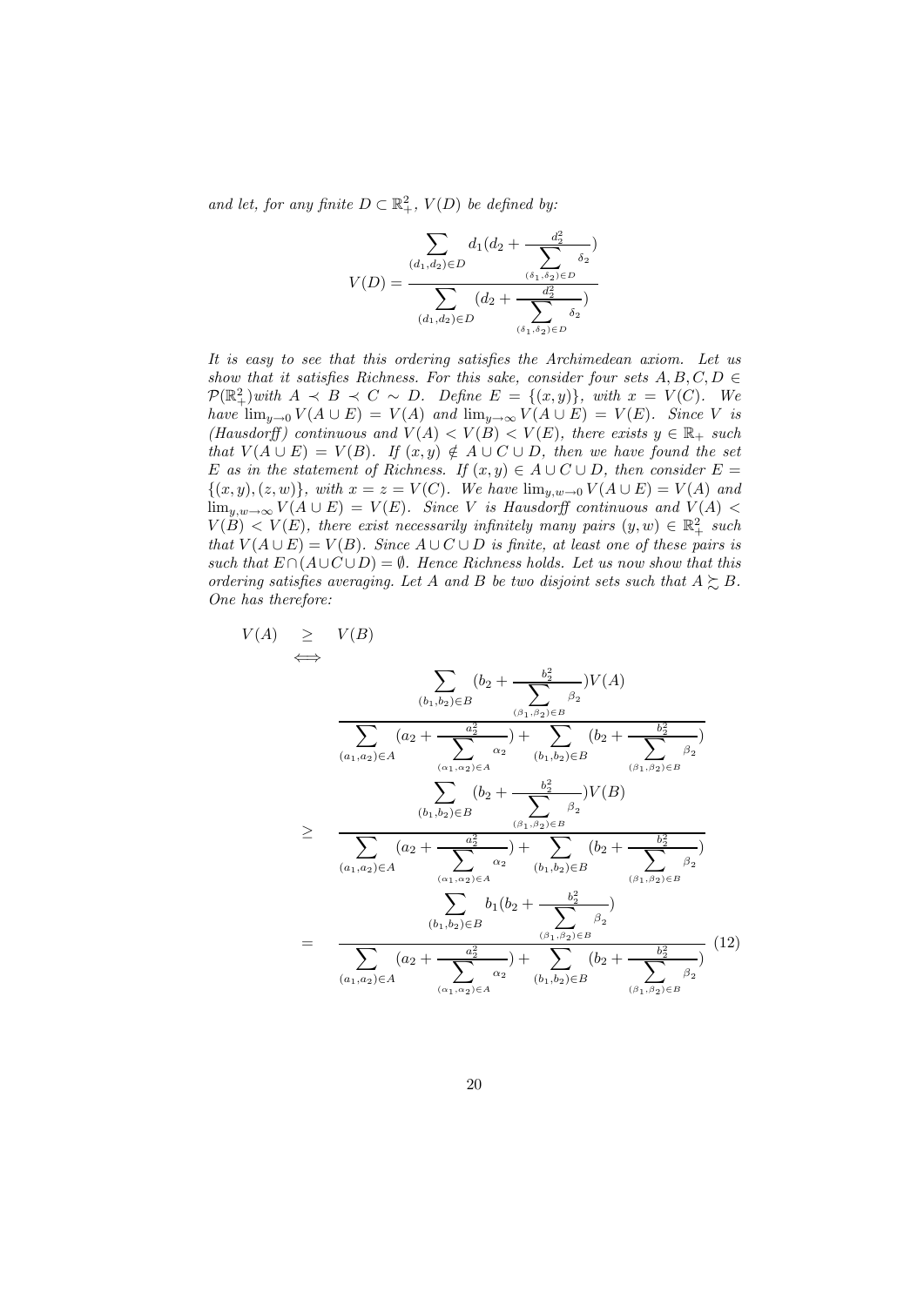*and let, for any finite $D \subset \mathbb{R}^2_+$, $V(D)$ be defined by:*

$$V(D) = \frac{\sum_{(d_1,d_2)\in D} d_1(d_2 + \frac{d_2^2}{\sum_{(\delta_1,\delta_2)\in D} \delta_2})}{\sum_{(d_1,d_2)\in D} (d_2 + \frac{d_2^2}{\sum_{(\delta_1,\delta_2)\in D} \delta_2})}$$

*It is easy to see that this ordering satisfies the Archimedean axiom. Let us show that it satisfies Richness. For this sake, consider four sets $A, B, C, D \in \mathcal{P}(\mathbb{R}^2_+)$ with $A \prec B \prec C \sim D$. Define $E = \{(x, y)\}$, with $x = V(C)$. We have $\lim_{y\to 0} V(A \cup E) = V(A)$ and $\lim_{y\to\infty} V(A \cup E) = V(E)$. Since $V$ is (Hausdorff) continuous and $V(A) < V(B) < V(E)$, there exists $y \in \mathbb{R}_+$ such that $V(A \cup E) = V(B)$. If $(x, y) \notin A \cup C \cup D$, then we have found the set $E$ as in the statement of Richness. If $(x, y) \in A \cup C \cup D$, then consider $E = \{(x, y), (z, w)\}$, with $x = z = V(C)$. We have $\lim_{y,w\to 0} V(A \cup E) = V(A)$ and $\lim_{y,w\to\infty} V(A \cup E) = V(E)$. Since $V$ is Hausdorff continuous and $V(A) < V(B) < V(E)$, there exist necessarily infinitely many pairs $(y, w) \in \mathbb{R}^2_+$ such that $V(A \cup E) = V(B)$. Since $A \cup C \cup D$ is finite, at least one of these pairs is such that $E \cap (A \cup C \cup D) = \emptyset$. Hence Richness holds. Let us now show that this ordering satisfies averaging. Let $A$ and $B$ be two disjoint sets such that $A \succsim B$. One has therefore:*

$$\begin{aligned}
V(A) &\geq V(B) \\
&\iff \\
&\frac{\sum_{(b_1,b_2)\in B} (b_2 + \frac{b_2^2}{\sum_{(\beta_1,\beta_2)\in B} \beta_2})V(A)}{\sum_{(a_1,a_2)\in A} (a_2 + \frac{a_2^2}{\sum_{(\alpha_1,\alpha_2)\in A} \alpha_2}) + \sum_{(b_1,b_2)\in B} (b_2 + \frac{b_2^2}{\sum_{(\beta_1,\beta_2)\in B} \beta_2})} \\
\geq\ &\frac{\sum_{(b_1,b_2)\in B} (b_2 + \frac{b_2^2}{\sum_{(\beta_1,\beta_2)\in B} \beta_2})V(B)}{\sum_{(a_1,a_2)\in A} (a_2 + \frac{a_2^2}{\sum_{(\alpha_1,\alpha_2)\in A} \alpha_2}) + \sum_{(b_1,b_2)\in B} (b_2 + \frac{b_2^2}{\sum_{(\beta_1,\beta_2)\in B} \beta_2})} \\
=\ &\frac{\sum_{(b_1,b_2)\in B} b_1(b_2 + \frac{b_2^2}{\sum_{(\beta_1,\beta_2)\in B} \beta_2})}{\sum_{(a_1,a_2)\in A} (a_2 + \frac{a_2^2}{\sum_{(\alpha_1,\alpha_2)\in A} \alpha_2}) + \sum_{(b_1,b_2)\in B} (b_2 + \frac{b_2^2}{\sum_{(\beta_1,\beta_2)\in B} \beta_2})}
\end{aligned} \quad (12)$$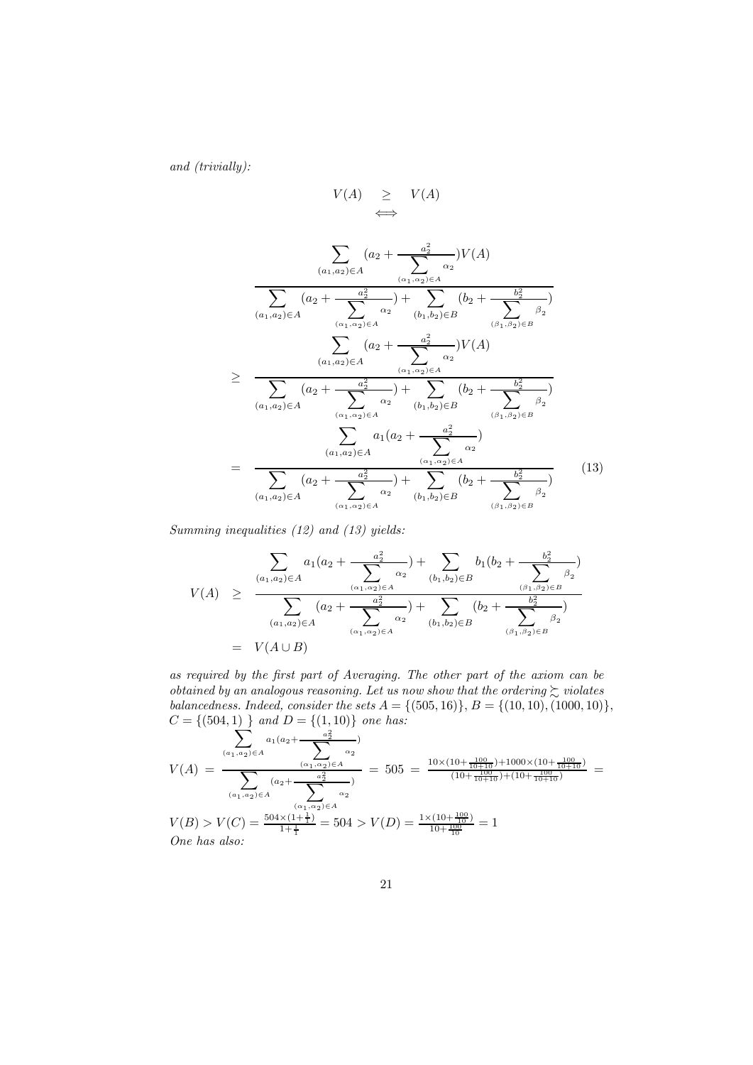*and (trivially):*

$$V(A) \quad \geq \quad V(A)$$
$$\iff$$

$$\frac{\sum\limits_{(a_1,a_2)\in A}(a_2+\frac{a_2^2}{\sum\limits_{(\alpha_1,\alpha_2)\in A}\alpha_2})V(A)}{\sum\limits_{(a_1,a_2)\in A}(a_2+\frac{a_2^2}{\sum\limits_{(\alpha_1,\alpha_2)\in A}\alpha_2})+\sum\limits_{(b_1,b_2)\in B}(b_2+\frac{b_2^2}{\sum\limits_{(\beta_1,\beta_2)\in B}\beta_2})}$$

$$\geq \quad \frac{\sum\limits_{(a_1,a_2)\in A}(a_2+\frac{a_2^2}{\sum\limits_{(\alpha_1,\alpha_2)\in A}\alpha_2})V(A)}{\sum\limits_{(a_1,a_2)\in A}(a_2+\frac{a_2^2}{\sum\limits_{(\alpha_1,\alpha_2)\in A}\alpha_2})+\sum\limits_{(b_1,b_2)\in B}(b_2+\frac{b_2^2}{\sum\limits_{(\beta_1,\beta_2)\in B}\beta_2})}$$

$$= \quad \frac{\sum\limits_{(a_1,a_2)\in A}a_1(a_2+\frac{a_2^2}{\sum\limits_{(\alpha_1,\alpha_2)\in A}\alpha_2})}{\sum\limits_{(a_1,a_2)\in A}(a_2+\frac{a_2^2}{\sum\limits_{(\alpha_1,\alpha_2)\in A}\alpha_2})+\sum\limits_{(b_1,b_2)\in B}(b_2+\frac{b_2^2}{\sum\limits_{(\beta_1,\beta_2)\in B}\beta_2})} \qquad (13)$$

*Summing inequalities (12) and (13) yields:*

$$V(A) \quad \geq \quad \frac{\sum\limits_{(a_1,a_2)\in A}a_1(a_2+\frac{a_2^2}{\sum\limits_{(\alpha_1,\alpha_2)\in A}\alpha_2})+\sum\limits_{(b_1,b_2)\in B}b_1(b_2+\frac{b_2^2}{\sum\limits_{(\beta_1,\beta_2)\in B}\beta_2})}{\sum\limits_{(a_1,a_2)\in A}(a_2+\frac{a_2^2}{\sum\limits_{(\alpha_1,\alpha_2)\in A}\alpha_2})+\sum\limits_{(b_1,b_2)\in B}(b_2+\frac{b_2^2}{\sum\limits_{(\beta_1,\beta_2)\in B}\beta_2})}$$
$$= \quad V(A\cup B)$$

*as required by the first part of Averaging. The other part of the axiom can be obtained by an analogous reasoning. Let us now show that the ordering $\succsim$ violates balancedness. Indeed, consider the sets $A=\{(505,16)\}$, $B=\{(10,10),(1000,10)\}$, $C=\{(504,1)\ \}$ and $D=\{(1,10)\}$ one has:*

$$V(A)=\frac{\sum\limits_{(a_1,a_2)\in A}a_1(a_2+\frac{a_2^2}{\sum\limits_{(\alpha_1,\alpha_2)\in A}\alpha_2})}{\sum\limits_{(a_1,a_2)\in A}(a_2+\frac{a_2^2}{\sum\limits_{(\alpha_1,\alpha_2)\in A}\alpha_2})}=505=\frac{10\times(10+\frac{100}{10+10})+1000\times(10+\frac{100}{10+10})}{(10+\frac{100}{10+10})+(10+\frac{100}{10+10})}=$$

$$V(B)>V(C)=\frac{504\times(1+\frac{1}{1})}{1+\frac{1}{1}}=504>V(D)=\frac{1\times(10+\frac{100}{10})}{10+\frac{100}{10}}=1$$

*One has also:*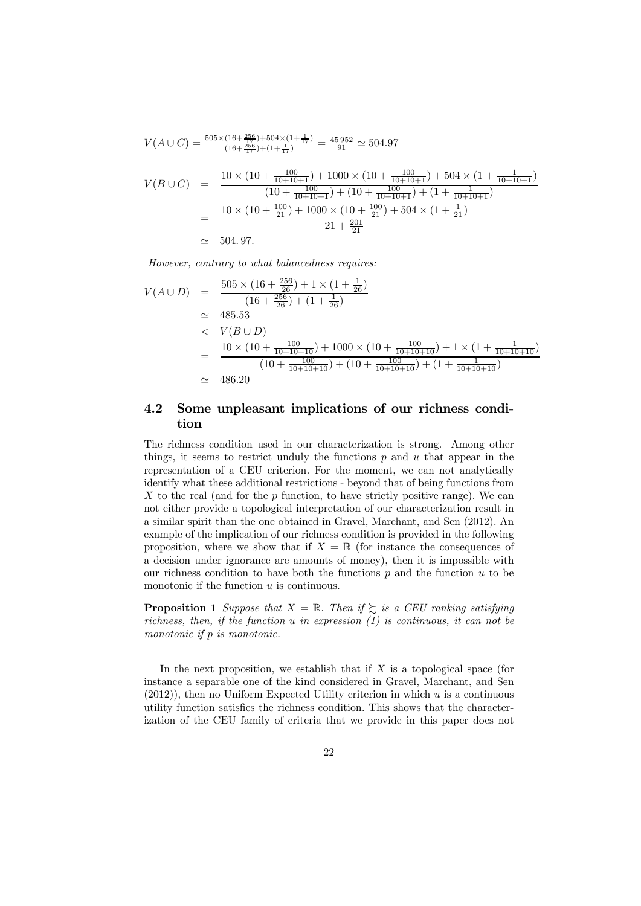$V(A \cup C) = \frac{505 \times (16 + \frac{256}{17}) + 504 \times (1 + \frac{1}{17})}{(16 + \frac{256}{17}) + (1 + \frac{1}{17})} = \frac{45\,952}{91} \simeq 504.97$

$$
\begin{aligned}
V(B \cup C) &= \frac{10 \times (10 + \frac{100}{10+10+1}) + 1000 \times (10 + \frac{100}{10+10+1}) + 504 \times (1 + \frac{1}{10+10+1})}{(10 + \frac{100}{10+10+1}) + (10 + \frac{100}{10+10+1}) + (1 + \frac{1}{10+10+1})} \\
&= \frac{10 \times (10 + \frac{100}{21}) + 1000 \times (10 + \frac{100}{21}) + 504 \times (1 + \frac{1}{21})}{21 + \frac{201}{21}} \\
&\simeq 504.97.
\end{aligned}
$$

*However, contrary to what balancedness requires:*

$$
\begin{aligned}
V(A \cup D) &= \frac{505 \times (16 + \frac{256}{26}) + 1 \times (1 + \frac{1}{26})}{(16 + \frac{256}{26}) + (1 + \frac{1}{26})} \\
&\simeq 485.53 \\
&< V(B \cup D) \\
&= \frac{10 \times (10 + \frac{100}{10+10+10}) + 1000 \times (10 + \frac{100}{10+10+10}) + 1 \times (1 + \frac{1}{10+10+10})}{(10 + \frac{100}{10+10+10}) + (10 + \frac{100}{10+10+10}) + (1 + \frac{1}{10+10+10})} \\
&\simeq 486.20
\end{aligned}
$$

### 4.2 Some unpleasant implications of our richness condition

The richness condition used in our characterization is strong. Among other things, it seems to restrict unduly the functions $p$ and $u$ that appear in the representation of a CEU criterion. For the moment, we can not analytically identify what these additional restrictions - beyond that of being functions from $X$ to the real (and for the $p$ function, to have strictly positive range). We can not either provide a topological interpretation of our characterization result in a similar spirit than the one obtained in Gravel, Marchant, and Sen (2012). An example of the implication of our richness condition is provided in the following proposition, where we show that if $X = \mathbb{R}$ (for instance the consequences of a decision under ignorance are amounts of money), then it is impossible with our richness condition to have both the functions $p$ and the function $u$ to be monotonic if the function $u$ is continuous.

**Proposition 1** *Suppose that $X = \mathbb{R}$. Then if $\succsim$ is a CEU ranking satisfying richness, then, if the function $u$ in expression (1) is continuous, it can not be monotonic if $p$ is monotonic.*

In the next proposition, we establish that if $X$ is a topological space (for instance a separable one of the kind considered in Gravel, Marchant, and Sen (2012)), then no Uniform Expected Utility criterion in which $u$ is a continuous utility function satisfies the richness condition. This shows that the characterization of the CEU family of criteria that we provide in this paper does not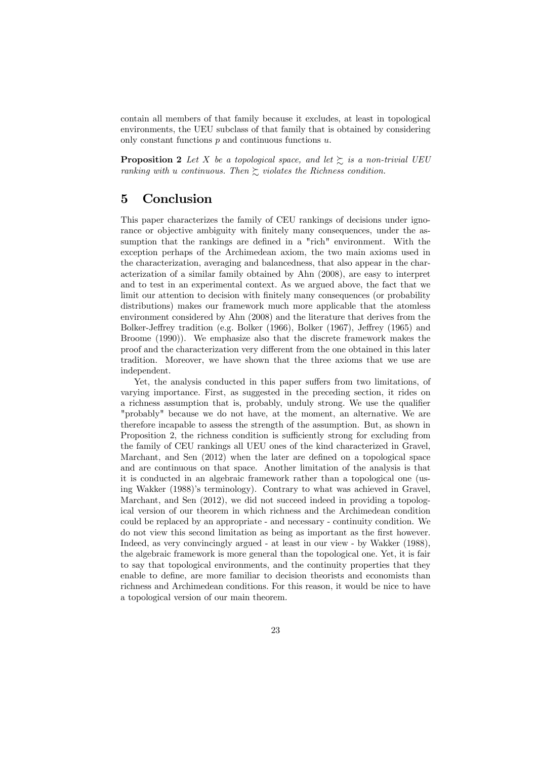contain all members of that family because it excludes, at least in topological environments, the UEU subclass of that family that is obtained by considering only constant functions $p$ and continuous functions $u$.

**Proposition 2** *Let $X$ be a topological space, and let $\succsim$ is a non-trivial UEU ranking with $u$ continuous. Then $\succsim$ violates the Richness condition.*

# 5 Conclusion

This paper characterizes the family of CEU rankings of decisions under ignorance or objective ambiguity with finitely many consequences, under the assumption that the rankings are defined in a "rich" environment. With the exception perhaps of the Archimedean axiom, the two main axioms used in the characterization, averaging and balancedness, that also appear in the characterization of a similar family obtained by Ahn (2008), are easy to interpret and to test in an experimental context. As we argued above, the fact that we limit our attention to decision with finitely many consequences (or probability distributions) makes our framework much more applicable that the atomless environment considered by Ahn (2008) and the literature that derives from the Bolker-Jeffrey tradition (e.g. Bolker (1966), Bolker (1967), Jeffrey (1965) and Broome (1990)). We emphasize also that the discrete framework makes the proof and the characterization very different from the one obtained in this later tradition. Moreover, we have shown that the three axioms that we use are independent.

Yet, the analysis conducted in this paper suffers from two limitations, of varying importance. First, as suggested in the preceding section, it rides on a richness assumption that is, probably, unduly strong. We use the qualifier "probably" because we do not have, at the moment, an alternative. We are therefore incapable to assess the strength of the assumption. But, as shown in Proposition 2, the richness condition is sufficiently strong for excluding from the family of CEU rankings all UEU ones of the kind characterized in Gravel, Marchant, and Sen (2012) when the later are defined on a topological space and are continuous on that space. Another limitation of the analysis is that it is conducted in an algebraic framework rather than a topological one (using Wakker (1988)'s terminology). Contrary to what was achieved in Gravel, Marchant, and Sen (2012), we did not succeed indeed in providing a topological version of our theorem in which richness and the Archimedean condition could be replaced by an appropriate - and necessary - continuity condition. We do not view this second limitation as being as important as the first however. Indeed, as very convincingly argued - at least in our view - by Wakker (1988), the algebraic framework is more general than the topological one. Yet, it is fair to say that topological environments, and the continuity properties that they enable to define, are more familiar to decision theorists and economists than richness and Archimedean conditions. For this reason, it would be nice to have a topological version of our main theorem.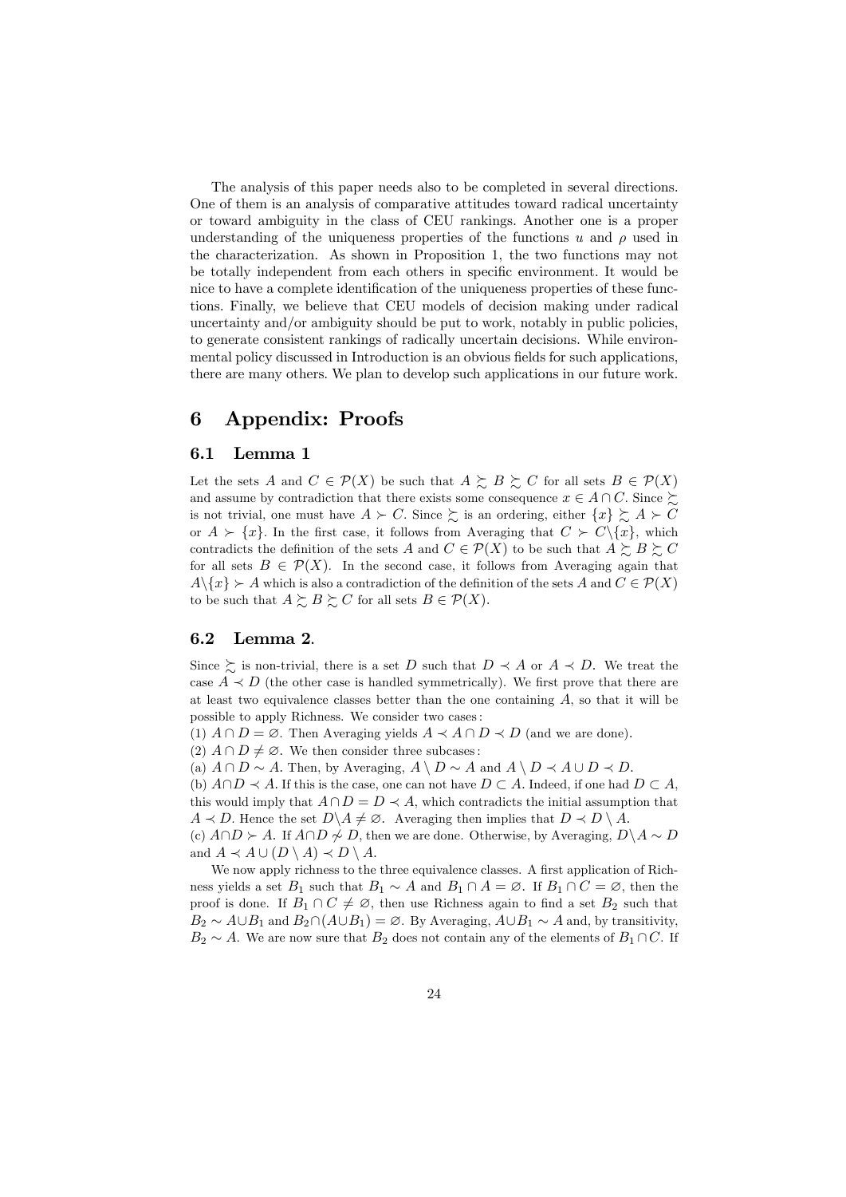The analysis of this paper needs also to be completed in several directions. One of them is an analysis of comparative attitudes toward radical uncertainty or toward ambiguity in the class of CEU rankings. Another one is a proper understanding of the uniqueness properties of the functions $u$ and $\rho$ used in the characterization. As shown in Proposition 1, the two functions may not be totally independent from each others in specific environment. It would be nice to have a complete identification of the uniqueness properties of these functions. Finally, we believe that CEU models of decision making under radical uncertainty and/or ambiguity should be put to work, notably in public policies, to generate consistent rankings of radically uncertain decisions. While environmental policy discussed in Introduction is an obvious fields for such applications, there are many others. We plan to develop such applications in our future work.

# 6 Appendix: Proofs

## 6.1 Lemma 1

Let the sets $A$ and $C \in \mathcal{P}(X)$ be such that $A \succsim B \succsim C$ for all sets $B \in \mathcal{P}(X)$ and assume by contradiction that there exists some consequence $x \in A \cap C$. Since $\succsim$ is not trivial, one must have $A \succ C$. Since $\succsim$ is an ordering, either $\{x\} \succsim A \succ C$ or $A \succ \{x\}$. In the first case, it follows from Averaging that $C \succ C \backslash \{x\}$, which contradicts the definition of the sets $A$ and $C \in \mathcal{P}(X)$ to be such that $A \succsim B \succsim C$ for all sets $B \in \mathcal{P}(X)$. In the second case, it follows from Averaging again that $A \backslash \{x\} \succ A$ which is also a contradiction of the definition of the sets $A$ and $C \in \mathcal{P}(X)$ to be such that $A \succsim B \succsim C$ for all sets $B \in \mathcal{P}(X)$.

## 6.2 Lemma 2.

Since $\succsim$ is non-trivial, there is a set $D$ such that $D \prec A$ or $A \prec D$. We treat the case $A \prec D$ (the other case is handled symmetrically). We first prove that there are at least two equivalence classes better than the one containing $A$, so that it will be possible to apply Richness. We consider two cases :

(1) $A \cap D = \varnothing$. Then Averaging yields $A \prec A \cap D \prec D$ (and we are done).

(2) $A \cap D \neq \varnothing$. We then consider three subcases :

(a) $A \cap D \sim A$. Then, by Averaging, $A \setminus D \sim A$ and $A \setminus D \prec A \cup D \prec D$.

(b) $A \cap D \prec A$. If this is the case, one can not have $D \subset A$. Indeed, if one had $D \subset A$, this would imply that $A \cap D = D \prec A$, which contradicts the initial assumption that $A \prec D$. Hence the set $D \backslash A \neq \varnothing$. Averaging then implies that $D \prec D \setminus A$.

(c) $A \cap D \succ A$. If $A \cap D \not\sim D$, then we are done. Otherwise, by Averaging, $D \backslash A \sim D$ and $A \prec A \cup (D \setminus A) \prec D \setminus A$.

We now apply richness to the three equivalence classes. A first application of Richness yields a set $B_1$ such that $B_1 \sim A$ and $B_1 \cap A = \varnothing$. If $B_1 \cap C = \varnothing$, then the proof is done. If $B_1 \cap C \neq \varnothing$, then use Richness again to find a set $B_2$ such that $B_2 \sim A \cup B_1$ and $B_2 \cap (A \cup B_1) = \varnothing$. By Averaging, $A \cup B_1 \sim A$ and, by transitivity, $B_2 \sim A$. We are now sure that $B_2$ does not contain any of the elements of $B_1 \cap C$. If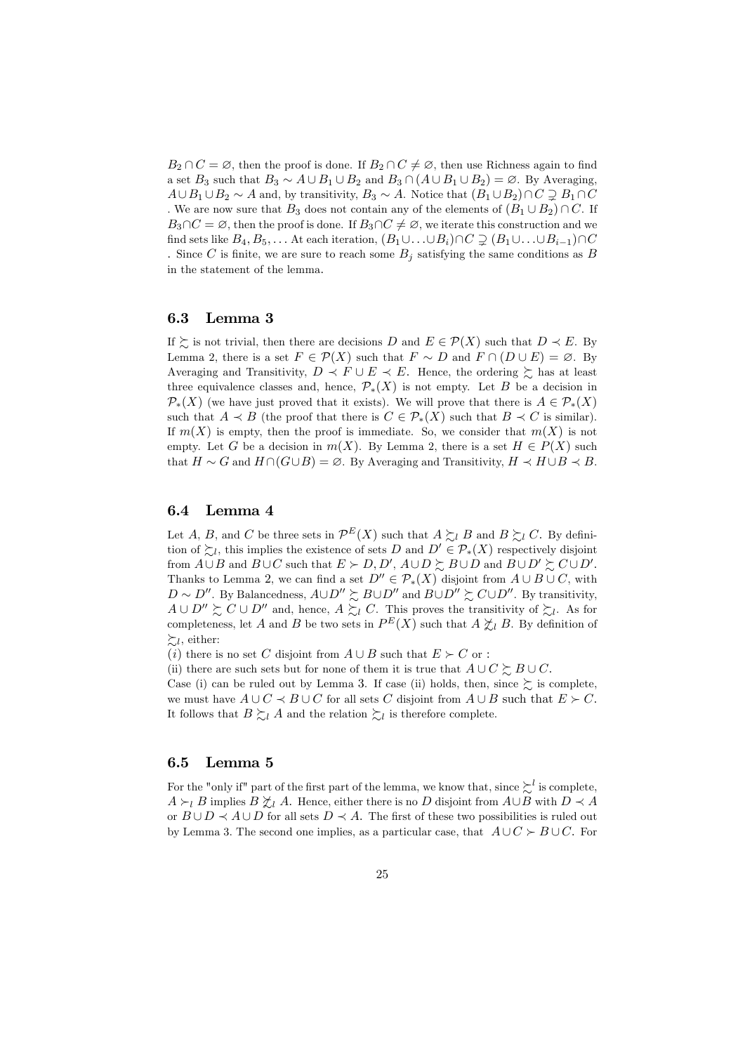$B_2 \cap C = \varnothing$, then the proof is done. If $B_2 \cap C \neq \varnothing$, then use Richness again to find a set $B_3$ such that $B_3 \sim A \cup B_1 \cup B_2$ and $B_3 \cap (A \cup B_1 \cup B_2) = \varnothing$. By Averaging, $A \cup B_1 \cup B_2 \sim A$ and, by transitivity, $B_3 \sim A$. Notice that $(B_1 \cup B_2) \cap C \supsetneq B_1 \cap C$ . We are now sure that $B_3$ does not contain any of the elements of $(B_1 \cup B_2) \cap C$. If $B_3 \cap C = \varnothing$, then the proof is done. If $B_3 \cap C \neq \varnothing$, we iterate this construction and we find sets like $B_4, B_5, \ldots$ At each iteration, $(B_1 \cup \ldots \cup B_i) \cap C \supsetneq (B_1 \cup \ldots \cup B_{i-1}) \cap C$ . Since $C$ is finite, we are sure to reach some $B_j$ satisfying the same conditions as $B$ in the statement of the lemma.

### 6.3 Lemma 3

If $\succsim$ is not trivial, then there are decisions $D$ and $E \in \mathcal{P}(X)$ such that $D \prec E$. By Lemma 2, there is a set $F \in \mathcal{P}(X)$ such that $F \sim D$ and $F \cap (D \cup E) = \varnothing$. By Averaging and Transitivity, $D \prec F \cup E \prec E$. Hence, the ordering $\succsim$ has at least three equivalence classes and, hence, $\mathcal{P}_*(X)$ is not empty. Let $B$ be a decision in $\mathcal{P}_*(X)$ (we have just proved that it exists). We will prove that there is $A \in \mathcal{P}_*(X)$ such that $A \prec B$ (the proof that there is $C \in \mathcal{P}_*(X)$ such that $B \prec C$ is similar). If $m(X)$ is empty, then the proof is immediate. So, we consider that $m(X)$ is not empty. Let $G$ be a decision in $m(X)$. By Lemma 2, there is a set $H \in P(X)$ such that $H \sim G$ and $H \cap (G \cup B) = \varnothing$. By Averaging and Transitivity, $H \prec H \cup B \prec B$.

### 6.4 Lemma 4

Let $A$, $B$, and $C$ be three sets in $\mathcal{P}^E(X)$ such that $A \succsim_l B$ and $B \succsim_l C$. By definition of $\succsim_l$, this implies the existence of sets $D$ and $D' \in \mathcal{P}_*(X)$ respectively disjoint from $A \cup B$ and $B \cup C$ such that $E \succ D, D'$, $A \cup D \succsim B \cup D$ and $B \cup D' \succsim C \cup D'$. Thanks to Lemma 2, we can find a set $D'' \in \mathcal{P}_*(X)$ disjoint from $A \cup B \cup C$, with $D \sim D''$. By Balancedness, $A \cup D'' \succsim B \cup D''$ and $B \cup D'' \succsim C \cup D''$. By transitivity, $A \cup D'' \succsim C \cup D''$ and, hence, $A \succsim_l C$. This proves the transitivity of $\succsim_l$. As for completeness, let $A$ and $B$ be two sets in $P^E(X)$ such that $A \not\succsim_l B$. By definition of $\succsim_l$, either:

($i$) there is no set $C$ disjoint from $A \cup B$ such that $E \succ C$ or :

(ii) there are such sets but for none of them it is true that $A \cup C \succsim B \cup C$.

Case (i) can be ruled out by Lemma 3. If case (ii) holds, then, since $\succsim$ is complete, we must have $A \cup C \prec B \cup C$ for all sets $C$ disjoint from $A \cup B$ such that $E \succ C$. It follows that $B \succsim_l A$ and the relation $\succsim_l$ is therefore complete.

### 6.5 Lemma 5

For the "only if" part of the first part of the lemma, we know that, since $\succsim^l$ is complete, $A \succ_l B$ implies $B \not\succsim_l A$. Hence, either there is no $D$ disjoint from $A \cup B$ with $D \prec A$ or $B \cup D \prec A \cup D$ for all sets $D \prec A$. The first of these two possibilities is ruled out by Lemma 3. The second one implies, as a particular case, that $A \cup C \succ B \cup C$. For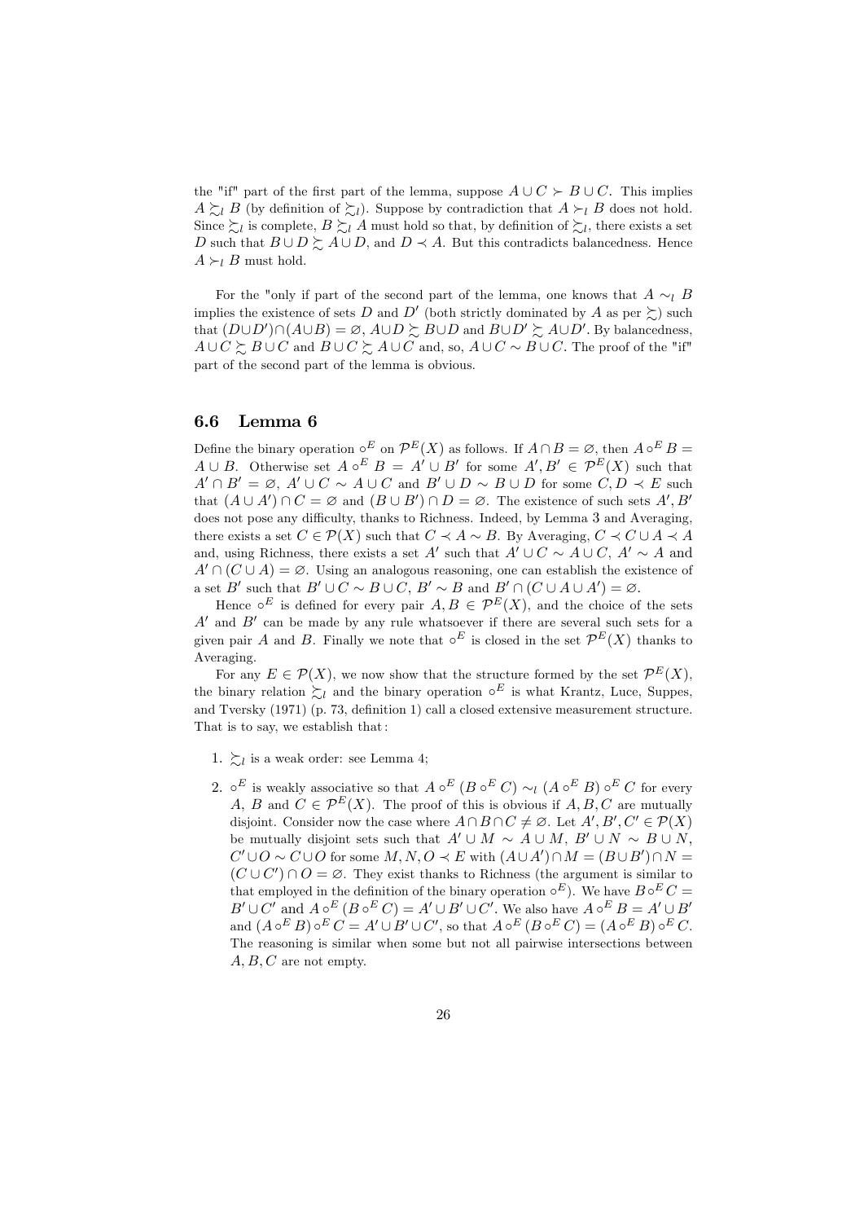the "if" part of the first part of the lemma, suppose $A \cup C \succ B \cup C$. This implies $A \succsim_l B$ (by definition of $\succsim_l$). Suppose by contradiction that $A \succ_l B$ does not hold. Since $\succsim_l$ is complete, $B \succsim_l A$ must hold so that, by definition of $\succsim_l$, there exists a set $D$ such that $B \cup D \succsim A \cup D$, and $D \prec A$. But this contradicts balancedness. Hence $A \succ_l B$ must hold.

For the "only if part of the second part of the lemma, one knows that $A \sim_l B$ implies the existence of sets $D$ and $D'$ (both strictly dominated by $A$ as per $\succsim$) such that $(D \cup D') \cap (A \cup B) = \varnothing$, $A \cup D \succsim B \cup D$ and $B \cup D' \succsim A \cup D'$. By balancedness, $A \cup C \succsim B \cup C$ and $B \cup C \succsim A \cup C$ and, so, $A \cup C \sim B \cup C$. The proof of the "if" part of the second part of the lemma is obvious.

### 6.6 Lemma 6

Define the binary operation $\circ^E$ on $\mathcal{P}^E(X)$ as follows. If $A \cap B = \varnothing$, then $A \circ^E B = A \cup B$. Otherwise set $A \circ^E B = A' \cup B'$ for some $A', B' \in \mathcal{P}^E(X)$ such that $A' \cap B' = \varnothing$, $A' \cup C \sim A \cup C$ and $B' \cup D \sim B \cup D$ for some $C, D \prec E$ such that $(A \cup A') \cap C = \varnothing$ and $(B \cup B') \cap D = \varnothing$. The existence of such sets $A', B'$ does not pose any difficulty, thanks to Richness. Indeed, by Lemma 3 and Averaging, there exists a set $C \in \mathcal{P}(X)$ such that $C \prec A \sim B$. By Averaging, $C \prec C \cup A \prec A$ and, using Richness, there exists a set $A'$ such that $A' \cup C \sim A \cup C$, $A' \sim A$ and $A' \cap (C \cup A) = \varnothing$. Using an analogous reasoning, one can establish the existence of a set $B'$ such that $B' \cup C \sim B \cup C$, $B' \sim B$ and $B' \cap (C \cup A \cup A') = \varnothing$.

Hence $\circ^E$ is defined for every pair $A, B \in \mathcal{P}^E(X)$, and the choice of the sets $A'$ and $B'$ can be made by any rule whatsoever if there are several such sets for a given pair $A$ and $B$. Finally we note that $\circ^E$ is closed in the set $\mathcal{P}^E(X)$ thanks to Averaging.

For any $E \in \mathcal{P}(X)$, we now show that the structure formed by the set $\mathcal{P}^E(X)$, the binary relation $\succsim_l$ and the binary operation $\circ^E$ is what Krantz, Luce, Suppes, and Tversky (1971) (p. 73, definition 1) call a closed extensive measurement structure. That is to say, we establish that:

1. $\succsim_l$ is a weak order: see Lemma 4;
2. $\circ^E$ is weakly associative so that $A \circ^E (B \circ^E C) \sim_l (A \circ^E B) \circ^E C$ for every $A$, $B$ and $C \in \mathcal{P}^E(X)$. The proof of this is obvious if $A, B, C$ are mutually disjoint. Consider now the case where $A \cap B \cap C \neq \varnothing$. Let $A', B', C' \in \mathcal{P}(X)$ be mutually disjoint sets such that $A' \cup M \sim A \cup M$, $B' \cup N \sim B \cup N$, $C' \cup O \sim C \cup O$ for some $M, N, O \prec E$ with $(A \cup A') \cap M = (B \cup B') \cap N = (C \cup C') \cap O = \varnothing$. They exist thanks to Richness (the argument is similar to that employed in the definition of the binary operation $\circ^E$). We have $B \circ^E C = B' \cup C'$ and $A \circ^E (B \circ^E C) = A' \cup B' \cup C'$. We also have $A \circ^E B = A' \cup B'$ and $(A \circ^E B) \circ^E C = A' \cup B' \cup C'$, so that $A \circ^E (B \circ^E C) = (A \circ^E B) \circ^E C$. The reasoning is similar when some but not all pairwise intersections between $A, B, C$ are not empty.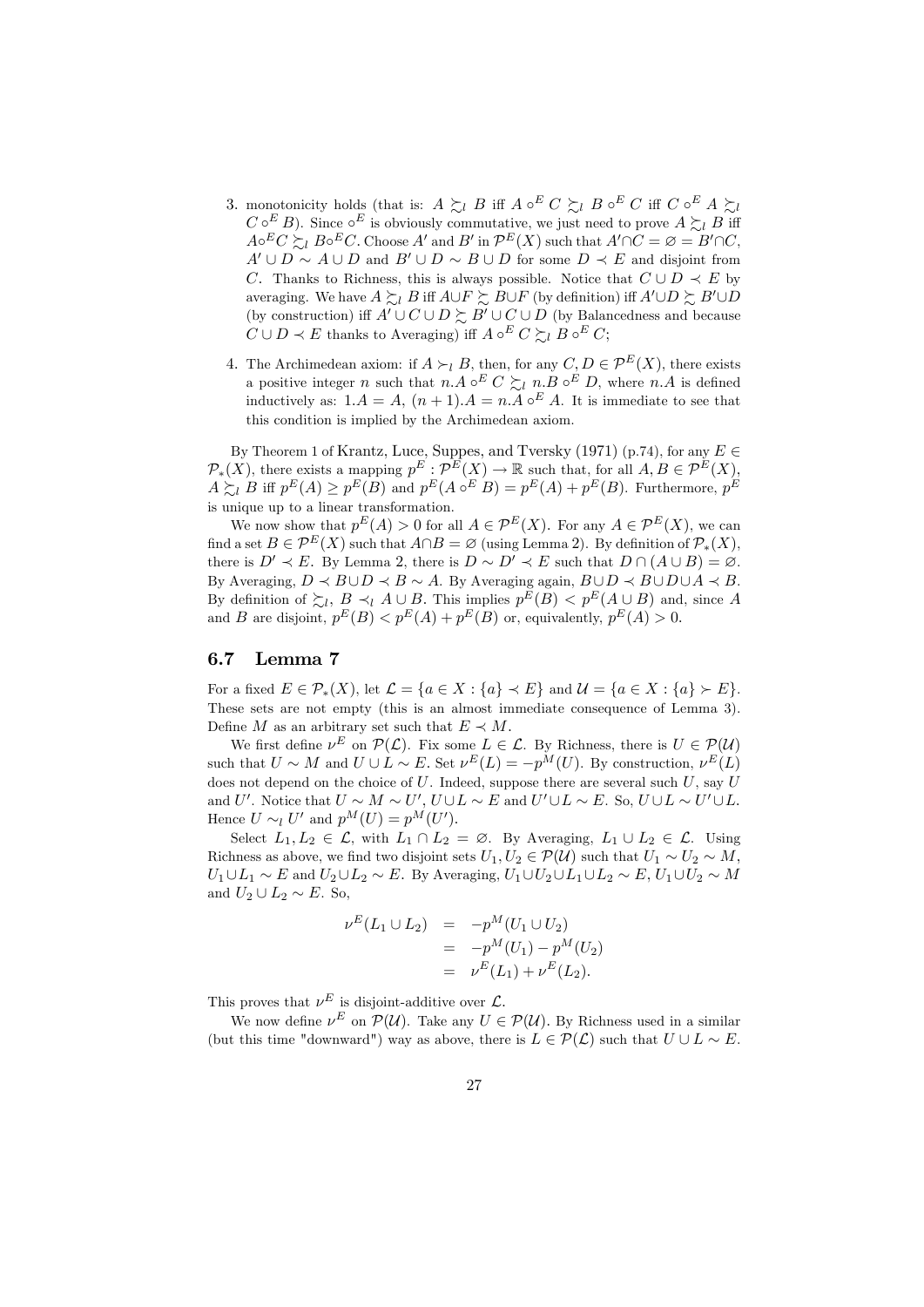3. monotonicity holds (that is: $A \succsim_l B$ iff $A \circ^E C \succsim_l B \circ^E C$ iff $C \circ^E A \succsim_l C \circ^E B$). Since $\circ^E$ is obviously commutative, we just need to prove $A \succsim_l B$ iff $A \circ^E C \succsim_l B \circ^E C$. Choose $A'$ and $B'$ in $\mathcal{P}^E(X)$ such that $A' \cap C = \varnothing = B' \cap C$, $A' \cup D \sim A \cup D$ and $B' \cup D \sim B \cup D$ for some $D \prec E$ and disjoint from $C$. Thanks to Richness, this is always possible. Notice that $C \cup D \prec E$ by averaging. We have $A \succsim_l B$ iff $A \cup F \succsim B \cup F$ (by definition) iff $A' \cup D \succsim B' \cup D$ (by construction) iff $A' \cup C \cup D \succsim B' \cup C \cup D$ (by Balancedness and because $C \cup D \prec E$ thanks to Averaging) iff $A \circ^E C \succsim_l B \circ^E C$;

4. The Archimedean axiom: if $A \succ_l B$, then, for any $C, D \in \mathcal{P}^E(X)$, there exists a positive integer $n$ such that $n.A \circ^E C \succsim_l n.B \circ^E D$, where $n.A$ is defined inductively as: $1.A = A$, $(n+1).A = n.A \circ^E A$. It is immediate to see that this condition is implied by the Archimedean axiom.

By Theorem 1 of Krantz, Luce, Suppes, and Tversky (1971) (p.74), for any $E \in \mathcal{P}_*(X)$, there exists a mapping $p^E : \mathcal{P}^E(X) \to \mathbb{R}$ such that, for all $A, B \in \mathcal{P}^E(X)$, $A \succsim_l B$ iff $p^E(A) \geq p^E(B)$ and $p^E(A \circ^E B) = p^E(A) + p^E(B)$. Furthermore, $p^E$ is unique up to a linear transformation.

We now show that $p^E(A) > 0$ for all $A \in \mathcal{P}^E(X)$. For any $A \in \mathcal{P}^E(X)$, we can find a set $B \in \mathcal{P}^E(X)$ such that $A \cap B = \varnothing$ (using Lemma 2). By definition of $\mathcal{P}_*(X)$, there is $D' \prec E$. By Lemma 2, there is $D \sim D' \prec E$ such that $D \cap (A \cup B) = \varnothing$. By Averaging, $D \prec B \cup D \prec B \sim A$. By Averaging again, $B \cup D \prec B \cup D \cup A \prec B$. By definition of $\succsim_l$, $B \prec_l A \cup B$. This implies $p^E(B) < p^E(A \cup B)$ and, since $A$ and $B$ are disjoint, $p^E(B) < p^E(A) + p^E(B)$ or, equivalently, $p^E(A) > 0$.

## 6.7 Lemma 7

For a fixed $E \in \mathcal{P}_*(X)$, let $\mathcal{L} = \{a \in X : \{a\} \prec E\}$ and $\mathcal{U} = \{a \in X : \{a\} \succ E\}$. These sets are not empty (this is an almost immediate consequence of Lemma 3). Define $M$ as an arbitrary set such that $E \prec M$.

We first define $\nu^E$ on $\mathcal{P}(\mathcal{L})$. Fix some $L \in \mathcal{L}$. By Richness, there is $U \in \mathcal{P}(\mathcal{U})$ such that $U \sim M$ and $U \cup L \sim E$. Set $\nu^E(L) = -p^M(U)$. By construction, $\nu^E(L)$ does not depend on the choice of $U$. Indeed, suppose there are several such $U$, say $U$ and $U'$. Notice that $U \sim M \sim U'$, $U \cup L \sim E$ and $U' \cup L \sim E$. So, $U \cup L \sim U' \cup L$. Hence $U \sim_l U'$ and $p^M(U) = p^M(U')$.

Select $L_1, L_2 \in \mathcal{L}$, with $L_1 \cap L_2 = \varnothing$. By Averaging, $L_1 \cup L_2 \in \mathcal{L}$. Using Richness as above, we find two disjoint sets $U_1, U_2 \in \mathcal{P}(\mathcal{U})$ such that $U_1 \sim U_2 \sim M$, $U_1 \cup L_1 \sim E$ and $U_2 \cup L_2 \sim E$. By Averaging, $U_1 \cup U_2 \cup L_1 \cup L_2 \sim E$, $U_1 \cup U_2 \sim M$ and $U_2 \cup L_2 \sim E$. So,

$$
\begin{aligned}
\nu^E(L_1 \cup L_2) &= -p^M(U_1 \cup U_2) \\
&= -p^M(U_1) - p^M(U_2) \\
&= \nu^E(L_1) + \nu^E(L_2).
\end{aligned}
$$

This proves that $\nu^E$ is disjoint-additive over $\mathcal{L}$.

We now define $\nu^E$ on $\mathcal{P}(\mathcal{U})$. Take any $U \in \mathcal{P}(\mathcal{U})$. By Richness used in a similar (but this time "downward") way as above, there is $L \in \mathcal{P}(\mathcal{L})$ such that $U \cup L \sim E$.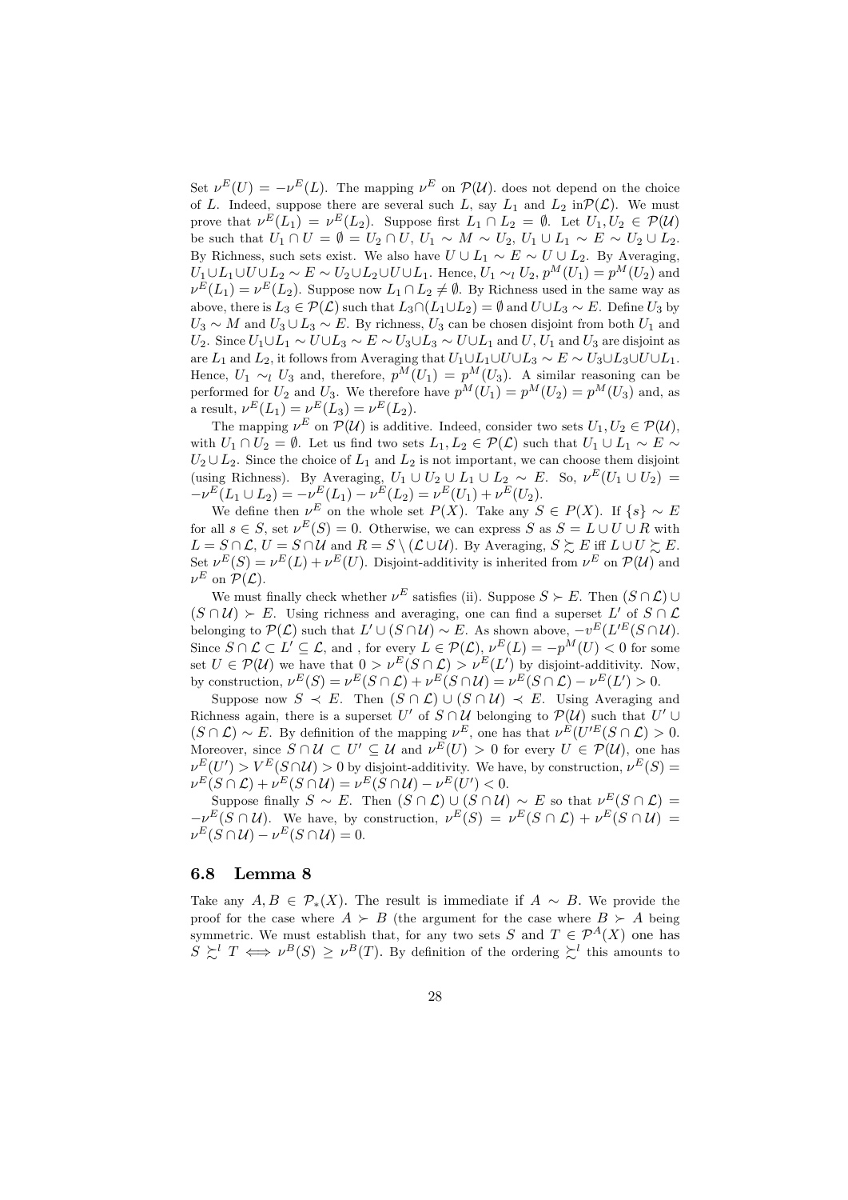Set $\nu^E(U) = -\nu^E(L)$. The mapping $\nu^E$ on $\mathcal{P}(\mathcal{U})$. does not depend on the choice of $L$. Indeed, suppose there are several such $L$, say $L_1$ and $L_2$ in$\mathcal{P}(\mathcal{L})$. We must prove that $\nu^E(L_1) = \nu^E(L_2)$. Suppose first $L_1 \cap L_2 = \emptyset$. Let $U_1, U_2 \in \mathcal{P}(\mathcal{U})$ be such that $U_1 \cap U = \emptyset = U_2 \cap U$, $U_1 \sim M \sim U_2$, $U_1 \cup L_1 \sim E \sim U_2 \cup L_2$. By Richness, such sets exist. We also have $U \cup L_1 \sim E \sim U \cup L_2$. By Averaging, $U_1 \cup L_1 \cup U \cup L_2 \sim E \sim U_2 \cup L_2 \cup U \cup L_1$. Hence, $U_1 \sim_l U_2$, $p^M(U_1) = p^M(U_2)$ and $\nu^E(L_1) = \nu^E(L_2)$. Suppose now $L_1 \cap L_2 \neq \emptyset$. By Richness used in the same way as above, there is $L_3 \in \mathcal{P}(\mathcal{L})$ such that $L_3 \cap (L_1 \cup L_2) = \emptyset$ and $U \cup L_3 \sim E$. Define $U_3$ by $U_3 \sim M$ and $U_3 \cup L_3 \sim E$. By richness, $U_3$ can be chosen disjoint from both $U_1$ and $U_2$. Since $U_1 \cup L_1 \sim U \cup L_3 \sim E \sim U_3 \cup L_3 \sim U \cup L_1$ and $U$, $U_1$ and $U_3$ are disjoint as are $L_1$ and $L_2$, it follows from Averaging that $U_1 \cup L_1 \cup U \cup L_3 \sim E \sim U_3 \cup L_3 \cup U \cup L_1$. Hence, $U_1 \sim_l U_3$ and, therefore, $p^M(U_1) = p^M(U_3)$. A similar reasoning can be performed for $U_2$ and $U_3$. We therefore have $p^M(U_1) = p^M(U_2) = p^M(U_3)$ and, as a result, $\nu^E(L_1) = \nu^E(L_3) = \nu^E(L_2)$.

The mapping $\nu^E$ on $\mathcal{P}(\mathcal{U})$ is additive. Indeed, consider two sets $U_1, U_2 \in \mathcal{P}(\mathcal{U})$, with $U_1 \cap U_2 = \emptyset$. Let us find two sets $L_1, L_2 \in \mathcal{P}(\mathcal{L})$ such that $U_1 \cup L_1 \sim E \sim U_2 \cup L_2$. Since the choice of $L_1$ and $L_2$ is not important, we can choose them disjoint (using Richness). By Averaging, $U_1 \cup U_2 \cup L_1 \cup L_2 \sim E$. So, $\nu^E(U_1 \cup U_2) = -\nu^E(L_1 \cup L_2) = -\nu^E(L_1) - \nu^E(L_2) = \nu^E(U_1) + \nu^E(U_2)$.

We define then $\nu^E$ on the whole set $P(X)$. Take any $S \in P(X)$. If $\{s\} \sim E$ for all $s \in S$, set $\nu^E(S) = 0$. Otherwise, we can express $S$ as $S = L \cup U \cup R$ with $L = S \cap \mathcal{L}$, $U = S \cap \mathcal{U}$ and $R = S \setminus (\mathcal{L} \cup \mathcal{U})$. By Averaging, $S \succsim E$ iff $L \cup U \succsim E$. Set $\nu^E(S) = \nu^E(L) + \nu^E(U)$. Disjoint-additivity is inherited from $\nu^E$ on $\mathcal{P}(\mathcal{U})$ and $\nu^E$ on $\mathcal{P}(\mathcal{L})$.

We must finally check whether $\nu^E$ satisfies (ii). Suppose $S \succ E$. Then $(S \cap \mathcal{L}) \cup (S \cap \mathcal{U}) \succ E$. Using richness and averaging, one can find a superset $L'$ of $S \cap \mathcal{L}$ belonging to $\mathcal{P}(\mathcal{L})$ such that $L' \cup (S \cap \mathcal{U}) \sim E$. As shown above, $-v^E(L'^E(S \cap \mathcal{U})$. Since $S \cap \mathcal{L} \subset L' \subseteq \mathcal{L}$, and , for every $L \in \mathcal{P}(\mathcal{L})$, $\nu^E(L) = -p^M(U) < 0$ for some set $U \in \mathcal{P}(\mathcal{U})$ we have that $0 > \nu^E(S \cap \mathcal{L}) > \nu^E(L')$ by disjoint-additivity. Now, by construction, $\nu^E(S) = \nu^E(S \cap \mathcal{L}) + \nu^E(S \cap \mathcal{U}) = \nu^E(S \cap \mathcal{L}) - \nu^E(L') > 0$.

Suppose now $S \prec E$. Then $(S \cap \mathcal{L}) \cup (S \cap \mathcal{U}) \prec E$. Using Averaging and Richness again, there is a superset $U'$ of $S \cap \mathcal{U}$ belonging to $\mathcal{P}(\mathcal{U})$ such that $U' \cup (S \cap \mathcal{L}) \sim E$. By definition of the mapping $\nu^E$, one has that $\nu^E(U'^E(S \cap \mathcal{L}) > 0$. Moreover, since $S \cap \mathcal{U} \subset U' \subseteq \mathcal{U}$ and $\nu^E(U) > 0$ for every $U \in \mathcal{P}(\mathcal{U})$, one has $\nu^E(U') > V^E(S \cap \mathcal{U}) > 0$ by disjoint-additivity. We have, by construction, $\nu^E(S) = \nu^E(S \cap \mathcal{L}) + \nu^E(S \cap \mathcal{U}) = \nu^E(S \cap \mathcal{U}) - \nu^E(U') < 0$.

Suppose finally $S \sim E$. Then $(S \cap \mathcal{L}) \cup (S \cap \mathcal{U}) \sim E$ so that $\nu^E(S \cap \mathcal{L}) = -\nu^E(S \cap \mathcal{U})$. We have, by construction, $\nu^E(S) = \nu^E(S \cap \mathcal{L}) + \nu^E(S \cap \mathcal{U}) = \nu^E(S \cap \mathcal{U}) - \nu^E(S \cap \mathcal{U}) = 0$.

### 6.8 Lemma 8

Take any $A, B \in \mathcal{P}_*(X)$. The result is immediate if $A \sim B$. We provide the proof for the case where $A \succ B$ (the argument for the case where $B \succ A$ being symmetric. We must establish that, for any two sets $S$ and $T \in \mathcal{P}^A(X)$ one has $S \succsim^l T \iff \nu^B(S) \geq \nu^B(T)$. By definition of the ordering $\succsim^l$ this amounts to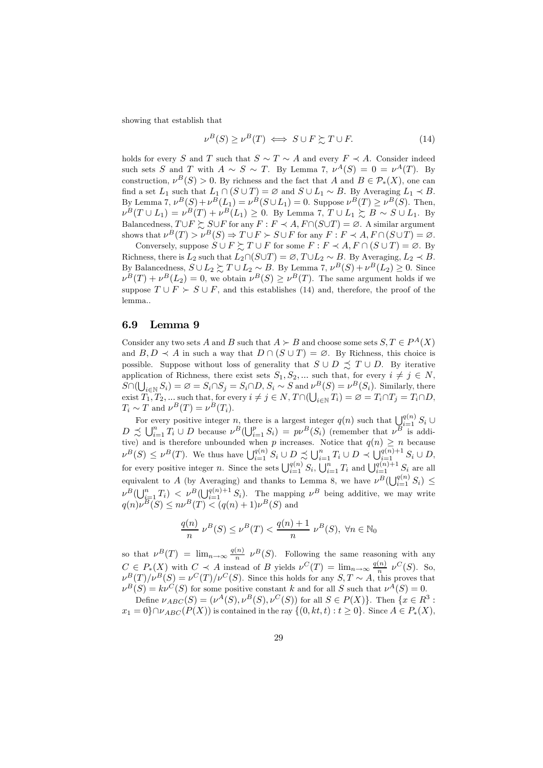showing that establish that

$$\nu^B(S) \geq \nu^B(T) \iff S \cup F \succsim T \cup F. \tag{14}$$

holds for every $S$ and $T$ such that $S \sim T \sim A$ and every $F \prec A$. Consider indeed such sets $S$ and $T$ with $A \sim S \sim T$. By Lemma 7, $\nu^A(S) = 0 = \nu^A(T)$. By construction, $\nu^B(S) > 0$. By richness and the fact that $A$ and $B \in \mathcal{P}_*(X)$, one can find a set $L_1$ such that $L_1 \cap (S \cup T) = \varnothing$ and $S \cup L_1 \sim B$. By Averaging $L_1 \prec B$. By Lemma 7, $\nu^B(S) + \nu^B(L_1) = \nu^B(S \cup L_1) = 0$. Suppose $\nu^B(T) \geq \nu^B(S)$. Then, $\nu^B(T \cup L_1) = \nu^B(T) + \nu^B(L_1) \geq 0$. By Lemma 7, $T \cup L_1 \succsim B \sim S \cup L_1$. By Balancedness, $T \cup F \succsim S \cup F$ for any $F : F \prec A, F \cap (S \cup T) = \varnothing$. A similar argument shows that $\nu^B(T) > \nu^B(S) \Rightarrow T \cup F \succ S \cup F$ for any $F : F \prec A, F \cap (S \cup T) = \varnothing$.

Conversely, suppose $S \cup F \succsim T \cup F$ for some $F : F \prec A, F \cap (S \cup T) = \varnothing$. By Richness, there is $L_2$ such that $L_2 \cap (S \cup T) = \varnothing$, $T \cup L_2 \sim B$. By Averaging, $L_2 \prec B$. By Balancedness, $S \cup L_2 \succsim T \cup L_2 \sim B$. By Lemma 7, $\nu^B(S) + \nu^B(L_2) \geq 0$. Since $\nu^B(T) + \nu^B(L_2) = 0$, we obtain $\nu^B(S) \geq \nu^B(T)$. The same argument holds if we suppose $T \cup F \succ S \cup F$, and this establishes (14) and, therefore, the proof of the lemma..

## 6.9 Lemma 9

Consider any two sets $A$ and $B$ such that $A \succ B$ and choose some sets $S, T \in P^A(X)$ and $B, D \prec A$ in such a way that $D \cap (S \cup T) = \varnothing$. By Richness, this choice is possible. Suppose without loss of generality that $S \cup D \precsim T \cup D$. By iterative application of Richness, there exist sets $S_1, S_2, ...$ such that, for every $i \neq j \in N$, $S \cap (\bigcup_{i \in \mathbb{N}} S_i) = \varnothing = S_i \cap S_j = S_i \cap D$, $S_i \sim S$ and $\nu^B(S) = \nu^B(S_i)$. Similarly, there exist $T_1, T_2, ...$ such that, for every $i \neq j \in N$, $T \cap (\bigcup_{i \in \mathbb{N}} T_i) = \varnothing = T_i \cap T_j = T_i \cap D$, $T_i \sim T$ and $\nu^B(T) = \nu^B(T_i)$.

For every positive integer $n$, there is a largest integer $q(n)$ such that $\bigcup_{i=1}^{q(n)} S_i \cup D \precsim \bigcup_{i=1}^{n} T_i \cup D$ because $\nu^B(\bigcup_{i=1}^{p} S_i) = p\nu^B(S_i)$ (remember that $\nu^B$ is additive) and is therefore unbounded when $p$ increases. Notice that $q(n) \geq n$ because $\nu^B(S) \leq \nu^B(T)$. We thus have $\bigcup_{i=1}^{q(n)} S_i \cup D \precsim \bigcup_{i=1}^{n} T_i \cup D \prec \bigcup_{i=1}^{q(n)+1} S_i \cup D$, for every positive integer $n$. Since the sets $\bigcup_{i=1}^{q(n)} S_i$, $\bigcup_{i=1}^{n} T_i$ and $\bigcup_{i=1}^{q(n)+1} S_i$ are all equivalent to $A$ (by Averaging) and thanks to Lemma 8, we have $\nu^B(\bigcup_{i=1}^{q(n)} S_i) \leq \nu^B(\bigcup_{i=1}^{n} T_i) < \nu^B(\bigcup_{i=1}^{q(n)+1} S_i)$. The mapping $\nu^B$ being additive, we may write $q(n)\nu^B(S) \leq n\nu^B(T) < (q(n)+1)\nu^B(S)$ and

$$\frac{q(n)}{n}\ \nu^B(S) \leq \nu^B(T) < \frac{q(n)+1}{n}\ \nu^B(S),\ \forall n \in \mathbb{N}_0$$

so that $\nu^B(T) = \lim_{n \to \infty} \frac{q(n)}{n}\ \nu^B(S)$. Following the same reasoning with any $C \in P_*(X)$ with $C \prec A$ instead of $B$ yields $\nu^C(T) = \lim_{n \to \infty} \frac{q(n)}{n}\ \nu^C(S)$. So, $\nu^B(T)/\nu^B(S) = \nu^C(T)/\nu^C(S)$. Since this holds for any $S, T \sim A$, this proves that $\nu^B(S) = k\nu^C(S)$ for some positive constant $k$ and for all $S$ such that $\nu^A(S) = 0$.

Define $\nu_{ABC}(S) = (\nu^A(S), \nu^B(S), \nu^C(S))$ for all $S \in P(X)\}$. Then $\{x \in R^3 : x_1 = 0\} \cap \nu_{ABC}(P(X))$ is contained in the ray $\{(0, kt, t) : t \geq 0\}$. Since $A \in P_*(X)$,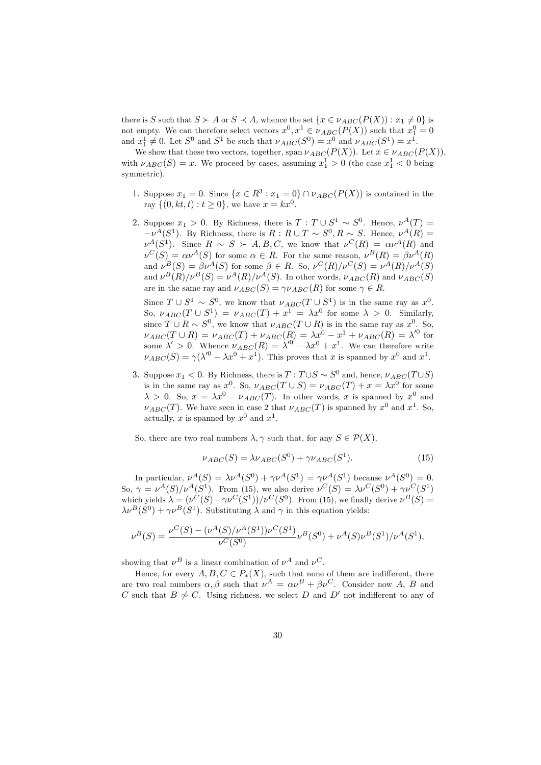there is $S$ such that $S \succ A$ or $S \prec A$, whence the set $\{x \in \nu_{ABC}(P(X)) : x_1 \neq 0\}$ is not empty. We can therefore select vectors $x^0, x^1 \in \nu_{ABC}(P(X))$ such that $x^0_1 = 0$ and $x^1_1 \neq 0$. Let $S^0$ and $S^1$ be such that $\nu_{ABC}(S^0) = x^0$ and $\nu_{ABC}(S^1) = x^1$.

We show that these two vectors, together, span $\nu_{ABC}(P(X))$. Let $x \in \nu_{ABC}(P(X))$, with $\nu_{ABC}(S) = x$. We proceed by cases, assuming $x^1_1 > 0$ (the case $x^1_1 < 0$ being symmetric).

1. Suppose $x_1 = 0$. Since $\{x \in R^3 : x_1 = 0\} \cap \nu_{ABC}(P(X))$ is contained in the ray $\{(0, kt, t) : t \geq 0\}$, we have $x = kx^0$.

2. Suppose $x_1 > 0$. By Richness, there is $T : T \cup S^1 \sim S^0$. Hence, $\nu^A(T) = -\nu^A(S^1)$. By Richness, there is $R : R \cup T \sim S^0, R \sim S$. Hence, $\nu^A(R) = \nu^A(S^1)$. Since $R \sim S \succ A, B, C$, we know that $\nu^C(R) = \alpha\nu^A(R)$ and $\nu^C(S) = \alpha\nu^A(S)$ for some $\alpha \in R$. For the same reason, $\nu^B(R) = \beta\nu^A(R)$ and $\nu^B(S) = \beta\nu^A(S)$ for some $\beta \in R$. So, $\nu^C(R)/\nu^C(S) = \nu^A(R)/\nu^A(S)$ and $\nu^B(R)/\nu^B(S) = \nu^A(R)/\nu^A(S)$. In other words, $\nu_{ABC}(R)$ and $\nu_{ABC}(S)$ are in the same ray and $\nu_{ABC}(S) = \gamma\nu_{ABC}(R)$ for some $\gamma \in R$.

   Since $T \cup S^1 \sim S^0$, we know that $\nu_{ABC}(T \cup S^1)$ is in the same ray as $x^0$. So, $\nu_{ABC}(T \cup S^1) = \nu_{ABC}(T) + x^1 = \lambda x^0$ for some $\lambda > 0$. Similarly, since $T \cup R \sim S^0$, we know that $\nu_{ABC}(T \cup R)$ is in the same ray as $x^0$. So, $\nu_{ABC}(T \cup R) = \nu_{ABC}(T) + \nu_{ABC}(R) = \lambda x^0 - x^1 + \nu_{ABC}(R) = \lambda'^0$ for some $\lambda' > 0$. Whence $\nu_{ABC}(R) = \lambda'^0 - \lambda x^0 + x^1$. We can therefore write $\nu_{ABC}(S) = \gamma(\lambda'^0 - \lambda x^0 + x^1)$. This proves that $x$ is spanned by $x^0$ and $x^1$.

3. Suppose $x_1 < 0$. By Richness, there is $T : T \cup S \sim S^0$ and, hence, $\nu_{ABC}(T \cup S)$ is in the same ray as $x^0$. So, $\nu_{ABC}(T \cup S) = \nu_{ABC}(T) + x = \lambda x^0$ for some $\lambda > 0$. So, $x = \lambda x^0 - \nu_{ABC}(T)$. In other words, $x$ is spanned by $x^0$ and $\nu_{ABC}(T)$. We have seen in case 2 that $\nu_{ABC}(T)$ is spanned by $x^0$ and $x^1$. So, actually, $x$ is spanned by $x^0$ and $x^1$.

So, there are two real numbers $\lambda, \gamma$ such that, for any $S \in \mathcal{P}(X)$,

$$\nu_{ABC}(S) = \lambda\nu_{ABC}(S^0) + \gamma\nu_{ABC}(S^1). \tag{15}$$

In particular, $\nu^A(S) = \lambda\nu^A(S^0) + \gamma\nu^A(S^1) = \gamma\nu^A(S^1)$ because $\nu^A(S^0) = 0$. So, $\gamma = \nu^A(S)/\nu^A(S^1)$. From (15), we also derive $\nu^C(S) = \lambda\nu^C(S^0) + \gamma\nu^C(S^1)$ which yields $\lambda = (\nu^C(S) - \gamma\nu^C(S^1))/\nu^C(S^0)$. From (15), we finally derive $\nu^B(S) = \lambda\nu^B(S^0) + \gamma\nu^B(S^1)$. Substituting $\lambda$ and $\gamma$ in this equation yields:

$$\nu^B(S) = \frac{\nu^C(S) - (\nu^A(S)/\nu^A(S^1))\nu^C(S^1)}{\nu^C(S^0)}\nu^B(S^0) + \nu^A(S)\nu^B(S^1)/\nu^A(S^1),$$

showing that $\nu^B$ is a linear combination of $\nu^A$ and $\nu^C$.

Hence, for every $A, B, C \in P_*(X)$, such that none of them are indifferent, there are two real numbers $\alpha, \beta$ such that $\nu^A = \alpha\nu^B + \beta\nu^C$. Consider now $A$, $B$ and $C$ such that $B \not\sim C$. Using richness, we select $D$ and $D'$ not indifferent to any of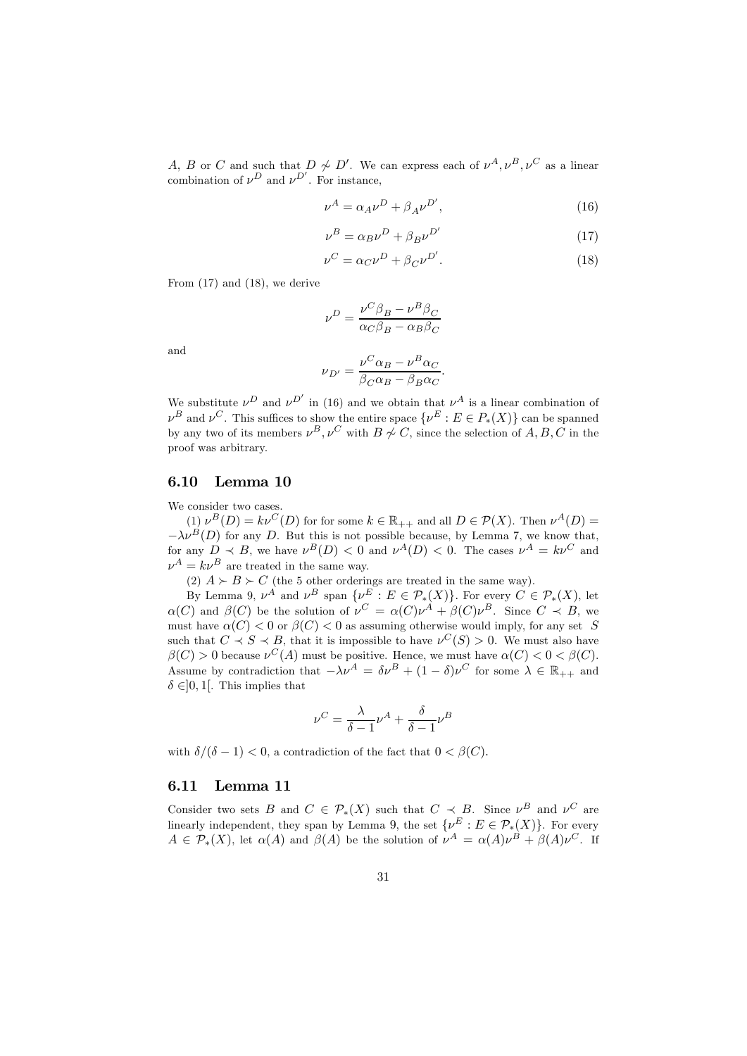$A$, $B$ or $C$ and such that $D \not\sim D'$. We can express each of $\nu^A, \nu^B, \nu^C$ as a linear combination of $\nu^D$ and $\nu^{D'}$. For instance,

$$\nu^A = \alpha_A \nu^D + \beta_A \nu^{D'}, \tag{16}$$

$$\nu^B = \alpha_B \nu^D + \beta_B \nu^{D'} \tag{17}$$

$$\nu^C = \alpha_C \nu^D + \beta_C \nu^{D'}. \tag{18}$$

From (17) and (18), we derive

$$\nu^D = \frac{\nu^C \beta_B - \nu^B \beta_C}{\alpha_C \beta_B - \alpha_B \beta_C}$$

and

$$\nu_{D'} = \frac{\nu^C \alpha_B - \nu^B \alpha_C}{\beta_C \alpha_B - \beta_B \alpha_C}.$$

We substitute $\nu^D$ and $\nu^{D'}$ in (16) and we obtain that $\nu^A$ is a linear combination of $\nu^B$ and $\nu^C$. This suffices to show the entire space $\{\nu^E : E \in P_*(X)\}$ can be spanned by any two of its members $\nu^B, \nu^C$ with $B \not\sim C$, since the selection of $A, B, C$ in the proof was arbitrary.

## 6.10 Lemma 10

We consider two cases.

(1) $\nu^B(D) = k\nu^C(D)$ for for some $k \in \mathbb{R}_{++}$ and all $D \in \mathcal{P}(X)$. Then $\nu^A(D) = -\lambda \nu^B(D)$ for any $D$. But this is not possible because, by Lemma 7, we know that, for any $D \prec B$, we have $\nu^B(D) < 0$ and $\nu^A(D) < 0$. The cases $\nu^A = k\nu^C$ and $\nu^A = k\nu^B$ are treated in the same way.

(2) $A \succ B \succ C$ (the 5 other orderings are treated in the same way).

By Lemma 9, $\nu^A$ and $\nu^B$ span $\{\nu^E : E \in \mathcal{P}_*(X)\}$. For every $C \in \mathcal{P}_*(X)$, let $\alpha(C)$ and $\beta(C)$ be the solution of $\nu^C = \alpha(C)\nu^A + \beta(C)\nu^B$. Since $C \prec B$, we must have $\alpha(C) < 0$ or $\beta(C) < 0$ as assuming otherwise would imply, for any set $S$ such that $C \prec S \prec B$, that it is impossible to have $\nu^C(S) > 0$. We must also have $\beta(C) > 0$ because $\nu^C(A)$ must be positive. Hence, we must have $\alpha(C) < 0 < \beta(C)$. Assume by contradiction that $-\lambda\nu^A = \delta\nu^B + (1-\delta)\nu^C$ for some $\lambda \in \mathbb{R}_{++}$ and $\delta \in ]0,1[$. This implies that

$$\nu^C = \frac{\lambda}{\delta - 1}\nu^A + \frac{\delta}{\delta - 1}\nu^B$$

with $\delta/(\delta - 1) < 0$, a contradiction of the fact that $0 < \beta(C)$.

## 6.11 Lemma 11

Consider two sets $B$ and $C \in \mathcal{P}_*(X)$ such that $C \prec B$. Since $\nu^B$ and $\nu^C$ are linearly independent, they span by Lemma 9, the set $\{\nu^E : E \in \mathcal{P}_*(X)\}$. For every $A \in \mathcal{P}_*(X)$, let $\alpha(A)$ and $\beta(A)$ be the solution of $\nu^A = \alpha(A)\nu^B + \beta(A)\nu^C$. If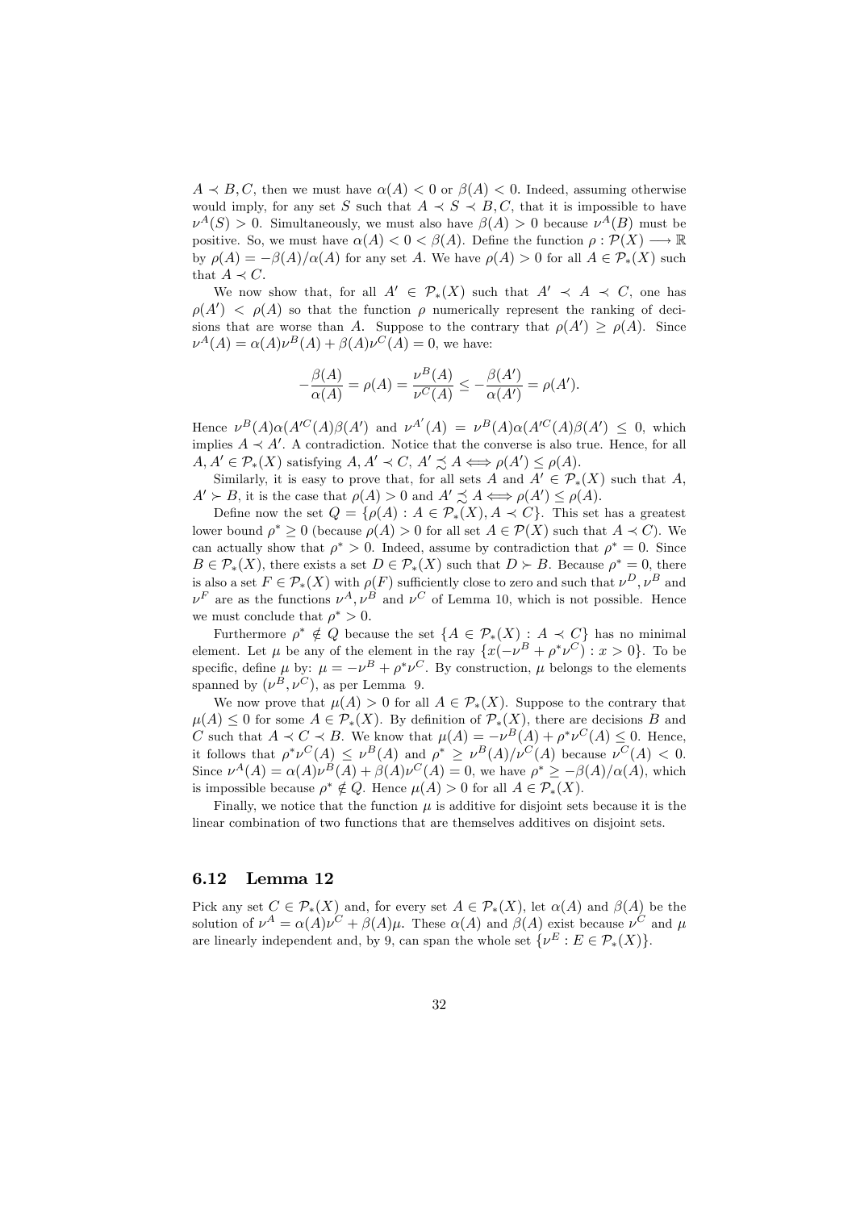$A \prec B, C$, then we must have $\alpha(A) < 0$ or $\beta(A) < 0$. Indeed, assuming otherwise would imply, for any set $S$ such that $A \prec S \prec B, C$, that it is impossible to have $\nu^A(S) > 0$. Simultaneously, we must also have $\beta(A) > 0$ because $\nu^A(B)$ must be positive. So, we must have $\alpha(A) < 0 < \beta(A)$. Define the function $\rho : \mathcal{P}(X) \longrightarrow \mathbb{R}$ by $\rho(A) = -\beta(A)/\alpha(A)$ for any set $A$. We have $\rho(A) > 0$ for all $A \in \mathcal{P}_*(X)$ such that $A \prec C$.

We now show that, for all $A' \in \mathcal{P}_*(X)$ such that $A' \prec A \prec C$, one has $\rho(A') < \rho(A)$ so that the function $\rho$ numerically represent the ranking of decisions that are worse than $A$. Suppose to the contrary that $\rho(A') \geq \rho(A)$. Since $\nu^A(A) = \alpha(A)\nu^B(A) + \beta(A)\nu^C(A) = 0$, we have:

$$-\frac{\beta(A)}{\alpha(A)} = \rho(A) = \frac{\nu^B(A)}{\nu^C(A)} \leq -\frac{\beta(A')}{\alpha(A')} = \rho(A').$$

Hence $\nu^B(A)\alpha(A'^C(A)\beta(A')$ and $\nu^{A'}(A) = \nu^B(A)\alpha(A'^C(A)\beta(A') \leq 0$, which implies $A \prec A'$. A contradiction. Notice that the converse is also true. Hence, for all $A, A' \in \mathcal{P}_*(X)$ satisfying $A, A' \prec C$, $A' \precsim A \Longleftrightarrow \rho(A') \leq \rho(A)$.

Similarly, it is easy to prove that, for all sets $A$ and $A' \in \mathcal{P}_*(X)$ such that $A$, $A' \succ B$, it is the case that $\rho(A) > 0$ and $A' \precsim A \Longleftrightarrow \rho(A') \leq \rho(A)$.

Define now the set $Q = \{\rho(A) : A \in \mathcal{P}_*(X), A \prec C\}$. This set has a greatest lower bound $\rho^* \geq 0$ (because $\rho(A) > 0$ for all set $A \in \mathcal{P}(X)$ such that $A \prec C$). We can actually show that $\rho^* > 0$. Indeed, assume by contradiction that $\rho^* = 0$. Since $B \in \mathcal{P}_*(X)$, there exists a set $D \in \mathcal{P}_*(X)$ such that $D \succ B$. Because $\rho^* = 0$, there is also a set $F \in \mathcal{P}_*(X)$ with $\rho(F)$ sufficiently close to zero and such that $\nu^D, \nu^B$ and $\nu^F$ are as the functions $\nu^A, \nu^B$ and $\nu^C$ of Lemma 10, which is not possible. Hence we must conclude that $\rho^* > 0$.

Furthermore $\rho^* \notin Q$ because the set $\{A \in \mathcal{P}_*(X) : A \prec C\}$ has no minimal element. Let $\mu$ be any of the element in the ray $\{x(-\nu^B + \rho^*\nu^C) : x > 0\}$. To be specific, define $\mu$ by: $\mu = -\nu^B + \rho^*\nu^C$. By construction, $\mu$ belongs to the elements spanned by $(\nu^B, \nu^C)$, as per Lemma 9.

We now prove that $\mu(A) > 0$ for all $A \in \mathcal{P}_*(X)$. Suppose to the contrary that $\mu(A) \leq 0$ for some $A \in \mathcal{P}_*(X)$. By definition of $\mathcal{P}_*(X)$, there are decisions $B$ and $C$ such that $A \prec C \prec B$. We know that $\mu(A) = -\nu^B(A) + \rho^*\nu^C(A) \leq 0$. Hence, it follows that $\rho^*\nu^C(A) \leq \nu^B(A)$ and $\rho^* \geq \nu^B(A)/\nu^C(A)$ because $\nu^C(A) < 0$. Since $\nu^A(A) = \alpha(A)\nu^B(A) + \beta(A)\nu^C(A) = 0$, we have $\rho^* \geq -\beta(A)/\alpha(A)$, which is impossible because $\rho^* \notin Q$. Hence $\mu(A) > 0$ for all $A \in \mathcal{P}_*(X)$.

Finally, we notice that the function $\mu$ is additive for disjoint sets because it is the linear combination of two functions that are themselves additives on disjoint sets.

### 6.12 Lemma 12

Pick any set $C \in \mathcal{P}_*(X)$ and, for every set $A \in \mathcal{P}_*(X)$, let $\alpha(A)$ and $\beta(A)$ be the solution of $\nu^A = \alpha(A)\nu^C + \beta(A)\mu$. These $\alpha(A)$ and $\beta(A)$ exist because $\nu^C$ and $\mu$ are linearly independent and, by 9, can span the whole set $\{\nu^E : E \in \mathcal{P}_*(X)\}$.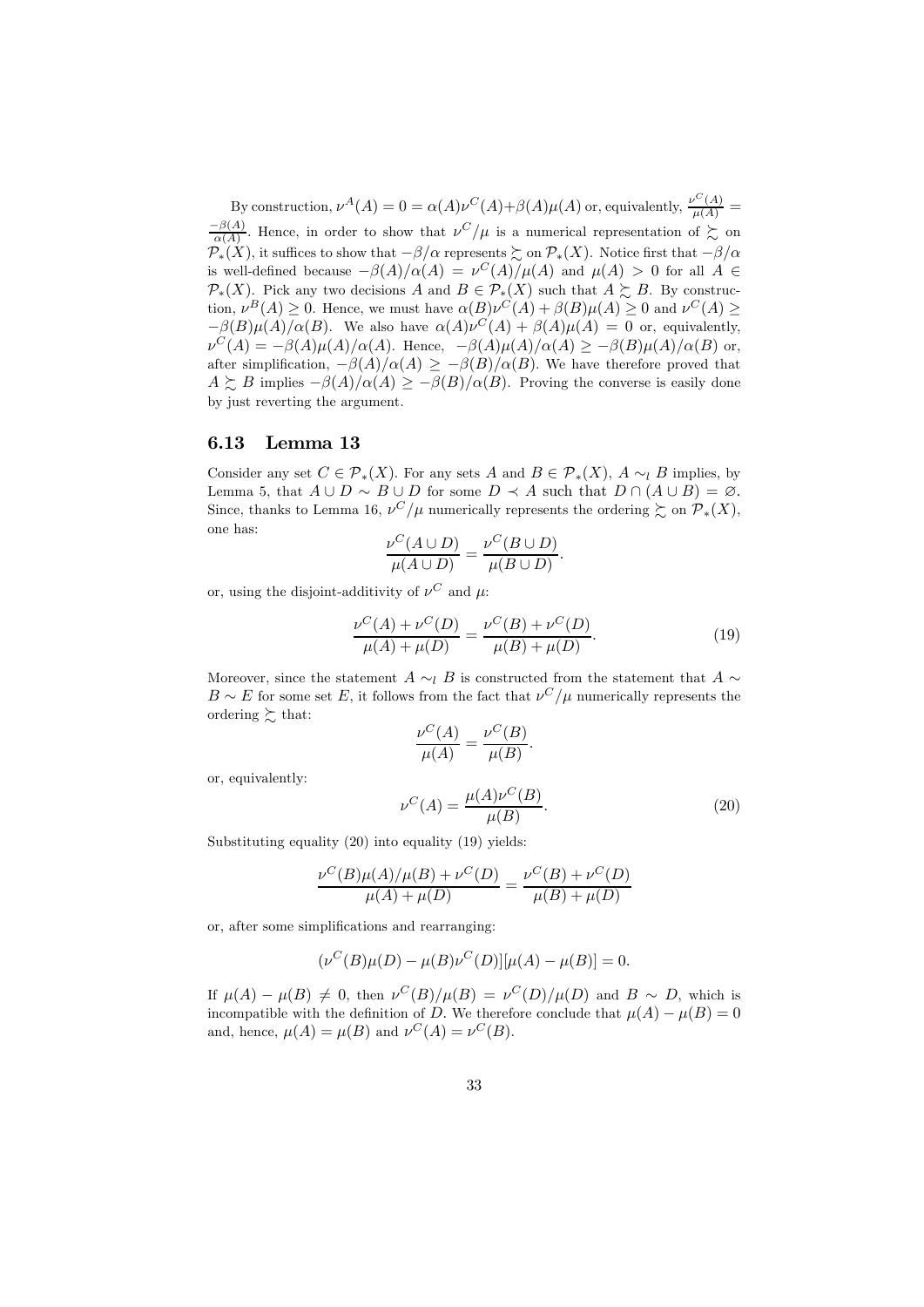By construction, $\nu^A(A) = 0 = \alpha(A)\nu^C(A)+\beta(A)\mu(A)$ or, equivalently, $\frac{\nu^C(A)}{\mu(A)} = \frac{-\beta(A)}{\alpha(A)}$. Hence, in order to show that $\nu^C/\mu$ is a numerical representation of $\succsim$ on $\mathcal{P}_*(X)$, it suffices to show that $-\beta/\alpha$ represents $\succsim$ on $\mathcal{P}_*(X)$. Notice first that $-\beta/\alpha$ is well-defined because $-\beta(A)/\alpha(A) = \nu^C(A)/\mu(A)$ and $\mu(A) > 0$ for all $A \in \mathcal{P}_*(X)$. Pick any two decisions $A$ and $B \in \mathcal{P}_*(X)$ such that $A \succsim B$. By construction, $\nu^B(A) \geq 0$. Hence, we must have $\alpha(B)\nu^C(A) + \beta(B)\mu(A) \geq 0$ and $\nu^C(A) \geq -\beta(B)\mu(A)/\alpha(B)$. We also have $\alpha(A)\nu^C(A) + \beta(A)\mu(A) = 0$ or, equivalently, $\nu^C(A) = -\beta(A)\mu(A)/\alpha(A)$. Hence, $-\beta(A)\mu(A)/\alpha(A) \geq -\beta(B)\mu(A)/\alpha(B)$ or, after simplification, $-\beta(A)/\alpha(A) \geq -\beta(B)/\alpha(B)$. We have therefore proved that $A \succsim B$ implies $-\beta(A)/\alpha(A) \geq -\beta(B)/\alpha(B)$. Proving the converse is easily done by just reverting the argument.

## 6.13 Lemma 13

Consider any set $C \in \mathcal{P}_*(X)$. For any sets $A$ and $B \in \mathcal{P}_*(X)$, $A \sim_l B$ implies, by Lemma 5, that $A \cup D \sim B \cup D$ for some $D \prec A$ such that $D \cap (A \cup B) = \varnothing$. Since, thanks to Lemma 16, $\nu^C/\mu$ numerically represents the ordering $\succsim$ on $\mathcal{P}_*(X)$, one has:

$$\frac{\nu^C(A \cup D)}{\mu(A \cup D)} = \frac{\nu^C(B \cup D)}{\mu(B \cup D)}.$$

or, using the disjoint-additivity of $\nu^C$ and $\mu$:

$$\frac{\nu^C(A) + \nu^C(D)}{\mu(A) + \mu(D)} = \frac{\nu^C(B) + \nu^C(D)}{\mu(B) + \mu(D)}. \tag{19}$$

Moreover, since the statement $A \sim_l B$ is constructed from the statement that $A \sim B \sim E$ for some set $E$, it follows from the fact that $\nu^C/\mu$ numerically represents the ordering $\succsim$ that:

$$\frac{\nu^C(A)}{\mu(A)} = \frac{\nu^C(B)}{\mu(B)}.$$

or, equivalently:

$$\nu^C(A) = \frac{\mu(A)\nu^C(B)}{\mu(B)}. \tag{20}$$

Substituting equality (20) into equality (19) yields:

$$\frac{\nu^C(B)\mu(A)/\mu(B) + \nu^C(D)}{\mu(A) + \mu(D)} = \frac{\nu^C(B) + \nu^C(D)}{\mu(B) + \mu(D)}$$

or, after some simplifications and rearranging:

$$(\nu^C(B)\mu(D) - \mu(B)\nu^C(D))[\mu(A) - \mu(B)] = 0.$$

If $\mu(A) - \mu(B) \neq 0$, then $\nu^C(B)/\mu(B) = \nu^C(D)/\mu(D)$ and $B \sim D$, which is incompatible with the definition of $D$. We therefore conclude that $\mu(A) - \mu(B) = 0$ and, hence, $\mu(A) = \mu(B)$ and $\nu^C(A) = \nu^C(B)$.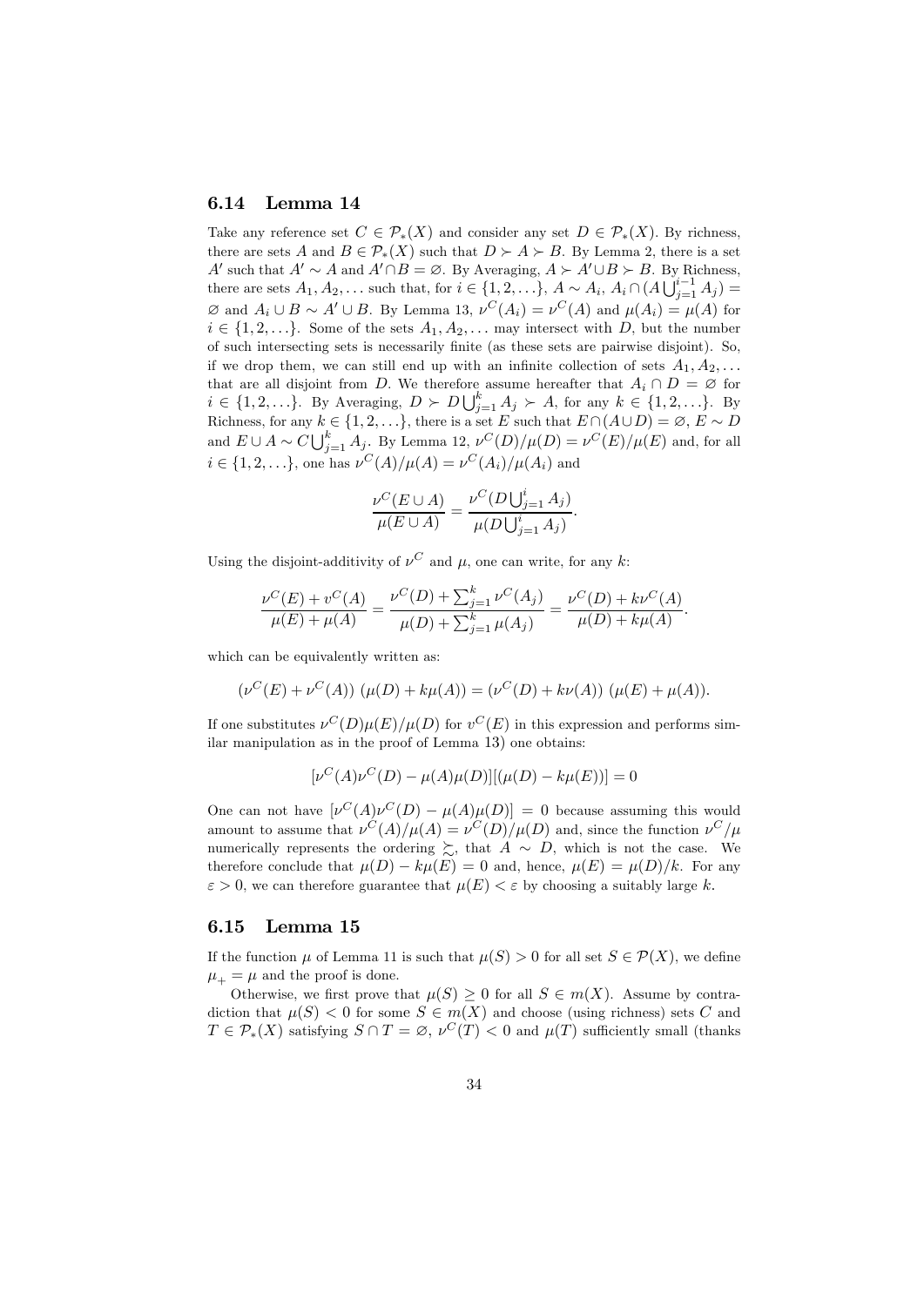### 6.14 Lemma 14

Take any reference set $C \in \mathcal{P}_*(X)$ and consider any set $D \in \mathcal{P}_*(X)$. By richness, there are sets $A$ and $B \in \mathcal{P}_*(X)$ such that $D \succ A \succ B$. By Lemma 2, there is a set $A'$ such that $A' \sim A$ and $A' \cap B = \varnothing$. By Averaging, $A \succ A' \cup B \succ B$. By Richness, there are sets $A_1, A_2, \ldots$ such that, for $i \in \{1, 2, \ldots\}$, $A \sim A_i$, $A_i \cap (A \bigcup_{j=1}^{i-1} A_j) = \varnothing$ and $A_i \cup B \sim A' \cup B$. By Lemma 13, $\nu^C(A_i) = \nu^C(A)$ and $\mu(A_i) = \mu(A)$ for $i \in \{1, 2, \ldots\}$. Some of the sets $A_1, A_2, \ldots$ may intersect with $D$, but the number of such intersecting sets is necessarily finite (as these sets are pairwise disjoint). So, if we drop them, we can still end up with an infinite collection of sets $A_1, A_2, \ldots$ that are all disjoint from $D$. We therefore assume hereafter that $A_i \cap D = \varnothing$ for $i \in \{1, 2, \ldots\}$. By Averaging, $D \succ D \bigcup_{j=1}^{k} A_j \succ A$, for any $k \in \{1, 2, \ldots\}$. By Richness, for any $k \in \{1, 2, \ldots\}$, there is a set $E$ such that $E \cap (A \cup D) = \varnothing$, $E \sim D$ and $E \cup A \sim C \bigcup_{j=1}^{k} A_j$. By Lemma 12, $\nu^C(D)/\mu(D) = \nu^C(E)/\mu(E)$ and, for all $i \in \{1, 2, \ldots\}$, one has $\nu^C(A)/\mu(A) = \nu^C(A_i)/\mu(A_i)$ and

$$\frac{\nu^C(E \cup A)}{\mu(E \cup A)} = \frac{\nu^C(D \bigcup_{j=1}^{i} A_j)}{\mu(D \bigcup_{j=1}^{i} A_j)}.$$

Using the disjoint-additivity of $\nu^C$ and $\mu$, one can write, for any $k$:

$$\frac{\nu^C(E) + v^C(A)}{\mu(E) + \mu(A)} = \frac{\nu^C(D) + \sum_{j=1}^{k} \nu^C(A_j)}{\mu(D) + \sum_{j=1}^{k} \mu(A_j)} = \frac{\nu^C(D) + k\nu^C(A)}{\mu(D) + k\mu(A)}.$$

which can be equivalently written as:

$$(\nu^C(E) + \nu^C(A))\ (\mu(D) + k\mu(A)) = (\nu^C(D) + k\nu(A))\ (\mu(E) + \mu(A)).$$

If one substitutes $\nu^C(D)\mu(E)/\mu(D)$ for $v^C(E)$ in this expression and performs similar manipulation as in the proof of Lemma 13) one obtains:

$$[\nu^C(A)\nu^C(D) - \mu(A)\mu(D)][(\mu(D) - k\mu(E))] = 0$$

One can not have $[\nu^C(A)\nu^C(D) - \mu(A)\mu(D)] = 0$ because assuming this would amount to assume that $\nu^C(A)/\mu(A) = \nu^C(D)/\mu(D)$ and, since the function $\nu^C/\mu$ numerically represents the ordering $\succsim$, that $A \sim D$, which is not the case. We therefore conclude that $\mu(D) - k\mu(E) = 0$ and, hence, $\mu(E) = \mu(D)/k$. For any $\varepsilon > 0$, we can therefore guarantee that $\mu(E) < \varepsilon$ by choosing a suitably large $k$.

### 6.15 Lemma 15

If the function $\mu$ of Lemma 11 is such that $\mu(S) > 0$ for all set $S \in \mathcal{P}(X)$, we define $\mu_+ = \mu$ and the proof is done.

Otherwise, we first prove that $\mu(S) \geq 0$ for all $S \in m(X)$. Assume by contradiction that $\mu(S) < 0$ for some $S \in m(X)$ and choose (using richness) sets $C$ and $T \in \mathcal{P}_*(X)$ satisfying $S \cap T = \varnothing$, $\nu^C(T) < 0$ and $\mu(T)$ sufficiently small (thanks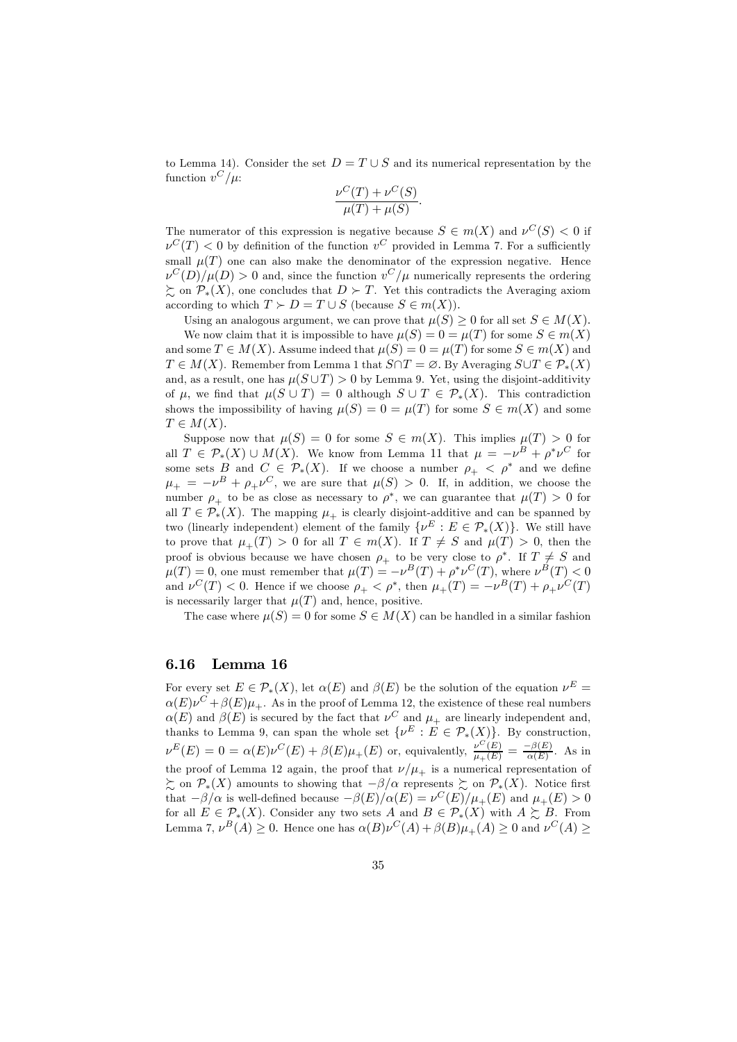to Lemma 14). Consider the set $D = T \cup S$ and its numerical representation by the function $v^C/\mu$:

$$\frac{\nu^C(T) + \nu^C(S)}{\mu(T) + \mu(S)}.$$

The numerator of this expression is negative because $S \in m(X)$ and $\nu^C(S) < 0$ if $\nu^C(T) < 0$ by definition of the function $v^C$ provided in Lemma 7. For a sufficiently small $\mu(T)$ one can also make the denominator of the expression negative. Hence $\nu^C(D)/\mu(D) > 0$ and, since the function $v^C/\mu$ numerically represents the ordering $\succsim$ on $\mathcal{P}_*(X)$, one concludes that $D \succ T$. Yet this contradicts the Averaging axiom according to which $T \succ D = T \cup S$ (because $S \in m(X)$).

Using an analogous argument, we can prove that $\mu(S) \geq 0$ for all set $S \in M(X)$.

We now claim that it is impossible to have $\mu(S) = 0 = \mu(T)$ for some $S \in m(X)$ and some $T \in M(X)$. Assume indeed that $\mu(S) = 0 = \mu(T)$ for some $S \in m(X)$ and $T \in M(X)$. Remember from Lemma 1 that $S \cap T = \varnothing$. By Averaging $S \cup T \in \mathcal{P}_*(X)$ and, as a result, one has $\mu(S \cup T) > 0$ by Lemma 9. Yet, using the disjoint-additivity of $\mu$, we find that $\mu(S \cup T) = 0$ although $S \cup T \in \mathcal{P}_*(X)$. This contradiction shows the impossibility of having $\mu(S) = 0 = \mu(T)$ for some $S \in m(X)$ and some $T \in M(X)$.

Suppose now that $\mu(S) = 0$ for some $S \in m(X)$. This implies $\mu(T) > 0$ for all $T \in \mathcal{P}_*(X) \cup M(X)$. We know from Lemma 11 that $\mu = -\nu^B + \rho^* \nu^C$ for some sets $B$ and $C \in \mathcal{P}_*(X)$. If we choose a number $\rho_+ < \rho^*$ and we define $\mu_+ = -\nu^B + \rho_+ \nu^C$, we are sure that $\mu(S) > 0$. If, in addition, we choose the number $\rho_+$ to be as close as necessary to $\rho^*$, we can guarantee that $\mu(T) > 0$ for all $T \in \mathcal{P}_*(X)$. The mapping $\mu_+$ is clearly disjoint-additive and can be spanned by two (linearly independent) element of the family $\{\nu^E : E \in \mathcal{P}_*(X)\}$. We still have to prove that $\mu_+(T) > 0$ for all $T \in m(X)$. If $T \neq S$ and $\mu(T) > 0$, then the proof is obvious because we have chosen $\rho_+$ to be very close to $\rho^*$. If $T \neq S$ and $\mu(T) = 0$, one must remember that $\mu(T) = -\nu^B(T) + \rho^* \nu^C(T)$, where $\nu^B(T) < 0$ and $\nu^C(T) < 0$. Hence if we choose $\rho_+ < \rho^*$, then $\mu_+(T) = -\nu^B(T) + \rho_+ \nu^C(T)$ is necessarily larger that $\mu(T)$ and, hence, positive.

The case where $\mu(S) = 0$ for some $S \in M(X)$ can be handled in a similar fashion

## 6.16 Lemma 16

For every set $E \in \mathcal{P}_*(X)$, let $\alpha(E)$ and $\beta(E)$ be the solution of the equation $\nu^E = \alpha(E)\nu^C + \beta(E)\mu_+$. As in the proof of Lemma 12, the existence of these real numbers $\alpha(E)$ and $\beta(E)$ is secured by the fact that $\nu^C$ and $\mu_+$ are linearly independent and, thanks to Lemma 9, can span the whole set $\{\nu^E : E \in \mathcal{P}_*(X)\}$. By construction, $\nu^E(E) = 0 = \alpha(E)\nu^C(E) + \beta(E)\mu_+(E)$ or, equivalently, $\frac{\nu^C(E)}{\mu_+(E)} = \frac{-\beta(E)}{\alpha(E)}$. As in the proof of Lemma 12 again, the proof that $\nu/\mu_+$ is a numerical representation of $\succsim$ on $\mathcal{P}_*(X)$ amounts to showing that $-\beta/\alpha$ represents $\succsim$ on $\mathcal{P}_*(X)$. Notice first that $-\beta/\alpha$ is well-defined because $-\beta(E)/\alpha(E) = \nu^C(E)/\mu_+(E)$ and $\mu_+(E) > 0$ for all $E \in \mathcal{P}_*(X)$. Consider any two sets $A$ and $B \in \mathcal{P}_*(X)$ with $A \succsim B$. From Lemma 7, $\nu^B(A) \geq 0$. Hence one has $\alpha(B)\nu^C(A) + \beta(B)\mu_+(A) \geq 0$ and $\nu^C(A) \geq$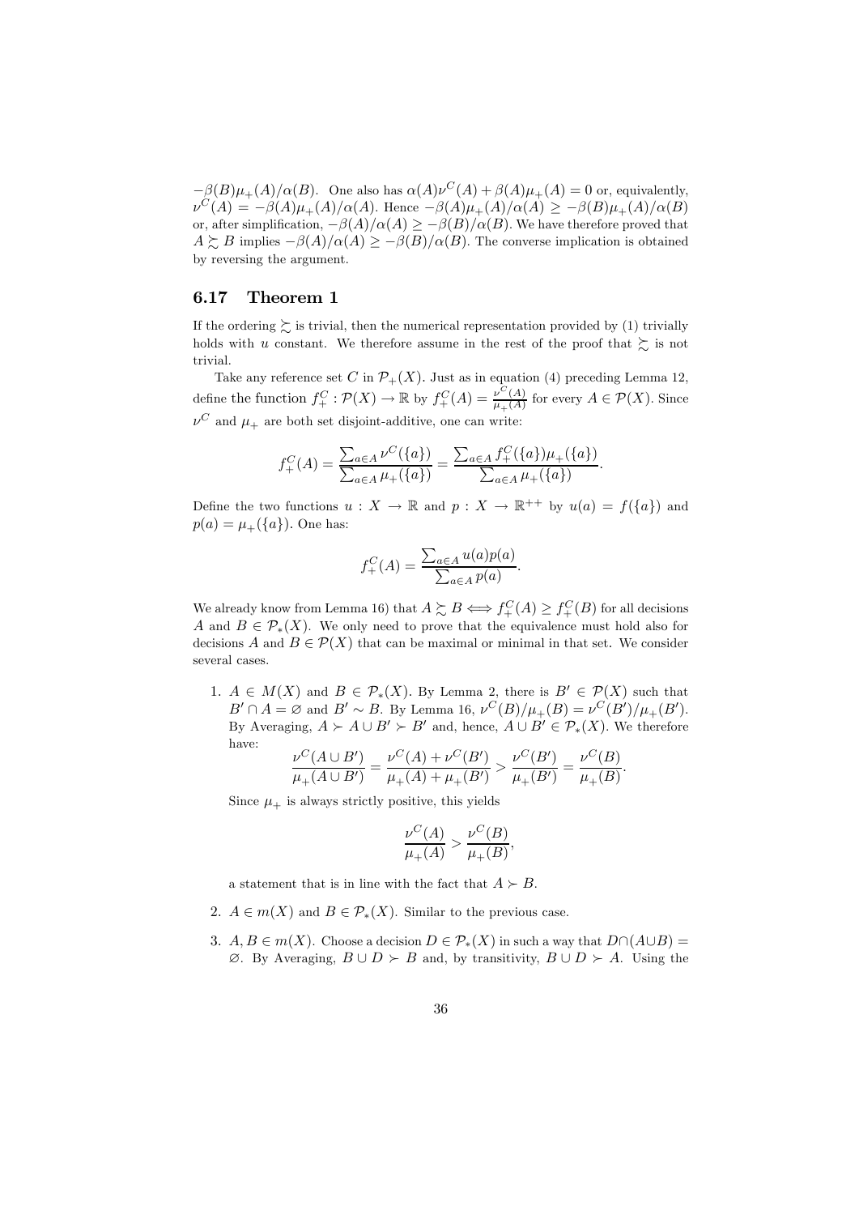$-\beta(B)\mu_+(A)/\alpha(B)$. One also has $\alpha(A)\nu^C(A) + \beta(A)\mu_+(A) = 0$ or, equivalently, $\nu^C(A) = -\beta(A)\mu_+(A)/\alpha(A)$. Hence $-\beta(A)\mu_+(A)/\alpha(A) \geq -\beta(B)\mu_+(A)/\alpha(B)$ or, after simplification, $-\beta(A)/\alpha(A) \geq -\beta(B)/\alpha(B)$. We have therefore proved that $A \succsim B$ implies $-\beta(A)/\alpha(A) \geq -\beta(B)/\alpha(B)$. The converse implication is obtained by reversing the argument.

## 6.17 Theorem 1

If the ordering $\succsim$ is trivial, then the numerical representation provided by (1) trivially holds with $u$ constant. We therefore assume in the rest of the proof that $\succsim$ is not trivial.

Take any reference set $C$ in $\mathcal{P}_+(X)$. Just as in equation (4) preceding Lemma 12, define the function $f_+^C : \mathcal{P}(X) \to \mathbb{R}$ by $f_+^C(A) = \frac{\nu^C(A)}{\mu_+(A)}$ for every $A \in \mathcal{P}(X)$. Since $\nu^C$ and $\mu_+$ are both set disjoint-additive, one can write:

$$f_+^C(A) = \frac{\sum_{a \in A} \nu^C(\{a\})}{\sum_{a \in A} \mu_+(\{a\})} = \frac{\sum_{a \in A} f_+^C(\{a\})\mu_+(\{a\})}{\sum_{a \in A} \mu_+(\{a\})}.$$

Define the two functions $u : X \to \mathbb{R}$ and $p : X \to \mathbb{R}^{++}$ by $u(a) = f(\{a\})$ and $p(a) = \mu_+(\{a\})$. One has:

$$f_+^C(A) = \frac{\sum_{a \in A} u(a)p(a)}{\sum_{a \in A} p(a)}.$$

We already know from Lemma 16) that $A \succsim B \iff f_+^C(A) \geq f_+^C(B)$ for all decisions $A$ and $B \in \mathcal{P}_*(X)$. We only need to prove that the equivalence must hold also for decisions $A$ and $B \in \mathcal{P}(X)$ that can be maximal or minimal in that set. We consider several cases.

1. $A \in M(X)$ and $B \in \mathcal{P}_*(X)$. By Lemma 2, there is $B' \in \mathcal{P}(X)$ such that $B' \cap A = \varnothing$ and $B' \sim B$. By Lemma 16, $\nu^C(B)/\mu_+(B) = \nu^C(B')/\mu_+(B')$. By Averaging, $A \succ A \cup B' \succ B'$ and, hence, $A \cup B' \in \mathcal{P}_*(X)$. We therefore have:
$$\frac{\nu^C(A \cup B')}{\mu_+(A \cup B')} = \frac{\nu^C(A) + \nu^C(B')}{\mu_+(A) + \mu_+(B')} > \frac{\nu^C(B')}{\mu_+(B')} = \frac{\nu^C(B)}{\mu_+(B)}.$$
Since $\mu_+$ is always strictly positive, this yields
$$\frac{\nu^C(A)}{\mu_+(A)} > \frac{\nu^C(B)}{\mu_+(B)},$$
a statement that is in line with the fact that $A \succ B$.

2. $A \in m(X)$ and $B \in \mathcal{P}_*(X)$. Similar to the previous case.

3. $A, B \in m(X)$. Choose a decision $D \in \mathcal{P}_*(X)$ in such a way that $D \cap (A \cup B) = \varnothing$. By Averaging, $B \cup D \succ B$ and, by transitivity, $B \cup D \succ A$. Using the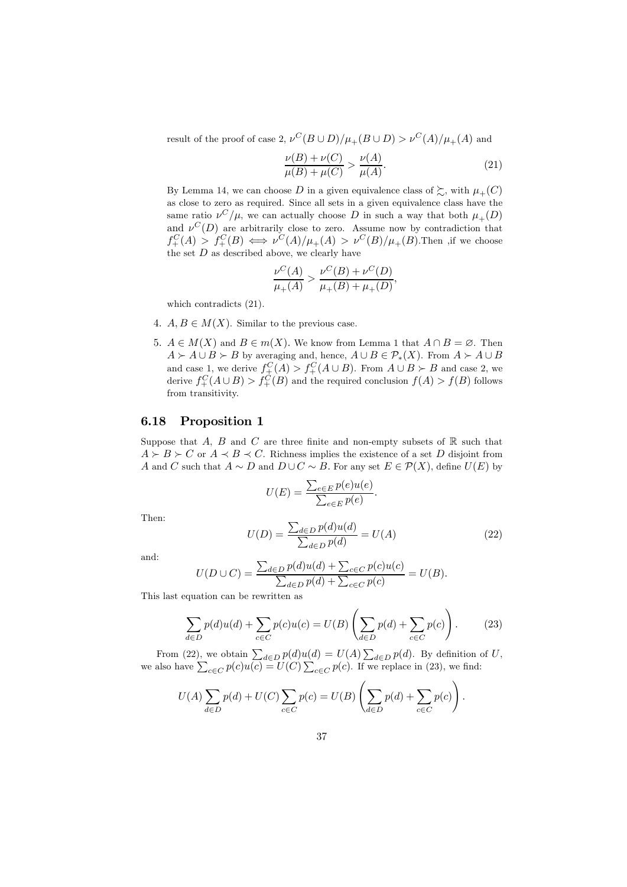result of the proof of case 2, $\nu^C(B \cup D)/\mu_+(B \cup D) > \nu^C(A)/\mu_+(A)$ and

$$\frac{\nu(B) + \nu(C)}{\mu(B) + \mu(C)} > \frac{\nu(A)}{\mu(A)}. \tag{21}$$

By Lemma 14, we can choose $D$ in a given equivalence class of $\succsim$, with $\mu_+(C)$ as close to zero as required. Since all sets in a given equivalence class have the same ratio $\nu^C/\mu$, we can actually choose $D$ in such a way that both $\mu_+(D)$ and $\nu^C(D)$ are arbitrarily close to zero. Assume now by contradiction that $f_+^C(A) > f_+^C(B) \iff \nu^C(A)/\mu_+(A) > \nu^C(B)/\mu_+(B)$.Then ,if we choose the set $D$ as described above, we clearly have

$$\frac{\nu^C(A)}{\mu_+(A)} > \frac{\nu^C(B) + \nu^C(D)}{\mu_+(B) + \mu_+(D)},$$

which contradicts (21).

4. $A, B \in M(X)$. Similar to the previous case.

5. $A \in M(X)$ and $B \in m(X)$. We know from Lemma 1 that $A \cap B = \varnothing$. Then $A \succ A \cup B \succ B$ by averaging and, hence, $A \cup B \in \mathcal{P}_*(X)$. From $A \succ A \cup B$ and case 1, we derive $f_+^C(A) > f_+^C(A \cup B)$. From $A \cup B \succ B$ and case 2, we derive $f_+^C(A \cup B) > f_+^C(B)$ and the required conclusion $f(A) > f(B)$ follows from transitivity.

## 6.18 Proposition 1

Suppose that $A$, $B$ and $C$ are three finite and non-empty subsets of $\mathbb{R}$ such that $A \succ B \succ C$ or $A \prec B \prec C$. Richness implies the existence of a set $D$ disjoint from $A$ and $C$ such that $A \sim D$ and $D \cup C \sim B$. For any set $E \in \mathcal{P}(X)$, define $U(E)$ by

$$U(E) = \frac{\sum_{e \in E} p(e)u(e)}{\sum_{e \in E} p(e)}.$$

Then:

$$U(D) = \frac{\sum_{d \in D} p(d)u(d)}{\sum_{d \in D} p(d)} = U(A) \tag{22}$$

and:

$$U(D \cup C) = \frac{\sum_{d \in D} p(d)u(d) + \sum_{c \in C} p(c)u(c)}{\sum_{d \in D} p(d) + \sum_{c \in C} p(c)} = U(B).$$

This last equation can be rewritten as

$$\sum_{d \in D} p(d)u(d) + \sum_{c \in C} p(c)u(c) = U(B) \left( \sum_{d \in D} p(d) + \sum_{c \in C} p(c) \right). \tag{23}$$

From (22), we obtain $\sum_{d \in D} p(d)u(d) = U(A) \sum_{d \in D} p(d)$. By definition of $U$, we also have $\sum_{c \in C} p(c)u(c) = U(C) \sum_{c \in C} p(c)$. If we replace in (23), we find:

$$U(A) \sum_{d \in D} p(d) + U(C) \sum_{c \in C} p(c) = U(B) \left( \sum_{d \in D} p(d) + \sum_{c \in C} p(c) \right).$$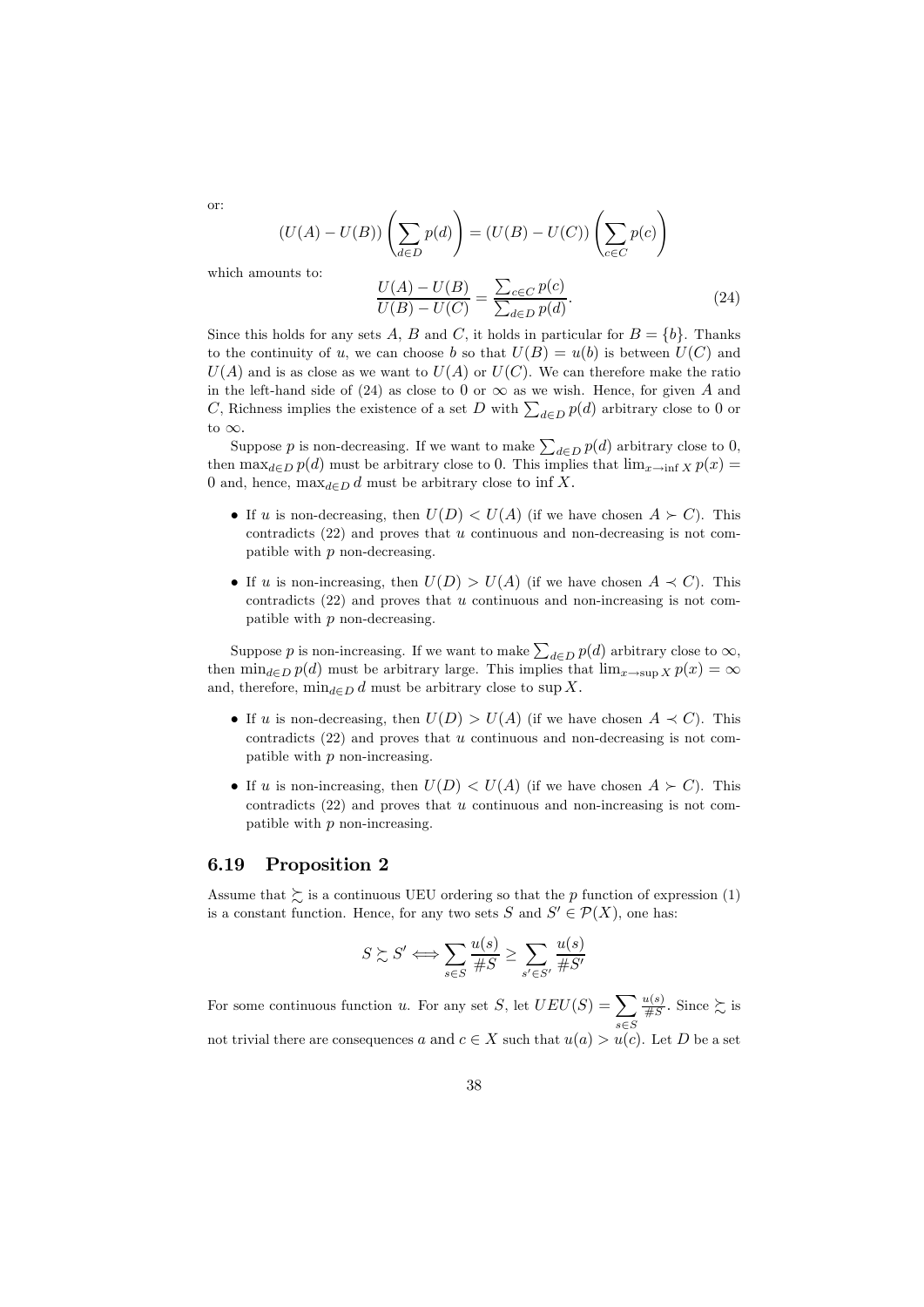or:

$$(U(A) - U(B)) \left( \sum_{d \in D} p(d) \right) = (U(B) - U(C)) \left( \sum_{c \in C} p(c) \right)$$

which amounts to:

$$\frac{U(A) - U(B)}{U(B) - U(C)} = \frac{\sum_{c \in C} p(c)}{\sum_{d \in D} p(d)}. \tag{24}$$

Since this holds for any sets $A$, $B$ and $C$, it holds in particular for $B = \{b\}$. Thanks to the continuity of $u$, we can choose $b$ so that $U(B) = u(b)$ is between $U(C)$ and $U(A)$ and is as close as we want to $U(A)$ or $U(C)$. We can therefore make the ratio in the left-hand side of (24) as close to 0 or $\infty$ as we wish. Hence, for given $A$ and $C$, Richness implies the existence of a set $D$ with $\sum_{d \in D} p(d)$ arbitrary close to 0 or to $\infty$.

Suppose $p$ is non-decreasing. If we want to make $\sum_{d \in D} p(d)$ arbitrary close to 0, then $\max_{d \in D} p(d)$ must be arbitrary close to 0. This implies that $\lim_{x \to \inf X} p(x) = 0$ and, hence, $\max_{d \in D} d$ must be arbitrary close to $\inf X$.

- If $u$ is non-decreasing, then $U(D) < U(A)$ (if we have chosen $A \succ C$). This contradicts (22) and proves that $u$ continuous and non-decreasing is not compatible with $p$ non-decreasing.
- If $u$ is non-increasing, then $U(D) > U(A)$ (if we have chosen $A \prec C$). This contradicts (22) and proves that $u$ continuous and non-increasing is not compatible with $p$ non-decreasing.

Suppose $p$ is non-increasing. If we want to make $\sum_{d \in D} p(d)$ arbitrary close to $\infty$, then $\min_{d \in D} p(d)$ must be arbitrary large. This implies that $\lim_{x \to \sup X} p(x) = \infty$ and, therefore, $\min_{d \in D} d$ must be arbitrary close to $\sup X$.

- If $u$ is non-decreasing, then $U(D) > U(A)$ (if we have chosen $A \prec C$). This contradicts (22) and proves that $u$ continuous and non-decreasing is not compatible with $p$ non-increasing.
- If $u$ is non-increasing, then $U(D) < U(A)$ (if we have chosen $A \succ C$). This contradicts (22) and proves that $u$ continuous and non-increasing is not compatible with $p$ non-increasing.

## 6.19 Proposition 2

Assume that $\succsim$ is a continuous UEU ordering so that the $p$ function of expression (1) is a constant function. Hence, for any two sets $S$ and $S' \in \mathcal{P}(X)$, one has:

$$S \succsim S' \Longleftrightarrow \sum_{s \in S} \frac{u(s)}{\#S} \geq \sum_{s' \in S'} \frac{u(s)}{\#S'}$$

For some continuous function $u$. For any set $S$, let $UEU(S) = \sum_{s \in S} \frac{u(s)}{\#S}$. Since $\succsim$ is not trivial there are consequences $a$ and $c \in X$ such that $u(a) > u(c)$. Let $D$ be a set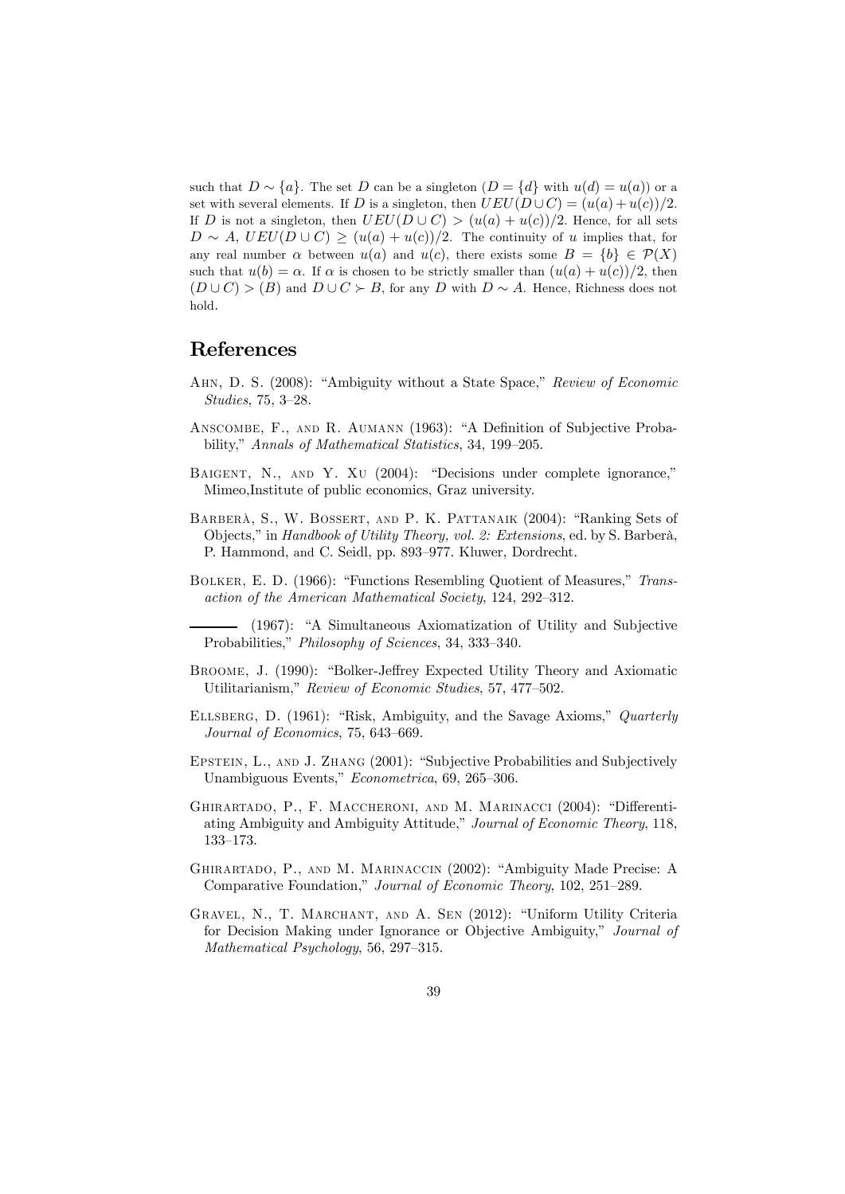such that $D \sim \{a\}$. The set $D$ can be a singleton ($D = \{d\}$ with $u(d) = u(a)$) or a set with several elements. If $D$ is a singleton, then $UEU(D \cup C) = (u(a) + u(c))/2$. If $D$ is not a singleton, then $UEU(D \cup C) > (u(a) + u(c))/2$. Hence, for all sets $D \sim A$, $UEU(D \cup C) \geq (u(a) + u(c))/2$. The continuity of $u$ implies that, for any real number $\alpha$ between $u(a)$ and $u(c)$, there exists some $B = \{b\} \in \mathcal{P}(X)$ such that $u(b) = \alpha$. If $\alpha$ is chosen to be strictly smaller than $(u(a) + u(c))/2$, then $(D \cup C) > (B)$ and $D \cup C \succ B$, for any $D$ with $D \sim A$. Hence, Richness does not hold.

# References

Ahn, D. S. (2008): "Ambiguity without a State Space," *Review of Economic Studies*, 75, 3–28.

Anscombe, F., and R. Aumann (1963): "A Definition of Subjective Probability," *Annals of Mathematical Statistics*, 34, 199–205.

Baigent, N., and Y. Xu (2004): "Decisions under complete ignorance," Mimeo,Institute of public economics, Graz university.

Barberà, S., W. Bossert, and P. K. Pattanaik (2004): "Ranking Sets of Objects," in *Handbook of Utility Theory, vol. 2: Extensions*, ed. by S. Barberà, P. Hammond, and C. Seidl, pp. 893–977. Kluwer, Dordrecht.

Bolker, E. D. (1966): "Functions Resembling Quotient of Measures," *Transaction of the American Mathematical Society*, 124, 292–312.

——— (1967): "A Simultaneous Axiomatization of Utility and Subjective Probabilities," *Philosophy of Sciences*, 34, 333–340.

Broome, J. (1990): "Bolker-Jeffrey Expected Utility Theory and Axiomatic Utilitarianism," *Review of Economic Studies*, 57, 477–502.

Ellsberg, D. (1961): "Risk, Ambiguity, and the Savage Axioms," *Quarterly Journal of Economics*, 75, 643–669.

Epstein, L., and J. Zhang (2001): "Subjective Probabilities and Subjectively Unambiguous Events," *Econometrica*, 69, 265–306.

Ghirartado, P., F. Maccheroni, and M. Marinacci (2004): "Differentiating Ambiguity and Ambiguity Attitude," *Journal of Economic Theory*, 118, 133–173.

Ghirartado, P., and M. Marinaccin (2002): "Ambiguity Made Precise: A Comparative Foundation," *Journal of Economic Theory*, 102, 251–289.

Gravel, N., T. Marchant, and A. Sen (2012): "Uniform Utility Criteria for Decision Making under Ignorance or Objective Ambiguity," *Journal of Mathematical Psychology*, 56, 297–315.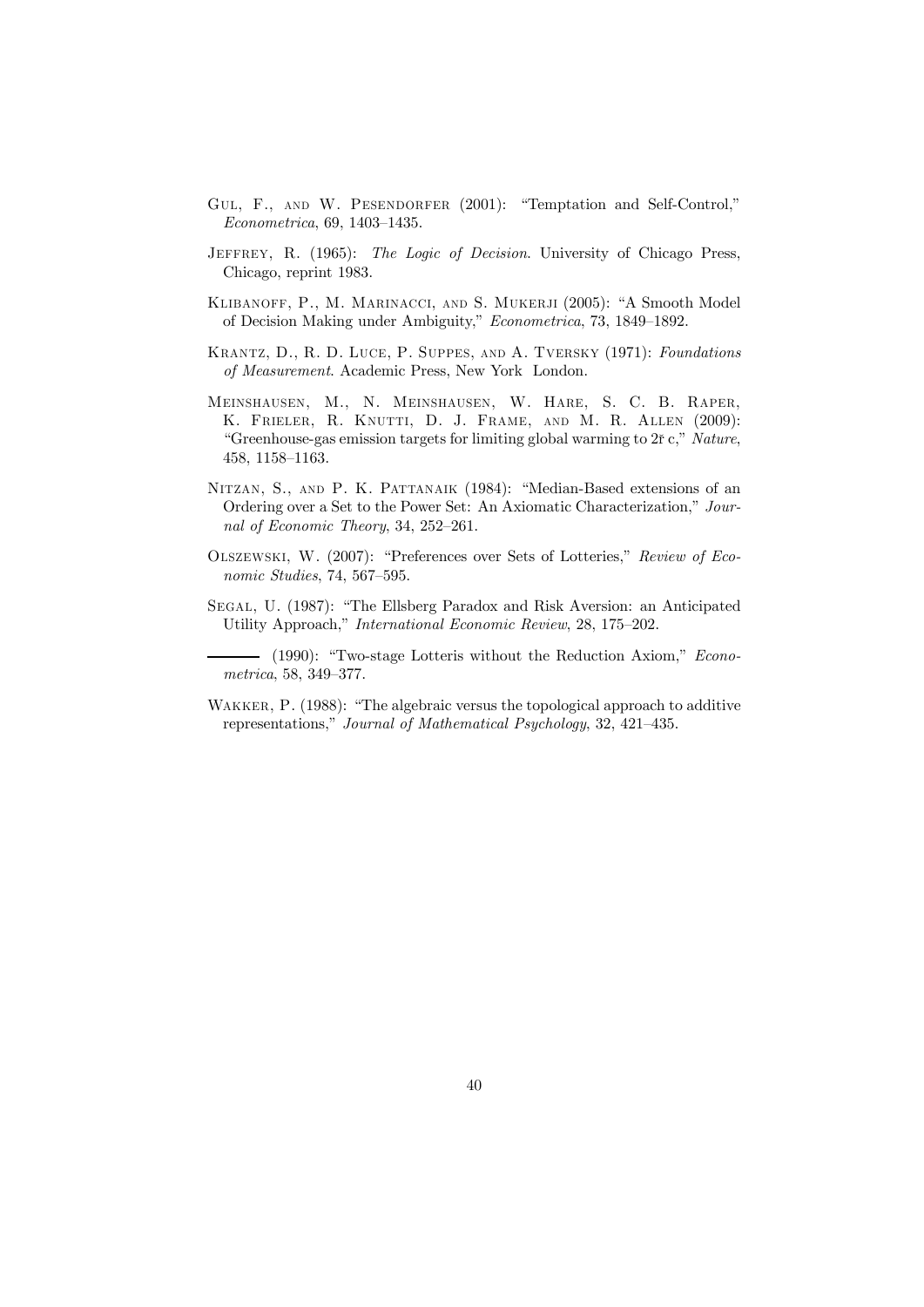Gul, F., and W. Pesendorfer (2001): "Temptation and Self-Control," *Econometrica*, 69, 1403–1435.

Jeffrey, R. (1965): *The Logic of Decision*. University of Chicago Press, Chicago, reprint 1983.

Klibanoff, P., M. Marinacci, and S. Mukerji (2005): "A Smooth Model of Decision Making under Ambiguity," *Econometrica*, 73, 1849–1892.

Krantz, D., R. D. Luce, P. Suppes, and A. Tversky (1971): *Foundations of Measurement*. Academic Press, New York London.

Meinshausen, M., N. Meinshausen, W. Hare, S. C. B. Raper, K. Frieler, R. Knutti, D. J. Frame, and M. R. Allen (2009): "Greenhouse-gas emission targets for limiting global warming to 2ř c," *Nature*, 458, 1158–1163.

Nitzan, S., and P. K. Pattanaik (1984): "Median-Based extensions of an Ordering over a Set to the Power Set: An Axiomatic Characterization," *Journal of Economic Theory*, 34, 252–261.

Olszewski, W. (2007): "Preferences over Sets of Lotteries," *Review of Economic Studies*, 74, 567–595.

Segal, U. (1987): "The Ellsberg Paradox and Risk Aversion: an Anticipated Utility Approach," *International Economic Review*, 28, 175–202.

——— (1990): "Two-stage Lotteris without the Reduction Axiom," *Econometrica*, 58, 349–377.

Wakker, P. (1988): "The algebraic versus the topological approach to additive representations," *Journal of Mathematical Psychology*, 32, 421–435.